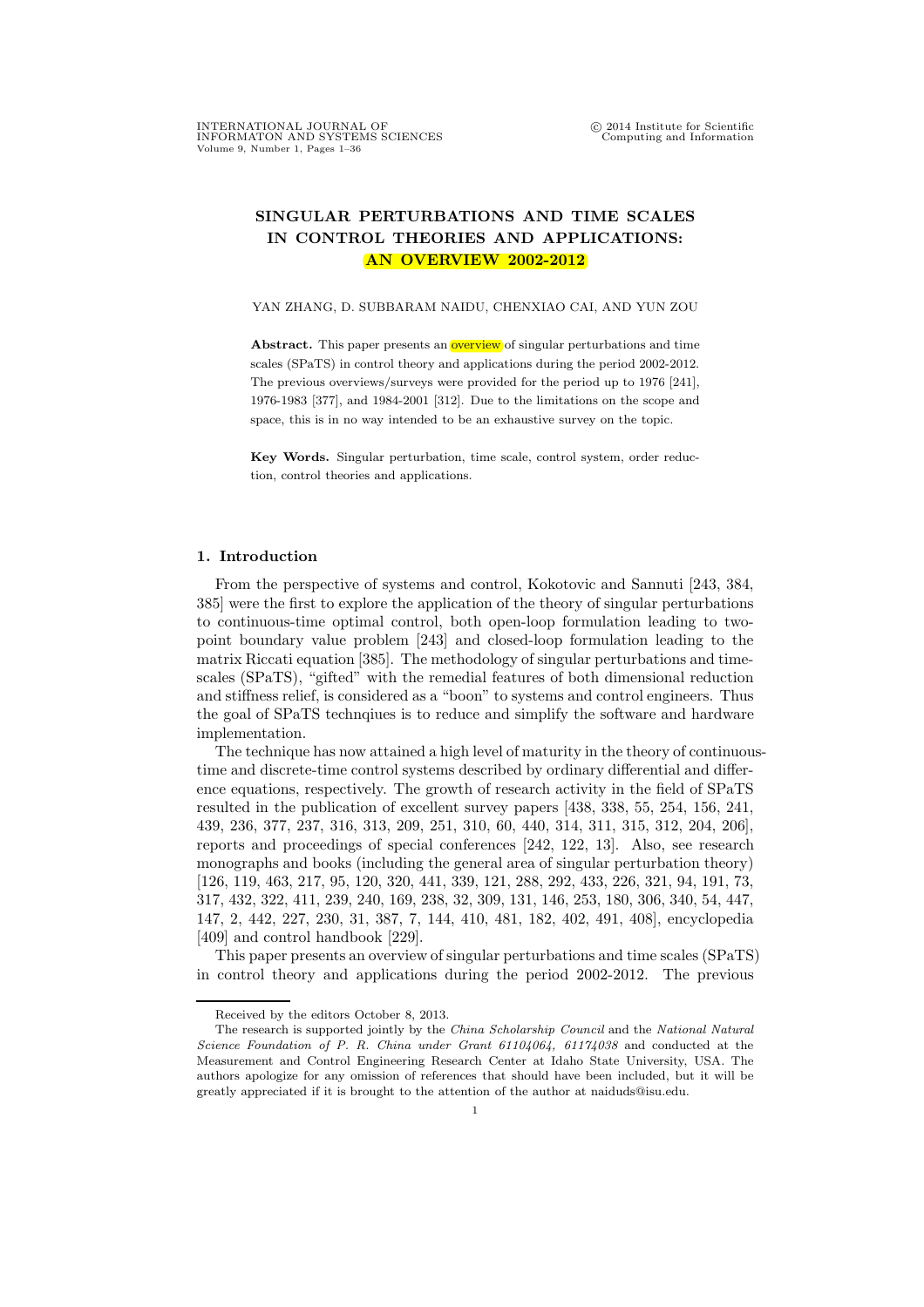# SINGULAR PERTURBATIONS AND TIME SCALES IN CONTROL THEORIES AND APPLICATIONS: AN OVERVIEW 2002-2012

YAN ZHANG, D. SUBBARAM NAIDU, CHENXIAO CAI, AND YUN ZOU

**Abstract.** This paper presents an overview of singular perturbations and time scales (SPaTS) in control theory and applications during the period 2002-2012. The previous overviews/surveys were provided for the period up to 1976 [241], 1976-1983 [377], and 1984-2001 [312]. Due to the limitations on the scope and space, this is in no way intended to be an exhaustive survey on the topic.

**Key Words.** Singular perturbation, time scale, control system, order reduction, control theories and applications.

## 1. Introduction

From the perspective of systems and control, Kokotovic and Sannuti [243, 384, 385] were the first to explore the application of the theory of singular perturbations to continuous-time optimal control, both open-loop formulation leading to two-point boundary value problem [243] and closed-loop formulation leading to the matrix Riccati equation [385]. The methodology of singular perturbations and time-scales (SPaTS), "gifted" with the remedial features of both dimensional reduction and stiffness relief, is considered as a "boon" to systems and control engineers. Thus the goal of SPaTS technqiues is to reduce and simplify the software and hardware implementation.

The technique has now attained a high level of maturity in the theory of continuous-time and discrete-time control systems described by ordinary differential and difference equations, respectively. The growth of research activity in the field of SPaTS resulted in the publication of excellent survey papers [438, 338, 55, 254, 156, 241, 439, 236, 377, 237, 316, 313, 209, 251, 310, 60, 440, 314, 311, 315, 312, 204, 206], reports and proceedings of special conferences [242, 122, 13]. Also, see research monographs and books (including the general area of singular perturbation theory) [126, 119, 463, 217, 95, 120, 320, 441, 339, 121, 288, 292, 433, 226, 321, 94, 191, 73, 317, 432, 322, 411, 239, 240, 169, 238, 32, 309, 131, 146, 253, 180, 306, 340, 54, 447, 147, 2, 442, 227, 230, 31, 387, 7, 144, 410, 481, 182, 402, 491, 408], encyclopedia [409] and control handbook [229].

This paper presents an overview of singular perturbations and time scales (SPaTS) in control theory and applications during the period 2002-2012. The previous

Received by the editors October 8, 2013.

The research is supported jointly by the *China Scholarship Council* and the *National Natural Science Foundation of P. R. China under Grant 61104064, 61174038* and conducted at the Measurement and Control Engineering Research Center at Idaho State University, USA. The authors apologize for any omission of references that should have been included, but it will be greatly appreciated if it is brought to the attention of the author at naiduds@isu.edu.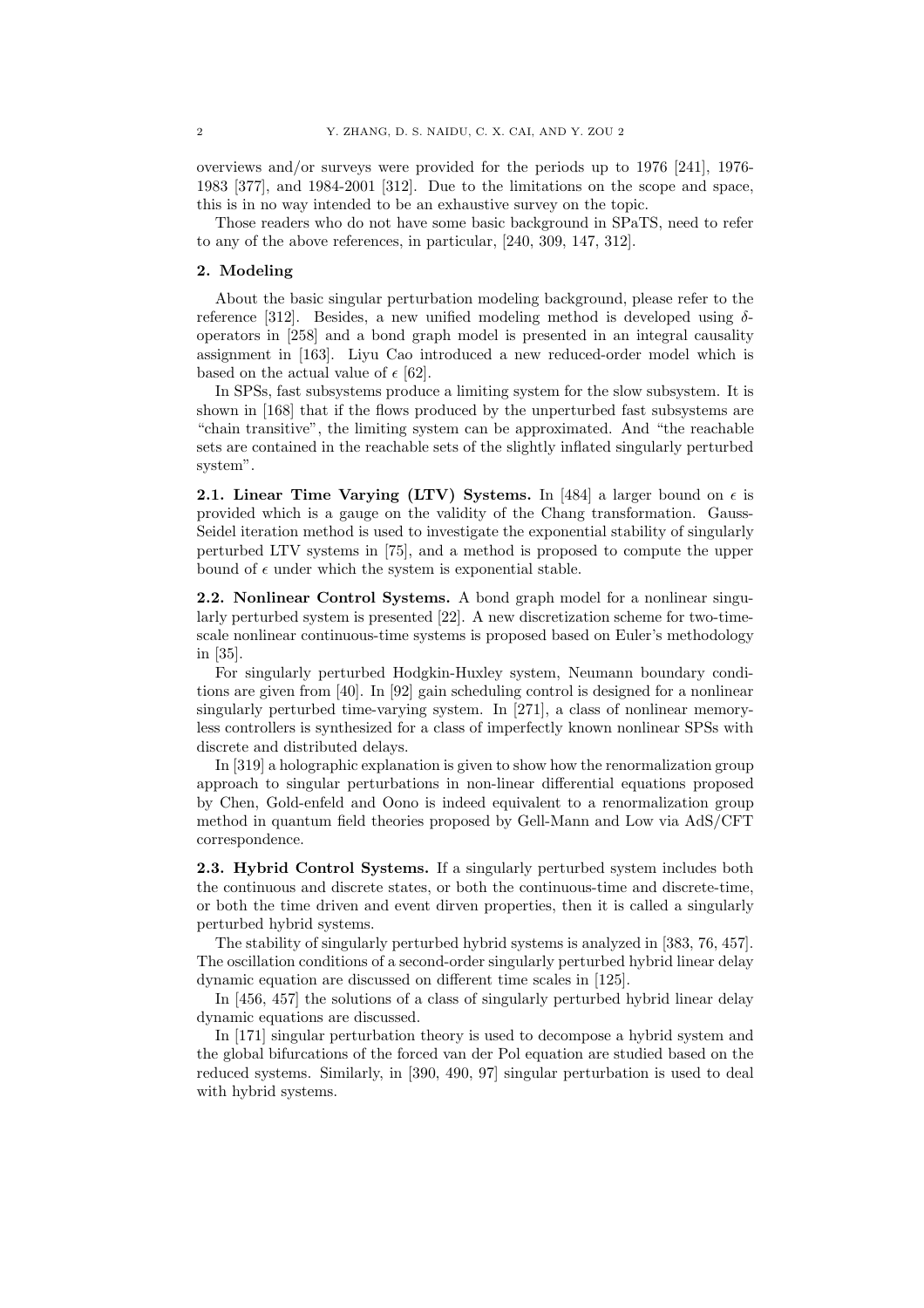overviews and/or surveys were provided for the periods up to 1976 [241], 1976-1983 [377], and 1984-2001 [312]. Due to the limitations on the scope and space, this is in no way intended to be an exhaustive survey on the topic.

Those readers who do not have some basic background in SPaTS, need to refer to any of the above references, in particular, [240, 309, 147, 312].

## 2. Modeling

About the basic singular perturbation modeling background, please refer to the reference [312]. Besides, a new unified modeling method is developed using $\delta$-operators in [258] and a bond graph model is presented in an integral causality assignment in [163]. Liyu Cao introduced a new reduced-order model which is based on the actual value of $\epsilon$ [62].

In SPSs, fast subsystems produce a limiting system for the slow subsystem. It is shown in [168] that if the flows produced by the unperturbed fast subsystems are "chain transitive", the limiting system can be approximated. And "the reachable sets are contained in the reachable sets of the slightly inflated singularly perturbed system".

### 2.1. Linear Time Varying (LTV) Systems.

In [484] a larger bound on $\epsilon$ is provided which is a gauge on the validity of the Chang transformation. Gauss-Seidel iteration method is used to investigate the exponential stability of singularly perturbed LTV systems in [75], and a method is proposed to compute the upper bound of $\epsilon$ under which the system is exponential stable.

### 2.2. Nonlinear Control Systems.

A bond graph model for a nonlinear singularly perturbed system is presented [22]. A new discretization scheme for two-time-scale nonlinear continuous-time systems is proposed based on Euler's methodology in [35].

For singularly perturbed Hodgkin-Huxley system, Neumann boundary conditions are given from [40]. In [92] gain scheduling control is designed for a nonlinear singularly perturbed time-varying system. In [271], a class of nonlinear memoryless controllers is synthesized for a class of imperfectly known nonlinear SPSs with discrete and distributed delays.

In [319] a holographic explanation is given to show how the renormalization group approach to singular perturbations in non-linear differential equations proposed by Chen, Gold-enfeld and Oono is indeed equivalent to a renormalization group method in quantum field theories proposed by Gell-Mann and Low via AdS/CFT correspondence.

### 2.3. Hybrid Control Systems.

If a singularly perturbed system includes both the continuous and discrete states, or both the continuous-time and discrete-time, or both the time driven and event dirven properties, then it is called a singularly perturbed hybrid systems.

The stability of singularly perturbed hybrid systems is analyzed in [383, 76, 457]. The oscillation conditions of a second-order singularly perturbed hybrid linear delay dynamic equation are discussed on different time scales in [125].

In [456, 457] the solutions of a class of singularly perturbed hybrid linear delay dynamic equations are discussed.

In [171] singular perturbation theory is used to decompose a hybrid system and the global bifurcations of the forced van der Pol equation are studied based on the reduced systems. Similarly, in [390, 490, 97] singular perturbation is used to deal with hybrid systems.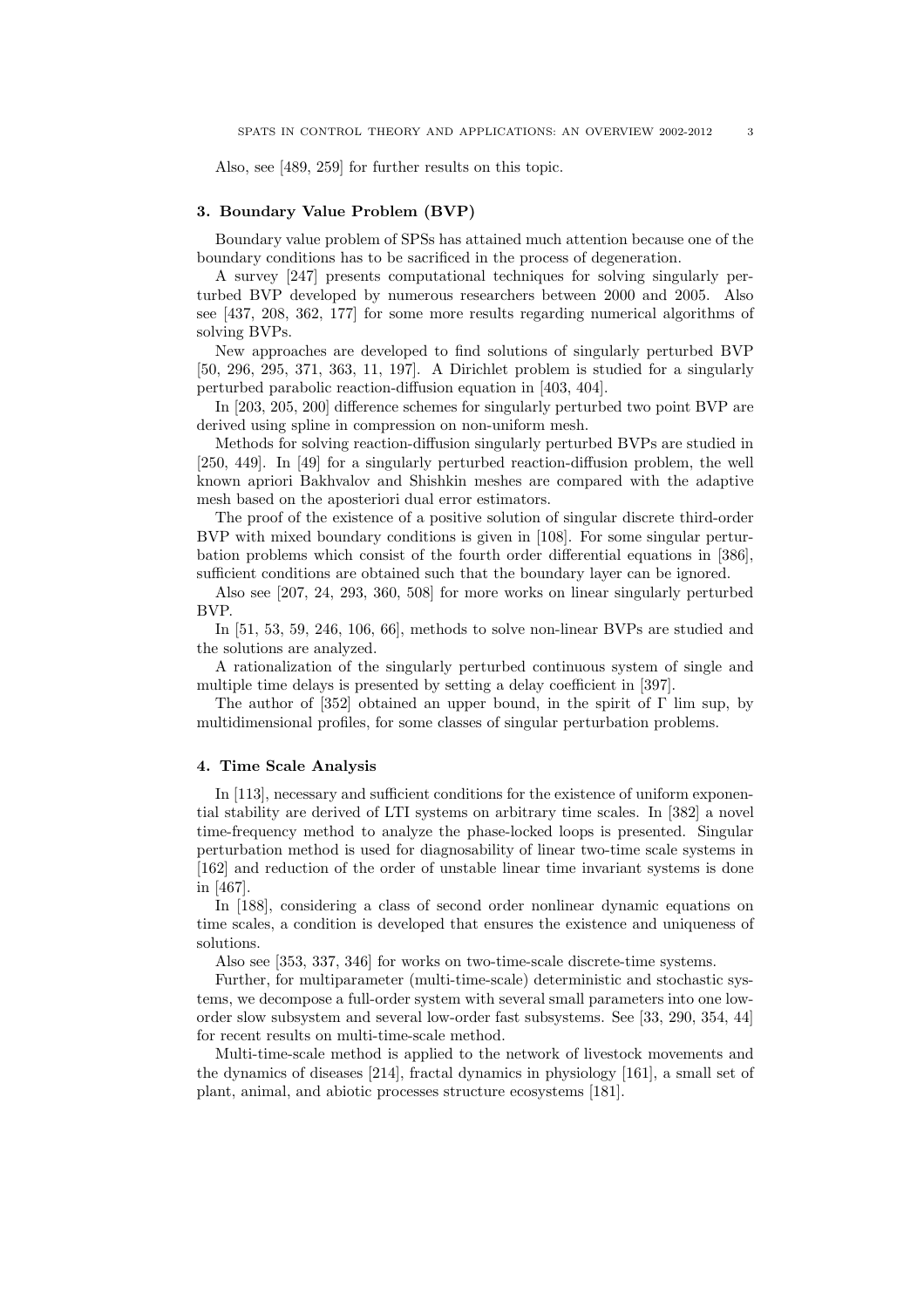Also, see [489, 259] for further results on this topic.

## 3. Boundary Value Problem (BVP)

Boundary value problem of SPSs has attained much attention because one of the boundary conditions has to be sacrificed in the process of degeneration.

A survey [247] presents computational techniques for solving singularly perturbed BVP developed by numerous researchers between 2000 and 2005. Also see [437, 208, 362, 177] for some more results regarding numerical algorithms of solving BVPs.

New approaches are developed to find solutions of singularly perturbed BVP [50, 296, 295, 371, 363, 11, 197]. A Dirichlet problem is studied for a singularly perturbed parabolic reaction-diffusion equation in [403, 404].

In [203, 205, 200] difference schemes for singularly perturbed two point BVP are derived using spline in compression on non-uniform mesh.

Methods for solving reaction-diffusion singularly perturbed BVPs are studied in [250, 449]. In [49] for a singularly perturbed reaction-diffusion problem, the well known apriori Bakhvalov and Shishkin meshes are compared with the adaptive mesh based on the aposteriori dual error estimators.

The proof of the existence of a positive solution of singular discrete third-order BVP with mixed boundary conditions is given in [108]. For some singular perturbation problems which consist of the fourth order differential equations in [386], sufficient conditions are obtained such that the boundary layer can be ignored.

Also see [207, 24, 293, 360, 508] for more works on linear singularly perturbed BVP.

In [51, 53, 59, 246, 106, 66], methods to solve non-linear BVPs are studied and the solutions are analyzed.

A rationalization of the singularly perturbed continuous system of single and multiple time delays is presented by setting a delay coefficient in [397].

The author of [352] obtained an upper bound, in the spirit of $\Gamma$ lim sup, by multidimensional profiles, for some classes of singular perturbation problems.

## 4. Time Scale Analysis

In [113], necessary and sufficient conditions for the existence of uniform exponential stability are derived of LTI systems on arbitrary time scales. In [382] a novel time-frequency method to analyze the phase-locked loops is presented. Singular perturbation method is used for diagnosability of linear two-time scale systems in [162] and reduction of the order of unstable linear time invariant systems is done in [467].

In [188], considering a class of second order nonlinear dynamic equations on time scales, a condition is developed that ensures the existence and uniqueness of solutions.

Also see [353, 337, 346] for works on two-time-scale discrete-time systems.

Further, for multiparameter (multi-time-scale) deterministic and stochastic systems, we decompose a full-order system with several small parameters into one low-order slow subsystem and several low-order fast subsystems. See [33, 290, 354, 44] for recent results on multi-time-scale method.

Multi-time-scale method is applied to the network of livestock movements and the dynamics of diseases [214], fractal dynamics in physiology [161], a small set of plant, animal, and abiotic processes structure ecosystems [181].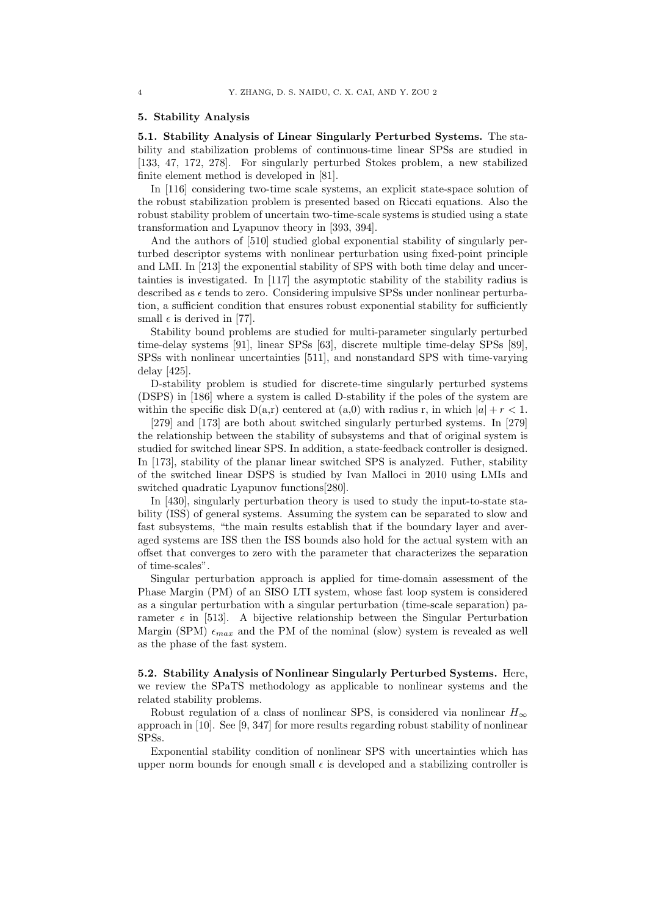## 5. Stability Analysis

**5.1. Stability Analysis of Linear Singularly Perturbed Systems.** The stability and stabilization problems of continuous-time linear SPSs are studied in [133, 47, 172, 278]. For singularly perturbed Stokes problem, a new stabilized finite element method is developed in [81].

In [116] considering two-time scale systems, an explicit state-space solution of the robust stabilization problem is presented based on Riccati equations. Also the robust stability problem of uncertain two-time-scale systems is studied using a state transformation and Lyapunov theory in [393, 394].

And the authors of [510] studied global exponential stability of singularly perturbed descriptor systems with nonlinear perturbation using fixed-point principle and LMI. In [213] the exponential stability of SPS with both time delay and uncertainties is investigated. In [117] the asymptotic stability of the stability radius is described as $\epsilon$ tends to zero. Considering impulsive SPSs under nonlinear perturbation, a sufficient condition that ensures robust exponential stability for sufficiently small $\epsilon$ is derived in [77].

Stability bound problems are studied for multi-parameter singularly perturbed time-delay systems [91], linear SPSs [63], discrete multiple time-delay SPSs [89], SPSs with nonlinear uncertainties [511], and nonstandard SPS with time-varying delay [425].

D-stability problem is studied for discrete-time singularly perturbed systems (DSPS) in [186] where a system is called D-stability if the poles of the system are within the specific disk D(a,r) centered at (a,0) with radius r, in which $|a| + r < 1$.

[279] and [173] are both about switched singularly perturbed systems. In [279] the relationship between the stability of subsystems and that of original system is studied for switched linear SPS. In addition, a state-feedback controller is designed. In [173], stability of the planar linear switched SPS is analyzed. Futher, stability of the switched linear DSPS is studied by Ivan Malloci in 2010 using LMIs and switched quadratic Lyapunov functions[280].

In [430], singularly perturbation theory is used to study the input-to-state stability (ISS) of general systems. Assuming the system can be separated to slow and fast subsystems, "the main results establish that if the boundary layer and averaged systems are ISS then the ISS bounds also hold for the actual system with an offset that converges to zero with the parameter that characterizes the separation of time-scales".

Singular perturbation approach is applied for time-domain assessment of the Phase Margin (PM) of an SISO LTI system, whose fast loop system is considered as a singular perturbation with a singular perturbation (time-scale separation) parameter $\epsilon$ in [513]. A bijective relationship between the Singular Perturbation Margin (SPM) $\epsilon_{max}$ and the PM of the nominal (slow) system is revealed as well as the phase of the fast system.

**5.2. Stability Analysis of Nonlinear Singularly Perturbed Systems.** Here, we review the SPaTS methodology as applicable to nonlinear systems and the related stability problems.

Robust regulation of a class of nonlinear SPS, is considered via nonlinear $H_\infty$ approach in [10]. See [9, 347] for more results regarding robust stability of nonlinear SPSs.

Exponential stability condition of nonlinear SPS with uncertainties which has upper norm bounds for enough small $\epsilon$ is developed and a stabilizing controller is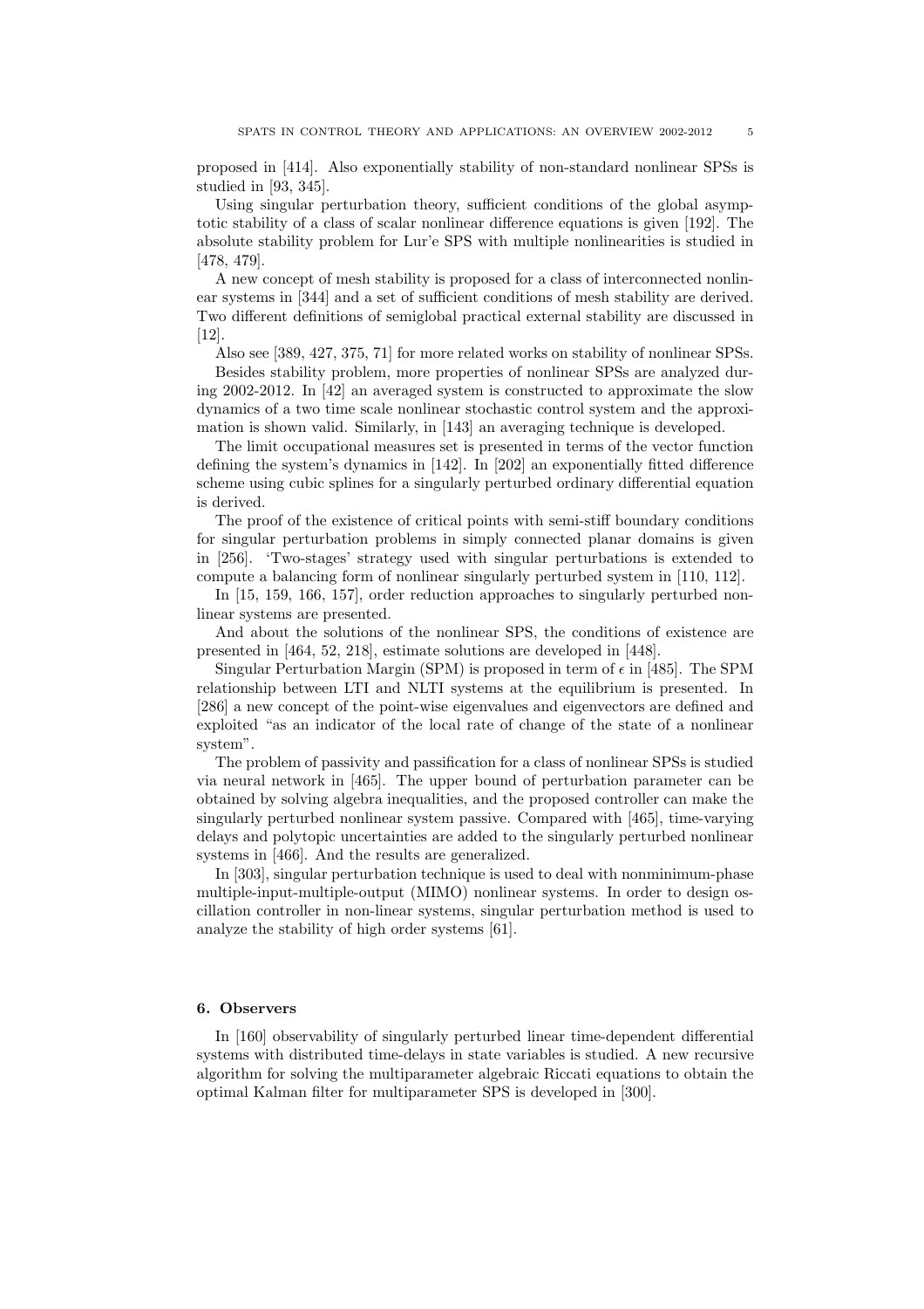proposed in [414]. Also exponentially stability of non-standard nonlinear SPSs is studied in [93, 345].

Using singular perturbation theory, sufficient conditions of the global asymptotic stability of a class of scalar nonlinear difference equations is given [192]. The absolute stability problem for Lur'e SPS with multiple nonlinearities is studied in [478, 479].

A new concept of mesh stability is proposed for a class of interconnected nonlinear systems in [344] and a set of sufficient conditions of mesh stability are derived. Two different definitions of semiglobal practical external stability are discussed in [12].

Also see [389, 427, 375, 71] for more related works on stability of nonlinear SPSs.

Besides stability problem, more properties of nonlinear SPSs are analyzed during 2002-2012. In [42] an averaged system is constructed to approximate the slow dynamics of a two time scale nonlinear stochastic control system and the approximation is shown valid. Similarly, in [143] an averaging technique is developed.

The limit occupational measures set is presented in terms of the vector function defining the system's dynamics in [142]. In [202] an exponentially fitted difference scheme using cubic splines for a singularly perturbed ordinary differential equation is derived.

The proof of the existence of critical points with semi-stiff boundary conditions for singular perturbation problems in simply connected planar domains is given in [256]. 'Two-stages' strategy used with singular perturbations is extended to compute a balancing form of nonlinear singularly perturbed system in [110, 112].

In [15, 159, 166, 157], order reduction approaches to singularly perturbed nonlinear systems are presented.

And about the solutions of the nonlinear SPS, the conditions of existence are presented in [464, 52, 218], estimate solutions are developed in [448].

Singular Perturbation Margin (SPM) is proposed in term of $\epsilon$ in [485]. The SPM relationship between LTI and NLTI systems at the equilibrium is presented. In [286] a new concept of the point-wise eigenvalues and eigenvectors are defined and exploited "as an indicator of the local rate of change of the state of a nonlinear system".

The problem of passivity and passification for a class of nonlinear SPSs is studied via neural network in [465]. The upper bound of perturbation parameter can be obtained by solving algebra inequalities, and the proposed controller can make the singularly perturbed nonlinear system passive. Compared with [465], time-varying delays and polytopic uncertainties are added to the singularly perturbed nonlinear systems in [466]. And the results are generalized.

In [303], singular perturbation technique is used to deal with nonminimum-phase multiple-input-multiple-output (MIMO) nonlinear systems. In order to design oscillation controller in non-linear systems, singular perturbation method is used to analyze the stability of high order systems [61].

## 6. Observers

In [160] observability of singularly perturbed linear time-dependent differential systems with distributed time-delays in state variables is studied. A new recursive algorithm for solving the multiparameter algebraic Riccati equations to obtain the optimal Kalman filter for multiparameter SPS is developed in [300].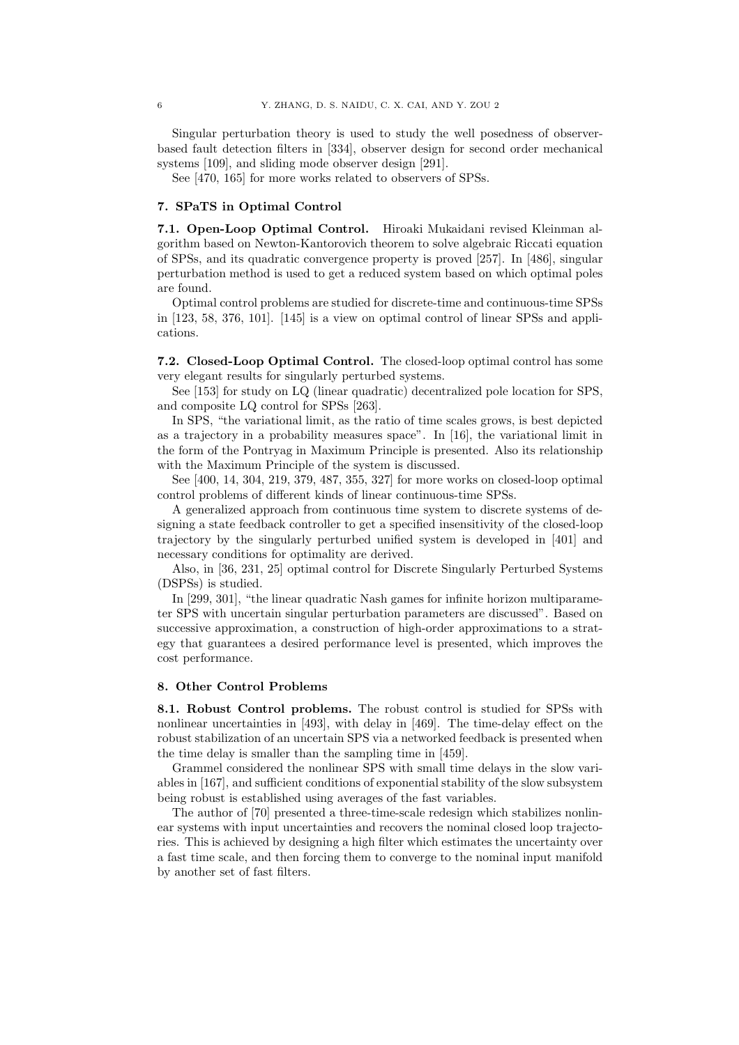Singular perturbation theory is used to study the well posedness of observer-based fault detection filters in [334], observer design for second order mechanical systems [109], and sliding mode observer design [291].

See [470, 165] for more works related to observers of SPSs.

## 7. SPaTS in Optimal Control

**7.1. Open-Loop Optimal Control.** Hiroaki Mukaidani revised Kleinman algorithm based on Newton-Kantorovich theorem to solve algebraic Riccati equation of SPSs, and its quadratic convergence property is proved [257]. In [486], singular perturbation method is used to get a reduced system based on which optimal poles are found.

Optimal control problems are studied for discrete-time and continuous-time SPSs in [123, 58, 376, 101]. [145] is a view on optimal control of linear SPSs and applications.

**7.2. Closed-Loop Optimal Control.** The closed-loop optimal control has some very elegant results for singularly perturbed systems.

See [153] for study on LQ (linear quadratic) decentralized pole location for SPS, and composite LQ control for SPSs [263].

In SPS, "the variational limit, as the ratio of time scales grows, is best depicted as a trajectory in a probability measures space". In [16], the variational limit in the form of the Pontryag in Maximum Principle is presented. Also its relationship with the Maximum Principle of the system is discussed.

See [400, 14, 304, 219, 379, 487, 355, 327] for more works on closed-loop optimal control problems of different kinds of linear continuous-time SPSs.

A generalized approach from continuous time system to discrete systems of designing a state feedback controller to get a specified insensitivity of the closed-loop trajectory by the singularly perturbed unified system is developed in [401] and necessary conditions for optimality are derived.

Also, in [36, 231, 25] optimal control for Discrete Singularly Perturbed Systems (DSPSs) is studied.

In [299, 301], "the linear quadratic Nash games for infinite horizon multiparameter SPS with uncertain singular perturbation parameters are discussed". Based on successive approximation, a construction of high-order approximations to a strategy that guarantees a desired performance level is presented, which improves the cost performance.

## 8. Other Control Problems

**8.1. Robust Control problems.** The robust control is studied for SPSs with nonlinear uncertainties in [493], with delay in [469]. The time-delay effect on the robust stabilization of an uncertain SPS via a networked feedback is presented when the time delay is smaller than the sampling time in [459].

Grammel considered the nonlinear SPS with small time delays in the slow variables in [167], and sufficient conditions of exponential stability of the slow subsystem being robust is established using averages of the fast variables.

The author of [70] presented a three-time-scale redesign which stabilizes nonlinear systems with input uncertainties and recovers the nominal closed loop trajectories. This is achieved by designing a high filter which estimates the uncertainty over a fast time scale, and then forcing them to converge to the nominal input manifold by another set of fast filters.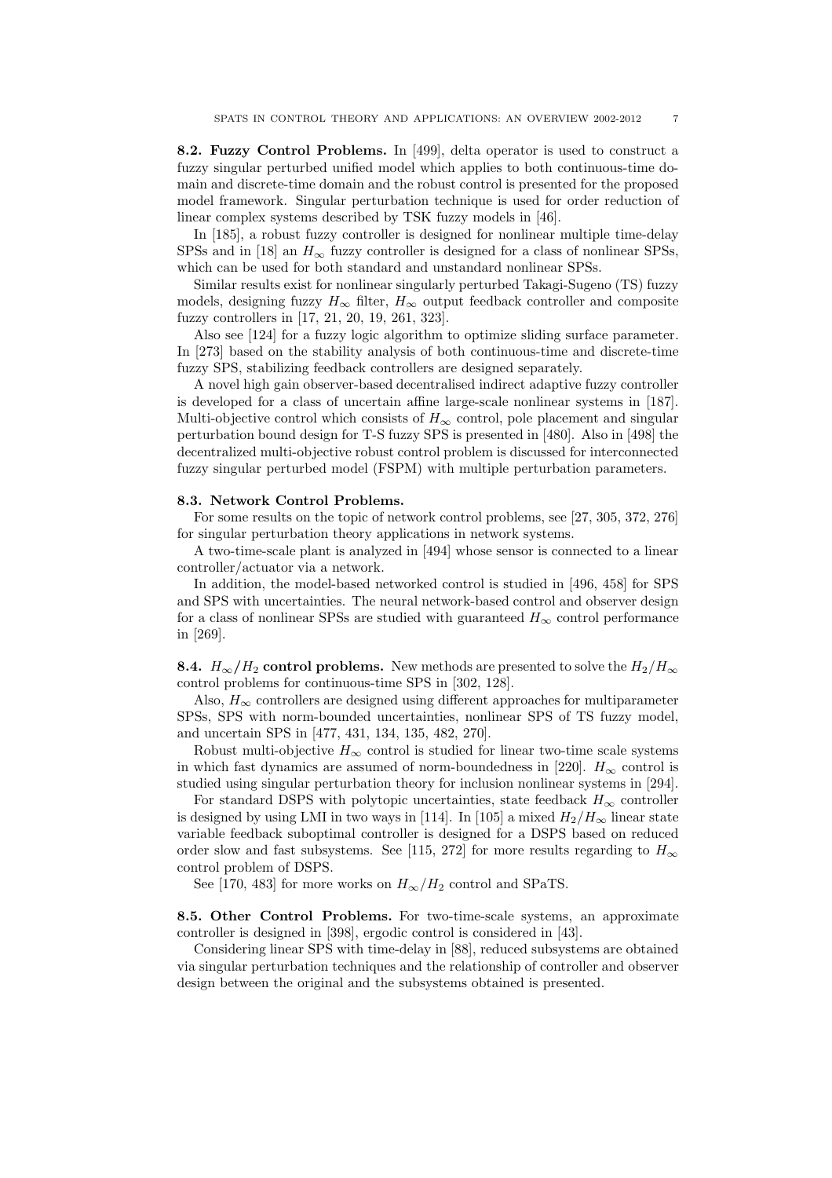**8.2. Fuzzy Control Problems.** In [499], delta operator is used to construct a fuzzy singular perturbed unified model which applies to both continuous-time domain and discrete-time domain and the robust control is presented for the proposed model framework. Singular perturbation technique is used for order reduction of linear complex systems described by TSK fuzzy models in [46].

In [185], a robust fuzzy controller is designed for nonlinear multiple time-delay SPSs and in [18] an $H_\infty$ fuzzy controller is designed for a class of nonlinear SPSs, which can be used for both standard and unstandard nonlinear SPSs.

Similar results exist for nonlinear singularly perturbed Takagi-Sugeno (TS) fuzzy models, designing fuzzy $H_\infty$ filter, $H_\infty$ output feedback controller and composite fuzzy controllers in [17, 21, 20, 19, 261, 323].

Also see [124] for a fuzzy logic algorithm to optimize sliding surface parameter. In [273] based on the stability analysis of both continuous-time and discrete-time fuzzy SPS, stabilizing feedback controllers are designed separately.

A novel high gain observer-based decentralised indirect adaptive fuzzy controller is developed for a class of uncertain affine large-scale nonlinear systems in [187]. Multi-objective control which consists of $H_\infty$ control, pole placement and singular perturbation bound design for T-S fuzzy SPS is presented in [480]. Also in [498] the decentralized multi-objective robust control problem is discussed for interconnected fuzzy singular perturbed model (FSPM) with multiple perturbation parameters.

**8.3. Network Control Problems.**

For some results on the topic of network control problems, see [27, 305, 372, 276] for singular perturbation theory applications in network systems.

A two-time-scale plant is analyzed in [494] whose sensor is connected to a linear controller/actuator via a network.

In addition, the model-based networked control is studied in [496, 458] for SPS and SPS with uncertainties. The neural network-based control and observer design for a class of nonlinear SPSs are studied with guaranteed $H_\infty$ control performance in [269].

**8.4. $H_\infty/H_2$ control problems.** New methods are presented to solve the $H_2/H_\infty$ control problems for continuous-time SPS in [302, 128].

Also, $H_\infty$ controllers are designed using different approaches for multiparameter SPSs, SPS with norm-bounded uncertainties, nonlinear SPS of TS fuzzy model, and uncertain SPS in [477, 431, 134, 135, 482, 270].

Robust multi-objective $H_\infty$ control is studied for linear two-time scale systems in which fast dynamics are assumed of norm-boundedness in [220]. $H_\infty$ control is studied using singular perturbation theory for inclusion nonlinear systems in [294].

For standard DSPS with polytopic uncertainties, state feedback $H_\infty$ controller is designed by using LMI in two ways in [114]. In [105] a mixed $H_2/H_\infty$ linear state variable feedback suboptimal controller is designed for a DSPS based on reduced order slow and fast subsystems. See [115, 272] for more results regarding to $H_\infty$ control problem of DSPS.

See [170, 483] for more works on $H_\infty/H_2$ control and SPaTS.

**8.5. Other Control Problems.** For two-time-scale systems, an approximate controller is designed in [398], ergodic control is considered in [43].

Considering linear SPS with time-delay in [88], reduced subsystems are obtained via singular perturbation techniques and the relationship of controller and observer design between the original and the subsystems obtained is presented.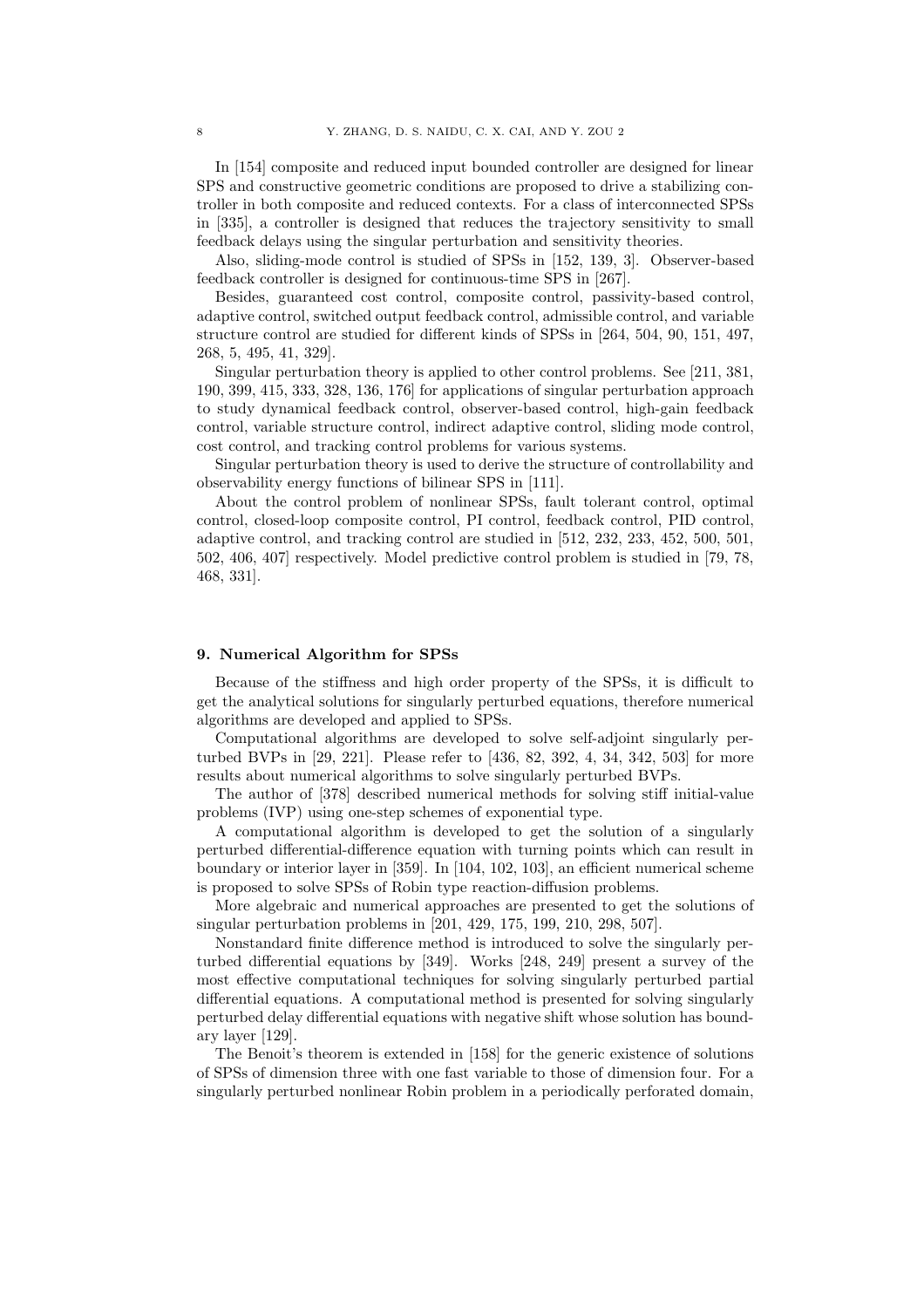In [154] composite and reduced input bounded controller are designed for linear SPS and constructive geometric conditions are proposed to drive a stabilizing controller in both composite and reduced contexts. For a class of interconnected SPSs in [335], a controller is designed that reduces the trajectory sensitivity to small feedback delays using the singular perturbation and sensitivity theories.

Also, sliding-mode control is studied of SPSs in [152, 139, 3]. Observer-based feedback controller is designed for continuous-time SPS in [267].

Besides, guaranteed cost control, composite control, passivity-based control, adaptive control, switched output feedback control, admissible control, and variable structure control are studied for different kinds of SPSs in [264, 504, 90, 151, 497, 268, 5, 495, 41, 329].

Singular perturbation theory is applied to other control problems. See [211, 381, 190, 399, 415, 333, 328, 136, 176] for applications of singular perturbation approach to study dynamical feedback control, observer-based control, high-gain feedback control, variable structure control, indirect adaptive control, sliding mode control, cost control, and tracking control problems for various systems.

Singular perturbation theory is used to derive the structure of controllability and observability energy functions of bilinear SPS in [111].

About the control problem of nonlinear SPSs, fault tolerant control, optimal control, closed-loop composite control, PI control, feedback control, PID control, adaptive control, and tracking control are studied in [512, 232, 233, 452, 500, 501, 502, 406, 407] respectively. Model predictive control problem is studied in [79, 78, 468, 331].

## 9. Numerical Algorithm for SPSs

Because of the stiffness and high order property of the SPSs, it is difficult to get the analytical solutions for singularly perturbed equations, therefore numerical algorithms are developed and applied to SPSs.

Computational algorithms are developed to solve self-adjoint singularly perturbed BVPs in [29, 221]. Please refer to [436, 82, 392, 4, 34, 342, 503] for more results about numerical algorithms to solve singularly perturbed BVPs.

The author of [378] described numerical methods for solving stiff initial-value problems (IVP) using one-step schemes of exponential type.

A computational algorithm is developed to get the solution of a singularly perturbed differential-difference equation with turning points which can result in boundary or interior layer in [359]. In [104, 102, 103], an efficient numerical scheme is proposed to solve SPSs of Robin type reaction-diffusion problems.

More algebraic and numerical approaches are presented to get the solutions of singular perturbation problems in [201, 429, 175, 199, 210, 298, 507].

Nonstandard finite difference method is introduced to solve the singularly perturbed differential equations by [349]. Works [248, 249] present a survey of the most effective computational techniques for solving singularly perturbed partial differential equations. A computational method is presented for solving singularly perturbed delay differential equations with negative shift whose solution has boundary layer [129].

The Benoit's theorem is extended in [158] for the generic existence of solutions of SPSs of dimension three with one fast variable to those of dimension four. For a singularly perturbed nonlinear Robin problem in a periodically perforated domain,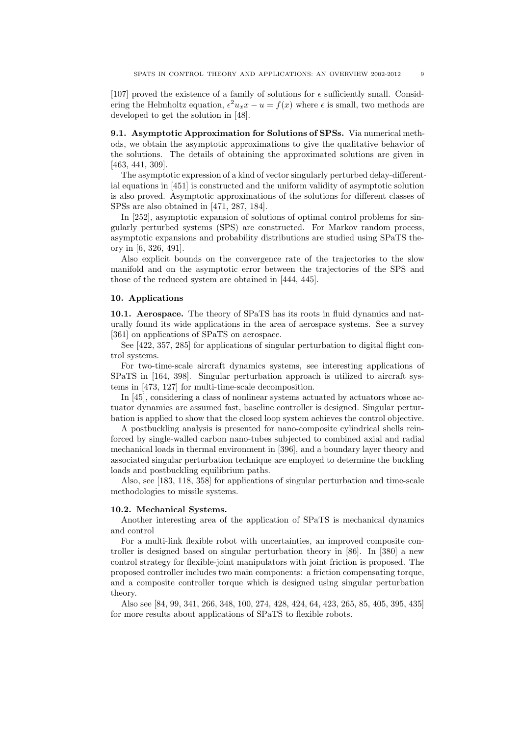[107] proved the existence of a family of solutions for $\epsilon$ sufficiently small. Considering the Helmholtz equation, $\epsilon^2 u_x x - u = f(x)$ where $\epsilon$ is small, two methods are developed to get the solution in [48].

**9.1. Asymptotic Approximation for Solutions of SPSs.** Via numerical methods, we obtain the asymptotic approximations to give the qualitative behavior of the solutions. The details of obtaining the approximated solutions are given in [463, 441, 309].

The asymptotic expression of a kind of vector singularly perturbed delay-differential equations in [451] is constructed and the uniform validity of asymptotic solution is also proved. Asymptotic approximations of the solutions for different classes of SPSs are also obtained in [471, 287, 184].

In [252], asymptotic expansion of solutions of optimal control problems for singularly perturbed systems (SPS) are constructed. For Markov random process, asymptotic expansions and probability distributions are studied using SPaTS theory in [6, 326, 491].

Also explicit bounds on the convergence rate of the trajectories to the slow manifold and on the asymptotic error between the trajectories of the SPS and those of the reduced system are obtained in [444, 445].

## 10. Applications

**10.1. Aerospace.** The theory of SPaTS has its roots in fluid dynamics and naturally found its wide applications in the area of aerospace systems. See a survey [361] on applications of SPaTS on aerospace.

See [422, 357, 285] for applications of singular perturbation to digital flight control systems.

For two-time-scale aircraft dynamics systems, see interesting applications of SPaTS in [164, 398]. Singular perturbation approach is utilized to aircraft systems in [473, 127] for multi-time-scale decomposition.

In [45], considering a class of nonlinear systems actuated by actuators whose actuator dynamics are assumed fast, baseline controller is designed. Singular perturbation is applied to show that the closed loop system achieves the control objective.

A postbuckling analysis is presented for nano-composite cylindrical shells reinforced by single-walled carbon nano-tubes subjected to combined axial and radial mechanical loads in thermal environment in [396], and a boundary layer theory and associated singular perturbation technique are employed to determine the buckling loads and postbuckling equilibrium paths.

Also, see [183, 118, 358] for applications of singular perturbation and time-scale methodologies to missile systems.

**10.2. Mechanical Systems.**

Another interesting area of the application of SPaTS is mechanical dynamics and control

For a multi-link flexible robot with uncertainties, an improved composite controller is designed based on singular perturbation theory in [86]. In [380] a new control strategy for flexible-joint manipulators with joint friction is proposed. The proposed controller includes two main components: a friction compensating torque, and a composite controller torque which is designed using singular perturbation theory.

Also see [84, 99, 341, 266, 348, 100, 274, 428, 424, 64, 423, 265, 85, 405, 395, 435] for more results about applications of SPaTS to flexible robots.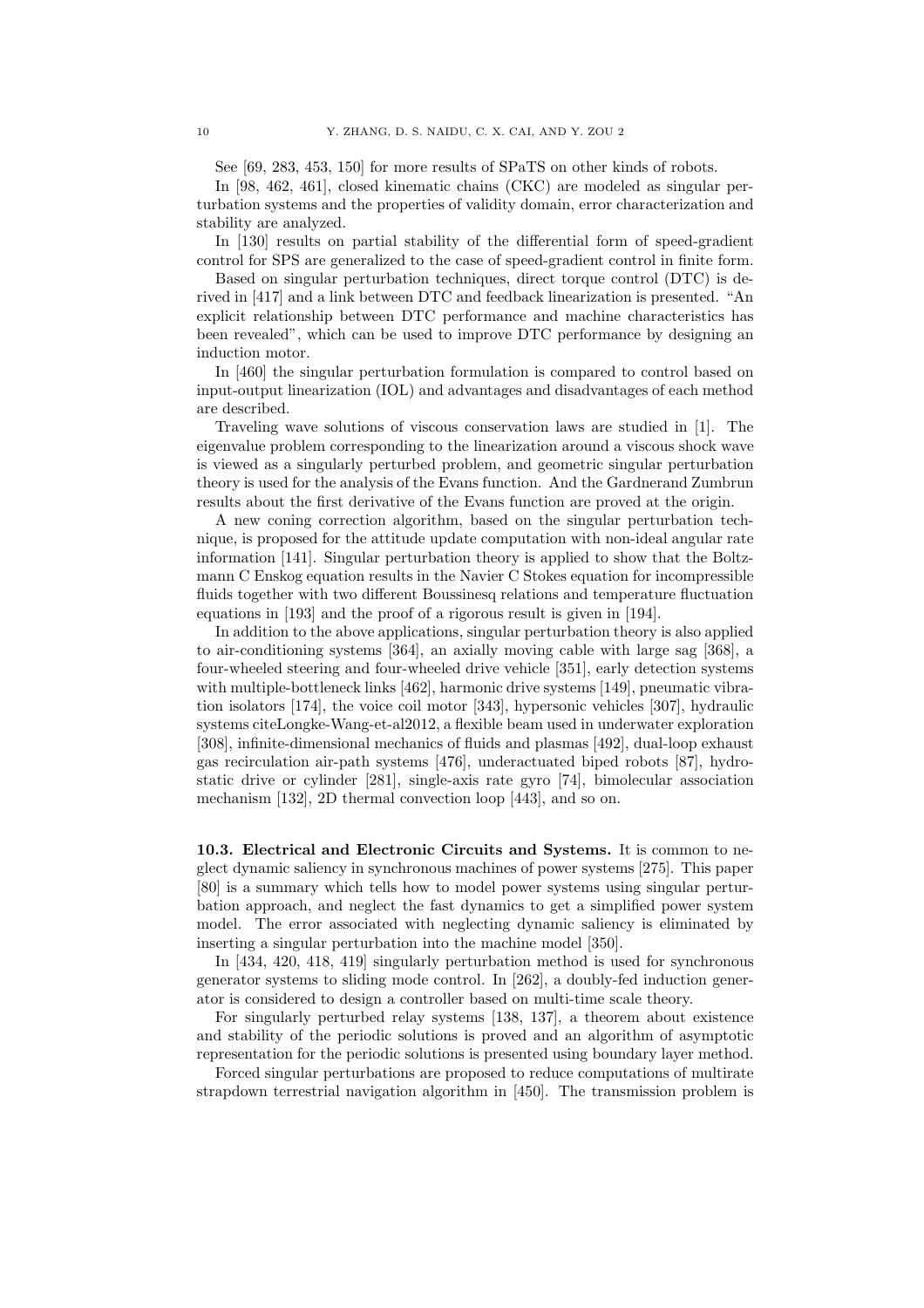See [69, 283, 453, 150] for more results of SPaTS on other kinds of robots.

In [98, 462, 461], closed kinematic chains (CKC) are modeled as singular perturbation systems and the properties of validity domain, error characterization and stability are analyzed.

In [130] results on partial stability of the differential form of speed-gradient control for SPS are generalized to the case of speed-gradient control in finite form.

Based on singular perturbation techniques, direct torque control (DTC) is derived in [417] and a link between DTC and feedback linearization is presented. "An explicit relationship between DTC performance and machine characteristics has been revealed", which can be used to improve DTC performance by designing an induction motor.

In [460] the singular perturbation formulation is compared to control based on input-output linearization (IOL) and advantages and disadvantages of each method are described.

Traveling wave solutions of viscous conservation laws are studied in [1]. The eigenvalue problem corresponding to the linearization around a viscous shock wave is viewed as a singularly perturbed problem, and geometric singular perturbation theory is used for the analysis of the Evans function. And the Gardnerand Zumbrun results about the first derivative of the Evans function are proved at the origin.

A new coning correction algorithm, based on the singular perturbation technique, is proposed for the attitude update computation with non-ideal angular rate information [141]. Singular perturbation theory is applied to show that the Boltzmann C Enskog equation results in the Navier C Stokes equation for incompressible fluids together with two different Boussinesq relations and temperature fluctuation equations in [193] and the proof of a rigorous result is given in [194].

In addition to the above applications, singular perturbation theory is also applied to air-conditioning systems [364], an axially moving cable with large sag [368], a four-wheeled steering and four-wheeled drive vehicle [351], early detection systems with multiple-bottleneck links [462], harmonic drive systems [149], pneumatic vibration isolators [174], the voice coil motor [343], hypersonic vehicles [307], hydraulic systems citeLongke-Wang-et-al2012, a flexible beam used in underwater exploration [308], infinite-dimensional mechanics of fluids and plasmas [492], dual-loop exhaust gas recirculation air-path systems [476], underactuated biped robots [87], hydrostatic drive or cylinder [281], single-axis rate gyro [74], bimolecular association mechanism [132], 2D thermal convection loop [443], and so on.

**10.3. Electrical and Electronic Circuits and Systems.** It is common to neglect dynamic saliency in synchronous machines of power systems [275]. This paper [80] is a summary which tells how to model power systems using singular perturbation approach, and neglect the fast dynamics to get a simplified power system model. The error associated with neglecting dynamic saliency is eliminated by inserting a singular perturbation into the machine model [350].

In [434, 420, 418, 419] singularly perturbation method is used for synchronous generator systems to sliding mode control. In [262], a doubly-fed induction generator is considered to design a controller based on multi-time scale theory.

For singularly perturbed relay systems [138, 137], a theorem about existence and stability of the periodic solutions is proved and an algorithm of asymptotic representation for the periodic solutions is presented using boundary layer method.

Forced singular perturbations are proposed to reduce computations of multirate strapdown terrestrial navigation algorithm in [450]. The transmission problem is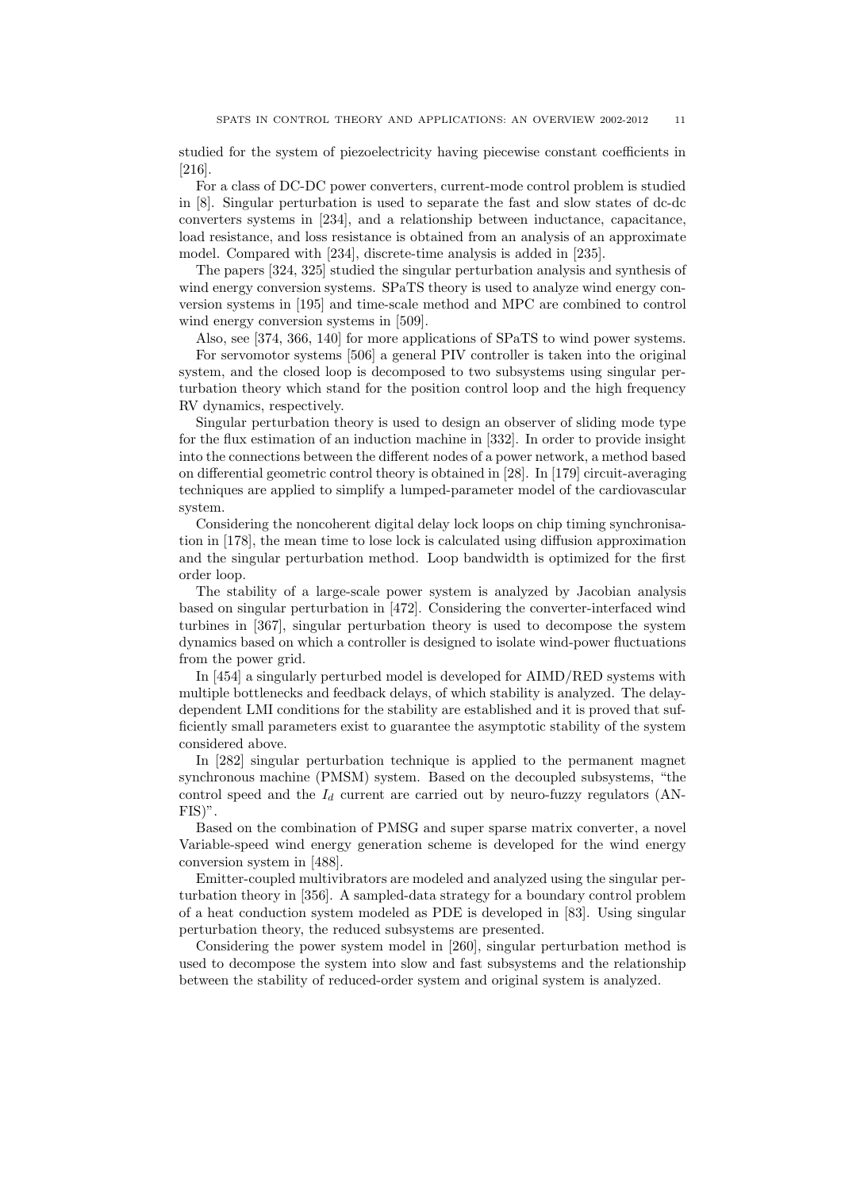studied for the system of piezoelectricity having piecewise constant coefficients in [216].

For a class of DC-DC power converters, current-mode control problem is studied in [8]. Singular perturbation is used to separate the fast and slow states of dc-dc converters systems in [234], and a relationship between inductance, capacitance, load resistance, and loss resistance is obtained from an analysis of an approximate model. Compared with [234], discrete-time analysis is added in [235].

The papers [324, 325] studied the singular perturbation analysis and synthesis of wind energy conversion systems. SPaTS theory is used to analyze wind energy conversion systems in [195] and time-scale method and MPC are combined to control wind energy conversion systems in [509].

Also, see [374, 366, 140] for more applications of SPaTS to wind power systems.

For servomotor systems [506] a general PIV controller is taken into the original system, and the closed loop is decomposed to two subsystems using singular perturbation theory which stand for the position control loop and the high frequency RV dynamics, respectively.

Singular perturbation theory is used to design an observer of sliding mode type for the flux estimation of an induction machine in [332]. In order to provide insight into the connections between the different nodes of a power network, a method based on differential geometric control theory is obtained in [28]. In [179] circuit-averaging techniques are applied to simplify a lumped-parameter model of the cardiovascular system.

Considering the noncoherent digital delay lock loops on chip timing synchronisation in [178], the mean time to lose lock is calculated using diffusion approximation and the singular perturbation method. Loop bandwidth is optimized for the first order loop.

The stability of a large-scale power system is analyzed by Jacobian analysis based on singular perturbation in [472]. Considering the converter-interfaced wind turbines in [367], singular perturbation theory is used to decompose the system dynamics based on which a controller is designed to isolate wind-power fluctuations from the power grid.

In [454] a singularly perturbed model is developed for AIMD/RED systems with multiple bottlenecks and feedback delays, of which stability is analyzed. The delay-dependent LMI conditions for the stability are established and it is proved that sufficiently small parameters exist to guarantee the asymptotic stability of the system considered above.

In [282] singular perturbation technique is applied to the permanent magnet synchronous machine (PMSM) system. Based on the decoupled subsystems, "the control speed and the $I_d$ current are carried out by neuro-fuzzy regulators (ANFIS)".

Based on the combination of PMSG and super sparse matrix converter, a novel Variable-speed wind energy generation scheme is developed for the wind energy conversion system in [488].

Emitter-coupled multivibrators are modeled and analyzed using the singular perturbation theory in [356]. A sampled-data strategy for a boundary control problem of a heat conduction system modeled as PDE is developed in [83]. Using singular perturbation theory, the reduced subsystems are presented.

Considering the power system model in [260], singular perturbation method is used to decompose the system into slow and fast subsystems and the relationship between the stability of reduced-order system and original system is analyzed.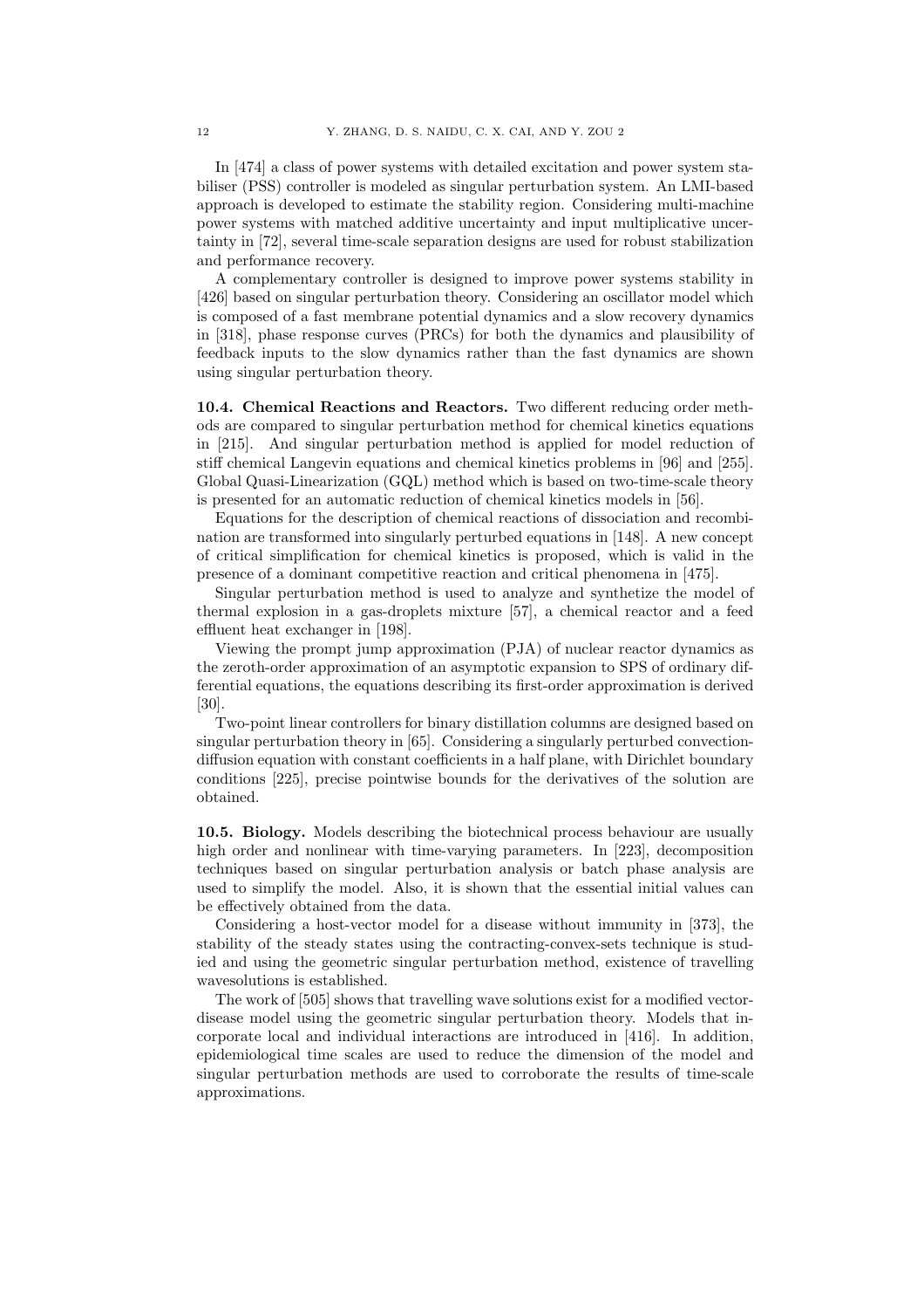In [474] a class of power systems with detailed excitation and power system stabiliser (PSS) controller is modeled as singular perturbation system. An LMI-based approach is developed to estimate the stability region. Considering multi-machine power systems with matched additive uncertainty and input multiplicative uncertainty in [72], several time-scale separation designs are used for robust stabilization and performance recovery.

A complementary controller is designed to improve power systems stability in [426] based on singular perturbation theory. Considering an oscillator model which is composed of a fast membrane potential dynamics and a slow recovery dynamics in [318], phase response curves (PRCs) for both the dynamics and plausibility of feedback inputs to the slow dynamics rather than the fast dynamics are shown using singular perturbation theory.

**10.4. Chemical Reactions and Reactors.** Two different reducing order methods are compared to singular perturbation method for chemical kinetics equations in [215]. And singular perturbation method is applied for model reduction of stiff chemical Langevin equations and chemical kinetics problems in [96] and [255]. Global Quasi-Linearization (GQL) method which is based on two-time-scale theory is presented for an automatic reduction of chemical kinetics models in [56].

Equations for the description of chemical reactions of dissociation and recombination are transformed into singularly perturbed equations in [148]. A new concept of critical simplification for chemical kinetics is proposed, which is valid in the presence of a dominant competitive reaction and critical phenomena in [475].

Singular perturbation method is used to analyze and synthetize the model of thermal explosion in a gas-droplets mixture [57], a chemical reactor and a feed effluent heat exchanger in [198].

Viewing the prompt jump approximation (PJA) of nuclear reactor dynamics as the zeroth-order approximation of an asymptotic expansion to SPS of ordinary differential equations, the equations describing its first-order approximation is derived [30].

Two-point linear controllers for binary distillation columns are designed based on singular perturbation theory in [65]. Considering a singularly perturbed convection-diffusion equation with constant coefficients in a half plane, with Dirichlet boundary conditions [225], precise pointwise bounds for the derivatives of the solution are obtained.

**10.5. Biology.** Models describing the biotechnical process behaviour are usually high order and nonlinear with time-varying parameters. In [223], decomposition techniques based on singular perturbation analysis or batch phase analysis are used to simplify the model. Also, it is shown that the essential initial values can be effectively obtained from the data.

Considering a host-vector model for a disease without immunity in [373], the stability of the steady states using the contracting-convex-sets technique is studied and using the geometric singular perturbation method, existence of travelling wavesolutions is established.

The work of [505] shows that travelling wave solutions exist for a modified vector-disease model using the geometric singular perturbation theory. Models that incorporate local and individual interactions are introduced in [416]. In addition, epidemiological time scales are used to reduce the dimension of the model and singular perturbation methods are used to corroborate the results of time-scale approximations.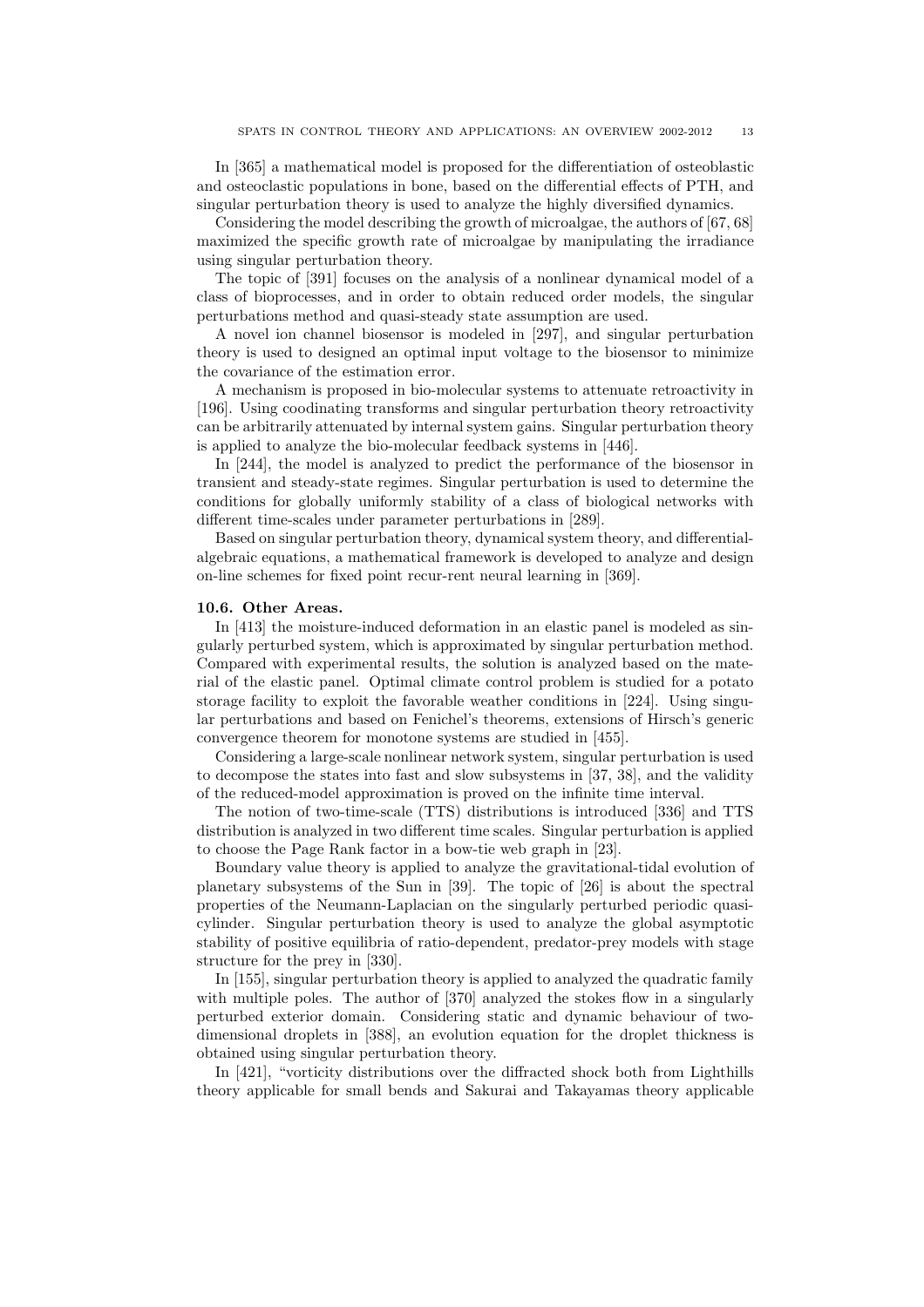In [365] a mathematical model is proposed for the differentiation of osteoblastic and osteoclastic populations in bone, based on the differential effects of PTH, and singular perturbation theory is used to analyze the highly diversified dynamics.

Considering the model describing the growth of microalgae, the authors of [67, 68] maximized the specific growth rate of microalgae by manipulating the irradiance using singular perturbation theory.

The topic of [391] focuses on the analysis of a nonlinear dynamical model of a class of bioprocesses, and in order to obtain reduced order models, the singular perturbations method and quasi-steady state assumption are used.

A novel ion channel biosensor is modeled in [297], and singular perturbation theory is used to designed an optimal input voltage to the biosensor to minimize the covariance of the estimation error.

A mechanism is proposed in bio-molecular systems to attenuate retroactivity in [196]. Using coodinating transforms and singular perturbation theory retroactivity can be arbitrarily attenuated by internal system gains. Singular perturbation theory is applied to analyze the bio-molecular feedback systems in [446].

In [244], the model is analyzed to predict the performance of the biosensor in transient and steady-state regimes. Singular perturbation is used to determine the conditions for globally uniformly stability of a class of biological networks with different time-scales under parameter perturbations in [289].

Based on singular perturbation theory, dynamical system theory, and differential-algebraic equations, a mathematical framework is developed to analyze and design on-line schemes for fixed point recur-rent neural learning in [369].

**10.6. Other Areas.**

In [413] the moisture-induced deformation in an elastic panel is modeled as singularly perturbed system, which is approximated by singular perturbation method. Compared with experimental results, the solution is analyzed based on the material of the elastic panel. Optimal climate control problem is studied for a potato storage facility to exploit the favorable weather conditions in [224]. Using singular perturbations and based on Fenichel's theorems, extensions of Hirsch's generic convergence theorem for monotone systems are studied in [455].

Considering a large-scale nonlinear network system, singular perturbation is used to decompose the states into fast and slow subsystems in [37, 38], and the validity of the reduced-model approximation is proved on the infinite time interval.

The notion of two-time-scale (TTS) distributions is introduced [336] and TTS distribution is analyzed in two different time scales. Singular perturbation is applied to choose the Page Rank factor in a bow-tie web graph in [23].

Boundary value theory is applied to analyze the gravitational-tidal evolution of planetary subsystems of the Sun in [39]. The topic of [26] is about the spectral properties of the Neumann-Laplacian on the singularly perturbed periodic quasi-cylinder. Singular perturbation theory is used to analyze the global asymptotic stability of positive equilibria of ratio-dependent, predator-prey models with stage structure for the prey in [330].

In [155], singular perturbation theory is applied to analyzed the quadratic family with multiple poles. The author of [370] analyzed the stokes flow in a singularly perturbed exterior domain. Considering static and dynamic behaviour of two-dimensional droplets in [388], an evolution equation for the droplet thickness is obtained using singular perturbation theory.

In [421], "vorticity distributions over the diffracted shock both from Lighthills theory applicable for small bends and Sakurai and Takayamas theory applicable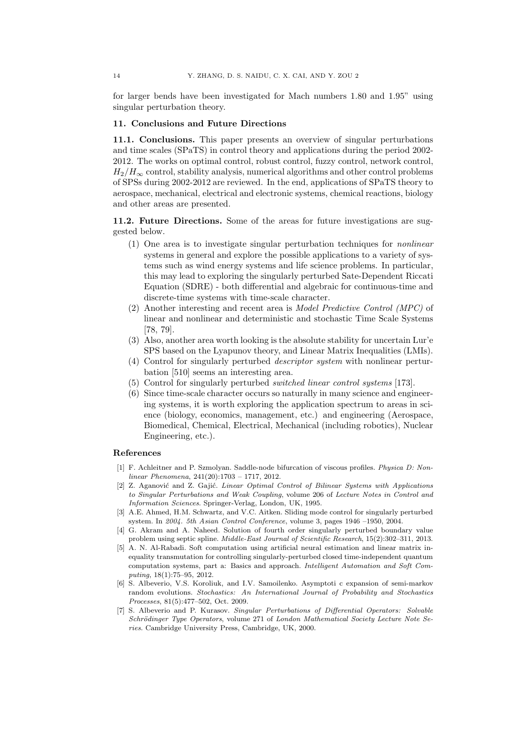for larger bends have been investigated for Mach numbers 1.80 and 1.95" using singular perturbation theory.

## 11. Conclusions and Future Directions

**11.1. Conclusions.** This paper presents an overview of singular perturbations and time scales (SPaTS) in control theory and applications during the period 2002-2012. The works on optimal control, robust control, fuzzy control, network control, $H_2/H_\infty$ control, stability analysis, numerical algorithms and other control problems of SPSs during 2002-2012 are reviewed. In the end, applications of SPaTS theory to aerospace, mechanical, electrical and electronic systems, chemical reactions, biology and other areas are presented.

**11.2. Future Directions.** Some of the areas for future investigations are suggested below.

1. One area is to investigate singular perturbation techniques for *nonlinear* systems in general and explore the possible applications to a variety of systems such as wind energy systems and life science problems. In particular, this may lead to exploring the singularly perturbed Sate-Dependent Riccati Equation (SDRE) - both differential and algebraic for continuous-time and discrete-time systems with time-scale character.
2. Another interesting and recent area is *Model Predictive Control (MPC)* of linear and nonlinear and deterministic and stochastic Time Scale Systems [78, 79].
3. Also, another area worth looking is the absolute stability for uncertain Lur'e SPS based on the Lyapunov theory, and Linear Matrix Inequalities (LMIs).
4. Control for singularly perturbed *descriptor system* with nonlinear perturbation [510] seems an interesting area.
5. Control for singularly perturbed *switched linear control systems* [173].
6. Since time-scale character occurs so naturally in many science and engineering systems, it is worth exploring the application spectrum to areas in science (biology, economics, management, etc.) and engineering (Aerospace, Biomedical, Chemical, Electrical, Mechanical (including robotics), Nuclear Engineering, etc.).

## References

[1] F. Achleitner and P. Szmolyan. Saddle-node bifurcation of viscous profiles. *Physica D: Nonlinear Phenomena*, 241(20):1703 – 1717, 2012.

[2] Z. Aganović and Z. Gajić. *Linear Optimal Control of Bilinear Systems with Applications to Singular Perturbations and Weak Coupling*, volume 206 of *Lecture Notes in Control and Information Sciences*. Springer-Verlag, London, UK, 1995.

[3] A.E. Ahmed, H.M. Schwartz, and V.C. Aitken. Sliding mode control for singularly perturbed system. In *2004. 5th Asian Control Conference*, volume 3, pages 1946 –1950, 2004.

[4] G. Akram and A. Naheed. Solution of fourth order singularly perturbed boundary value problem using septic spline. *Middle-East Journal of Scientific Research*, 15(2):302–311, 2013.

[5] A. N. Al-Rabadi. Soft computation using artificial neural estimation and linear matrix inequality transmutation for controlling singularly-perturbed closed time-independent quantum computation systems, part a: Basics and approach. *Intelligent Automation and Soft Computing*, 18(1):75–95, 2012.

[6] S. Albeverio, V.S. Koroliuk, and I.V. Samoilenko. Asymptoti c expansion of semi-markov random evolutions. *Stochastics: An International Journal of Probability and Stochastics Processes*, 81(5):477–502, Oct. 2009.

[7] S. Albeverio and P. Kurasov. *Singular Perturbations of Differential Operators: Solvable Schrödinger Type Operators*, volume 271 of *London Mathematical Society Lecture Note Series*. Cambridge University Press, Cambridge, UK, 2000.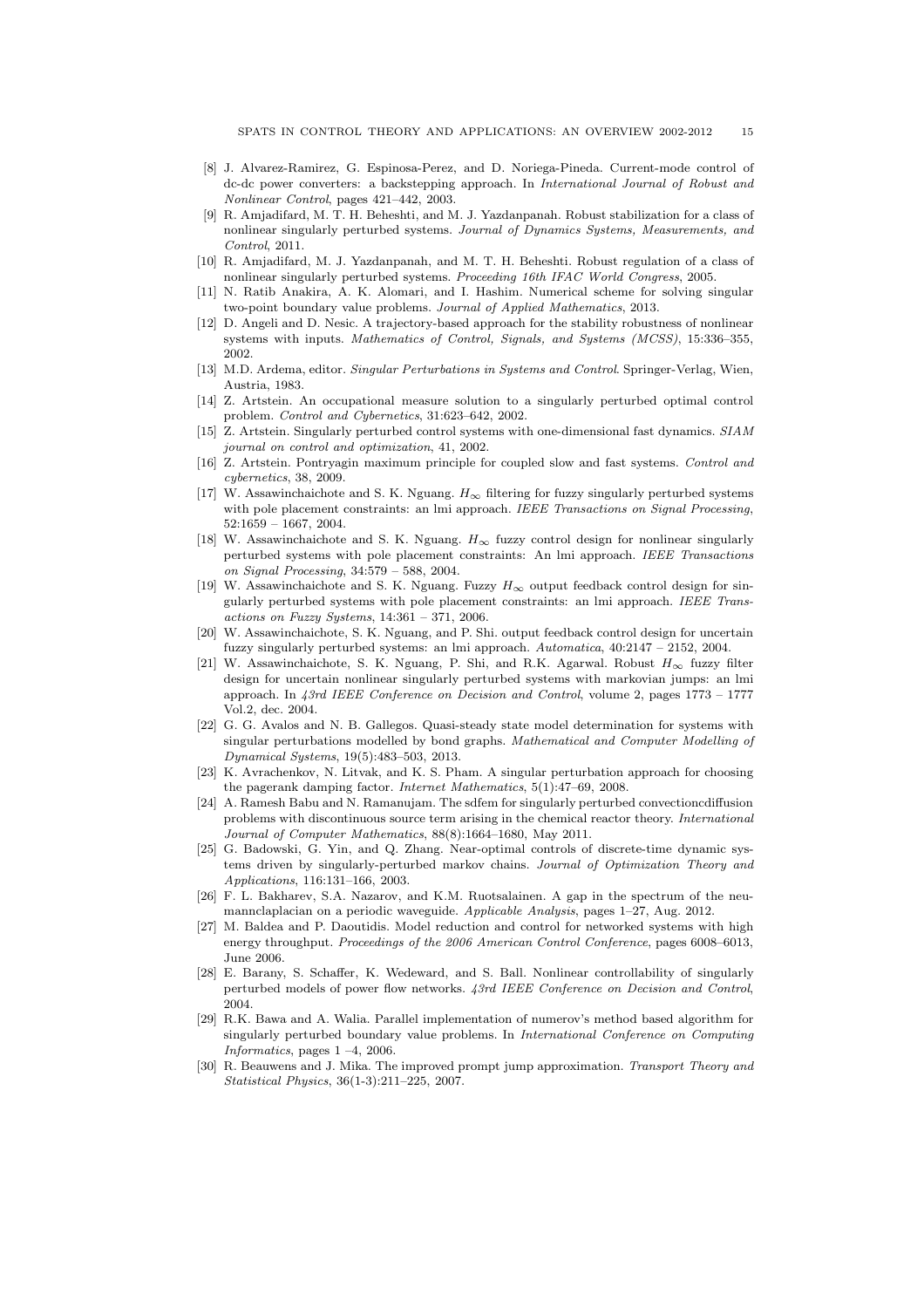[8] J. Alvarez-Ramirez, G. Espinosa-Perez, and D. Noriega-Pineda. Current-mode control of dc-dc power converters: a backstepping approach. In *International Journal of Robust and Nonlinear Control*, pages 421–442, 2003.

[9] R. Amjadifard, M. T. H. Beheshti, and M. J. Yazdanpanah. Robust stabilization for a class of nonlinear singularly perturbed systems. *Journal of Dynamics Systems, Measurements, and Control*, 2011.

[10] R. Amjadifard, M. J. Yazdanpanah, and M. T. H. Beheshti. Robust regulation of a class of nonlinear singularly perturbed systems. *Proceeding 16th IFAC World Congress*, 2005.

[11] N. Ratib Anakira, A. K. Alomari, and I. Hashim. Numerical scheme for solving singular two-point boundary value problems. *Journal of Applied Mathematics*, 2013.

[12] D. Angeli and D. Nesic. A trajectory-based approach for the stability robustness of nonlinear systems with inputs. *Mathematics of Control, Signals, and Systems (MCSS)*, 15:336–355, 2002.

[13] M.D. Ardema, editor. *Singular Perturbations in Systems and Control*. Springer-Verlag, Wien, Austria, 1983.

[14] Z. Artstein. An occupational measure solution to a singularly perturbed optimal control problem. *Control and Cybernetics*, 31:623–642, 2002.

[15] Z. Artstein. Singularly perturbed control systems with one-dimensional fast dynamics. *SIAM journal on control and optimization*, 41, 2002.

[16] Z. Artstein. Pontryagin maximum principle for coupled slow and fast systems. *Control and cybernetics*, 38, 2009.

[17] W. Assawinchaichote and S. K. Nguang. $H_\infty$ filtering for fuzzy singularly perturbed systems with pole placement constraints: an lmi approach. *IEEE Transactions on Signal Processing*, 52:1659 – 1667, 2004.

[18] W. Assawinchaichote and S. K. Nguang. $H_\infty$ fuzzy control design for nonlinear singularly perturbed systems with pole placement constraints: An lmi approach. *IEEE Transactions on Signal Processing*, 34:579 – 588, 2004.

[19] W. Assawinchaichote and S. K. Nguang. Fuzzy $H_\infty$ output feedback control design for singularly perturbed systems with pole placement constraints: an lmi approach. *IEEE Transactions on Fuzzy Systems*, 14:361 – 371, 2006.

[20] W. Assawinchaichote, S. K. Nguang, and P. Shi. output feedback control design for uncertain fuzzy singularly perturbed systems: an lmi approach. *Automatica*, 40:2147 – 2152, 2004.

[21] W. Assawinchaichote, S. K. Nguang, P. Shi, and R.K. Agarwal. Robust $H_\infty$ fuzzy filter design for uncertain nonlinear singularly perturbed systems with markovian jumps: an lmi approach. In *43rd IEEE Conference on Decision and Control*, volume 2, pages 1773 – 1777 Vol.2, dec. 2004.

[22] G. G. Avalos and N. B. Gallegos. Quasi-steady state model determination for systems with singular perturbations modelled by bond graphs. *Mathematical and Computer Modelling of Dynamical Systems*, 19(5):483–503, 2013.

[23] K. Avrachenkov, N. Litvak, and K. S. Pham. A singular perturbation approach for choosing the pagerank damping factor. *Internet Mathematics*, 5(1):47–69, 2008.

[24] A. Ramesh Babu and N. Ramanujam. The sdfem for singularly perturbed convectioncdiffusion problems with discontinuous source term arising in the chemical reactor theory. *International Journal of Computer Mathematics*, 88(8):1664–1680, May 2011.

[25] G. Badowski, G. Yin, and Q. Zhang. Near-optimal controls of discrete-time dynamic systems driven by singularly-perturbed markov chains. *Journal of Optimization Theory and Applications*, 116:131–166, 2003.

[26] F. L. Bakharev, S.A. Nazarov, and K.M. Ruotsalainen. A gap in the spectrum of the neumannclaplacian on a periodic waveguide. *Applicable Analysis*, pages 1–27, Aug. 2012.

[27] M. Baldea and P. Daoutidis. Model reduction and control for networked systems with high energy throughput. *Proceedings of the 2006 American Control Conference*, pages 6008–6013, June 2006.

[28] E. Barany, S. Schaffer, K. Wedeward, and S. Ball. Nonlinear controllability of singularly perturbed models of power flow networks. *43rd IEEE Conference on Decision and Control*, 2004.

[29] R.K. Bawa and A. Walia. Parallel implementation of numerov's method based algorithm for singularly perturbed boundary value problems. In *International Conference on Computing Informatics*, pages 1 –4, 2006.

[30] R. Beauwens and J. Mika. The improved prompt jump approximation. *Transport Theory and Statistical Physics*, 36(1-3):211–225, 2007.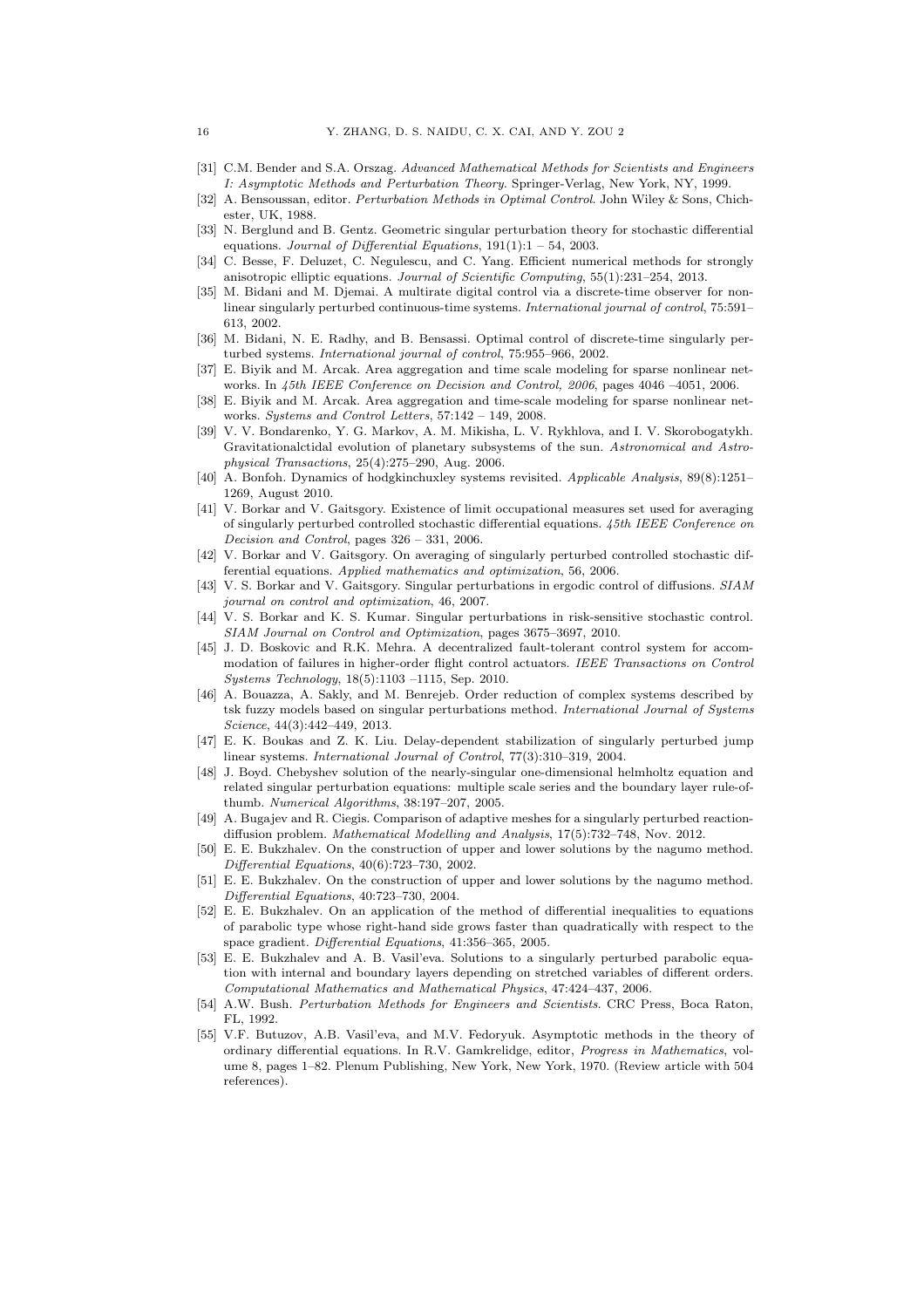- [31] C.M. Bender and S.A. Orszag. *Advanced Mathematical Methods for Scientists and Engineers I: Asymptotic Methods and Perturbation Theory*. Springer-Verlag, New York, NY, 1999.
- [32] A. Bensoussan, editor. *Perturbation Methods in Optimal Control*. John Wiley & Sons, Chichester, UK, 1988.
- [33] N. Berglund and B. Gentz. Geometric singular perturbation theory for stochastic differential equations. *Journal of Differential Equations*, 191(1):1 – 54, 2003.
- [34] C. Besse, F. Deluzet, C. Negulescu, and C. Yang. Efficient numerical methods for strongly anisotropic elliptic equations. *Journal of Scientific Computing*, 55(1):231–254, 2013.
- [35] M. Bidani and M. Djemai. A multirate digital control via a discrete-time observer for nonlinear singularly perturbed continuous-time systems. *International journal of control*, 75:591–613, 2002.
- [36] M. Bidani, N. E. Radhy, and B. Bensassi. Optimal control of discrete-time singularly perturbed systems. *International journal of control*, 75:955–966, 2002.
- [37] E. Biyik and M. Arcak. Area aggregation and time scale modeling for sparse nonlinear networks. In *45th IEEE Conference on Decision and Control, 2006*, pages 4046 –4051, 2006.
- [38] E. Biyik and M. Arcak. Area aggregation and time-scale modeling for sparse nonlinear networks. *Systems and Control Letters*, 57:142 – 149, 2008.
- [39] V. V. Bondarenko, Y. G. Markov, A. M. Mikisha, L. V. Rykhlova, and I. V. Skorobogatykh. Gravitationalctidal evolution of planetary subsystems of the sun. *Astronomical and Astrophysical Transactions*, 25(4):275–290, Aug. 2006.
- [40] A. Bonfoh. Dynamics of hodgkinchuxley systems revisited. *Applicable Analysis*, 89(8):1251–1269, August 2010.
- [41] V. Borkar and V. Gaitsgory. Existence of limit occupational measures set used for averaging of singularly perturbed controlled stochastic differential equations. *45th IEEE Conference on Decision and Control*, pages 326 – 331, 2006.
- [42] V. Borkar and V. Gaitsgory. On averaging of singularly perturbed controlled stochastic differential equations. *Applied mathematics and optimization*, 56, 2006.
- [43] V. S. Borkar and V. Gaitsgory. Singular perturbations in ergodic control of diffusions. *SIAM journal on control and optimization*, 46, 2007.
- [44] V. S. Borkar and K. S. Kumar. Singular perturbations in risk-sensitive stochastic control. *SIAM Journal on Control and Optimization*, pages 3675–3697, 2010.
- [45] J. D. Boskovic and R.K. Mehra. A decentralized fault-tolerant control system for accommodation of failures in higher-order flight control actuators. *IEEE Transactions on Control Systems Technology*, 18(5):1103 –1115, Sep. 2010.
- [46] A. Bouazza, A. Sakly, and M. Benrejeb. Order reduction of complex systems described by tsk fuzzy models based on singular perturbations method. *International Journal of Systems Science*, 44(3):442–449, 2013.
- [47] E. K. Boukas and Z. K. Liu. Delay-dependent stabilization of singularly perturbed jump linear systems. *International Journal of Control*, 77(3):310–319, 2004.
- [48] J. Boyd. Chebyshev solution of the nearly-singular one-dimensional helmholtz equation and related singular perturbation equations: multiple scale series and the boundary layer rule-of-thumb. *Numerical Algorithms*, 38:197–207, 2005.
- [49] A. Bugajev and R. Ciegis. Comparison of adaptive meshes for a singularly perturbed reaction-diffusion problem. *Mathematical Modelling and Analysis*, 17(5):732–748, Nov. 2012.
- [50] E. E. Bukzhalev. On the construction of upper and lower solutions by the nagumo method. *Differential Equations*, 40(6):723–730, 2002.
- [51] E. E. Bukzhalev. On the construction of upper and lower solutions by the nagumo method. *Differential Equations*, 40:723–730, 2004.
- [52] E. E. Bukzhalev. On an application of the method of differential inequalities to equations of parabolic type whose right-hand side grows faster than quadratically with respect to the space gradient. *Differential Equations*, 41:356–365, 2005.
- [53] E. E. Bukzhalev and A. B. Vasil'eva. Solutions to a singularly perturbed parabolic equation with internal and boundary layers depending on stretched variables of different orders. *Computational Mathematics and Mathematical Physics*, 47:424–437, 2006.
- [54] A.W. Bush. *Perturbation Methods for Engineers and Scientists*. CRC Press, Boca Raton, FL, 1992.
- [55] V.F. Butuzov, A.B. Vasil'eva, and M.V. Fedoryuk. Asymptotic methods in the theory of ordinary differential equations. In R.V. Gamkrelidge, editor, *Progress in Mathematics*, volume 8, pages 1–82. Plenum Publishing, New York, New York, 1970. (Review article with 504 references).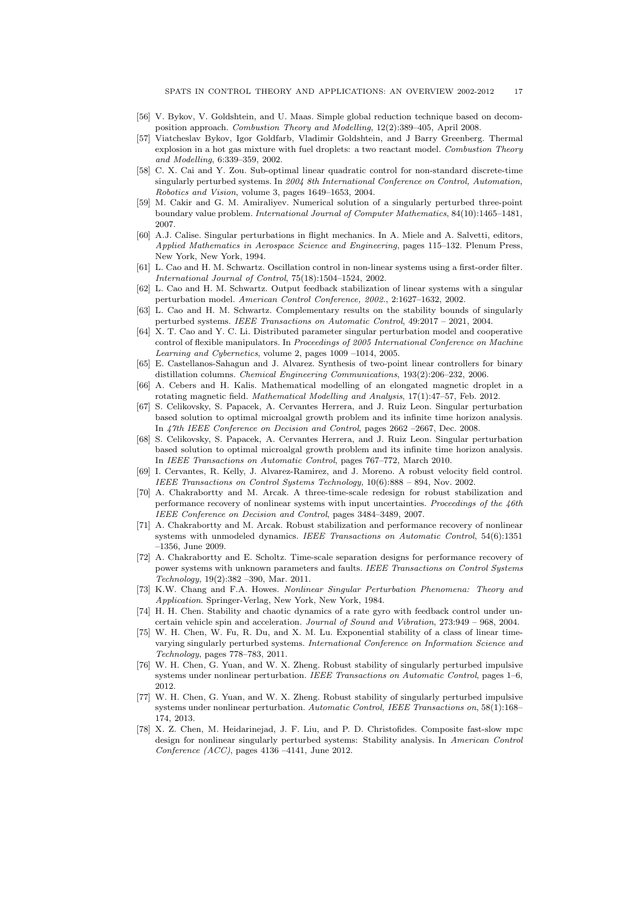[56] V. Bykov, V. Goldshtein, and U. Maas. Simple global reduction technique based on decomposition approach. *Combustion Theory and Modelling*, 12(2):389–405, April 2008.

[57] Viatcheslav Bykov, Igor Goldfarb, Vladimir Goldshtein, and J Barry Greenberg. Thermal explosion in a hot gas mixture with fuel droplets: a two reactant model. *Combustion Theory and Modelling*, 6:339–359, 2002.

[58] C. X. Cai and Y. Zou. Sub-optimal linear quadratic control for non-standard discrete-time singularly perturbed systems. In *2004 8th International Conference on Control, Automation, Robotics and Vision*, volume 3, pages 1649–1653, 2004.

[59] M. Cakir and G. M. Amiraliyev. Numerical solution of a singularly perturbed three-point boundary value problem. *International Journal of Computer Mathematics*, 84(10):1465–1481, 2007.

[60] A.J. Calise. Singular perturbations in flight mechanics. In A. Miele and A. Salvetti, editors, *Applied Mathematics in Aerospace Science and Engineering*, pages 115–132. Plenum Press, New York, New York, 1994.

[61] L. Cao and H. M. Schwartz. Oscillation control in non-linear systems using a first-order filter. *International Journal of Control*, 75(18):1504–1524, 2002.

[62] L. Cao and H. M. Schwartz. Output feedback stabilization of linear systems with a singular perturbation model. *American Control Conference, 2002.*, 2:1627–1632, 2002.

[63] L. Cao and H. M. Schwartz. Complementary results on the stability bounds of singularly perturbed systems. *IEEE Transactions on Automatic Control*, 49:2017 – 2021, 2004.

[64] X. T. Cao and Y. C. Li. Distributed parameter singular perturbation model and cooperative control of flexible manipulators. In *Proceedings of 2005 International Conference on Machine Learning and Cybernetics*, volume 2, pages 1009 –1014, 2005.

[65] E. Castellanos-Sahagun and J. Alvarez. Synthesis of two-point linear controllers for binary distillation columns. *Chemical Engineering Communications*, 193(2):206–232, 2006.

[66] A. Cebers and H. Kalis. Mathematical modelling of an elongated magnetic droplet in a rotating magnetic field. *Mathematical Modelling and Analysis*, 17(1):47–57, Feb. 2012.

[67] S. Celikovsky, S. Papacek, A. Cervantes Herrera, and J. Ruiz Leon. Singular perturbation based solution to optimal microalgal growth problem and its infinite time horizon analysis. In *47th IEEE Conference on Decision and Control*, pages 2662 –2667, Dec. 2008.

[68] S. Celikovsky, S. Papacek, A. Cervantes Herrera, and J. Ruiz Leon. Singular perturbation based solution to optimal microalgal growth problem and its infinite time horizon analysis. In *IEEE Transactions on Automatic Control*, pages 767–772, March 2010.

[69] I. Cervantes, R. Kelly, J. Alvarez-Ramirez, and J. Moreno. A robust velocity field control. *IEEE Transactions on Control Systems Technology*, 10(6):888 – 894, Nov. 2002.

[70] A. Chakrabortty and M. Arcak. A three-time-scale redesign for robust stabilization and performance recovery of nonlinear systems with input uncertainties. *Proceedings of the 46th IEEE Conference on Decision and Control*, pages 3484–3489, 2007.

[71] A. Chakrabortty and M. Arcak. Robust stabilization and performance recovery of nonlinear systems with unmodeled dynamics. *IEEE Transactions on Automatic Control*, 54(6):1351 –1356, June 2009.

[72] A. Chakrabortty and E. Scholtz. Time-scale separation designs for performance recovery of power systems with unknown parameters and faults. *IEEE Transactions on Control Systems Technology*, 19(2):382 –390, Mar. 2011.

[73] K.W. Chang and F.A. Howes. *Nonlinear Singular Perturbation Phenomena: Theory and Application*. Springer-Verlag, New York, New York, 1984.

[74] H. H. Chen. Stability and chaotic dynamics of a rate gyro with feedback control under uncertain vehicle spin and acceleration. *Journal of Sound and Vibration*, 273:949 – 968, 2004.

[75] W. H. Chen, W. Fu, R. Du, and X. M. Lu. Exponential stability of a class of linear time-varying singularly perturbed systems. *International Conference on Information Science and Technology*, pages 778–783, 2011.

[76] W. H. Chen, G. Yuan, and W. X. Zheng. Robust stability of singularly perturbed impulsive systems under nonlinear perturbation. *IEEE Transactions on Automatic Control*, pages 1–6, 2012.

[77] W. H. Chen, G. Yuan, and W. X. Zheng. Robust stability of singularly perturbed impulsive systems under nonlinear perturbation. *Automatic Control, IEEE Transactions on*, 58(1):168–174, 2013.

[78] X. Z. Chen, M. Heidarinejad, J. F. Liu, and P. D. Christofides. Composite fast-slow mpc design for nonlinear singularly perturbed systems: Stability analysis. In *American Control Conference (ACC)*, pages 4136 –4141, June 2012.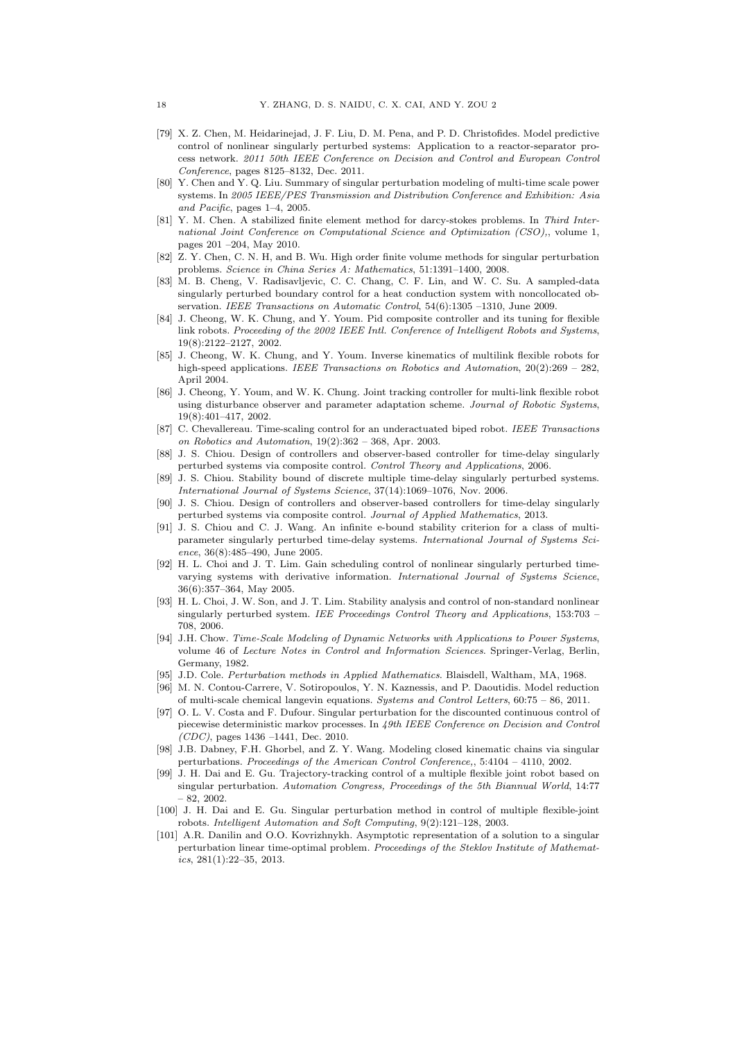[79] X. Z. Chen, M. Heidarinejad, J. F. Liu, D. M. Pena, and P. D. Christofides. Model predictive control of nonlinear singularly perturbed systems: Application to a reactor-separator process network. *2011 50th IEEE Conference on Decision and Control and European Control Conference*, pages 8125–8132, Dec. 2011.

[80] Y. Chen and Y. Q. Liu. Summary of singular perturbation modeling of multi-time scale power systems. In *2005 IEEE/PES Transmission and Distribution Conference and Exhibition: Asia and Pacific*, pages 1–4, 2005.

[81] Y. M. Chen. A stabilized finite element method for darcy-stokes problems. In *Third International Joint Conference on Computational Science and Optimization (CSO),*, volume 1, pages 201 –204, May 2010.

[82] Z. Y. Chen, C. N. H, and B. Wu. High order finite volume methods for singular perturbation problems. *Science in China Series A: Mathematics*, 51:1391–1400, 2008.

[83] M. B. Cheng, V. Radisavljevic, C. C. Chang, C. F. Lin, and W. C. Su. A sampled-data singularly perturbed boundary control for a heat conduction system with noncollocated observation. *IEEE Transactions on Automatic Control*, 54(6):1305 –1310, June 2009.

[84] J. Cheong, W. K. Chung, and Y. Youm. Pid composite controller and its tuning for flexible link robots. *Proceeding of the 2002 IEEE Intl. Conference of Intelligent Robots and Systems*, 19(8):2122–2127, 2002.

[85] J. Cheong, W. K. Chung, and Y. Youm. Inverse kinematics of multilink flexible robots for high-speed applications. *IEEE Transactions on Robotics and Automation*, 20(2):269 – 282, April 2004.

[86] J. Cheong, Y. Youm, and W. K. Chung. Joint tracking controller for multi-link flexible robot using disturbance observer and parameter adaptation scheme. *Journal of Robotic Systems*, 19(8):401–417, 2002.

[87] C. Chevallereau. Time-scaling control for an underactuated biped robot. *IEEE Transactions on Robotics and Automation*, 19(2):362 – 368, Apr. 2003.

[88] J. S. Chiou. Design of controllers and observer-based controller for time-delay singularly perturbed systems via composite control. *Control Theory and Applications*, 2006.

[89] J. S. Chiou. Stability bound of discrete multiple time-delay singularly perturbed systems. *International Journal of Systems Science*, 37(14):1069–1076, Nov. 2006.

[90] J. S. Chiou. Design of controllers and observer-based controllers for time-delay singularly perturbed systems via composite control. *Journal of Applied Mathematics*, 2013.

[91] J. S. Chiou and C. J. Wang. An infinite e-bound stability criterion for a class of multi-parameter singularly perturbed time-delay systems. *International Journal of Systems Science*, 36(8):485–490, June 2005.

[92] H. L. Choi and J. T. Lim. Gain scheduling control of nonlinear singularly perturbed time-varying systems with derivative information. *International Journal of Systems Science*, 36(6):357–364, May 2005.

[93] H. L. Choi, J. W. Son, and J. T. Lim. Stability analysis and control of non-standard nonlinear singularly perturbed system. *IEE Proceedings Control Theory and Applications*, 153:703 – 708, 2006.

[94] J.H. Chow. *Time-Scale Modeling of Dynamic Networks with Applications to Power Systems*, volume 46 of *Lecture Notes in Control and Information Sciences*. Springer-Verlag, Berlin, Germany, 1982.

[95] J.D. Cole. *Perturbation methods in Applied Mathematics*. Blaisdell, Waltham, MA, 1968.

[96] M. N. Contou-Carrere, V. Sotiropoulos, Y. N. Kaznessis, and P. Daoutidis. Model reduction of multi-scale chemical langevin equations. *Systems and Control Letters*, 60:75 – 86, 2011.

[97] O. L. V. Costa and F. Dufour. Singular perturbation for the discounted continuous control of piecewise deterministic markov processes. In *49th IEEE Conference on Decision and Control (CDC)*, pages 1436 –1441, Dec. 2010.

[98] J.B. Dabney, F.H. Ghorbel, and Z. Y. Wang. Modeling closed kinematic chains via singular perturbations. *Proceedings of the American Control Conference,*, 5:4104 – 4110, 2002.

[99] J. H. Dai and E. Gu. Trajectory-tracking control of a multiple flexible joint robot based on singular perturbation. *Automation Congress, Proceedings of the 5th Biannual World*, 14:77 – 82, 2002.

[100] J. H. Dai and E. Gu. Singular perturbation method in control of multiple flexible-joint robots. *Intelligent Automation and Soft Computing*, 9(2):121–128, 2003.

[101] A.R. Danilin and O.O. Kovrizhnykh. Asymptotic representation of a solution to a singular perturbation linear time-optimal problem. *Proceedings of the Steklov Institute of Mathematics*, 281(1):22–35, 2013.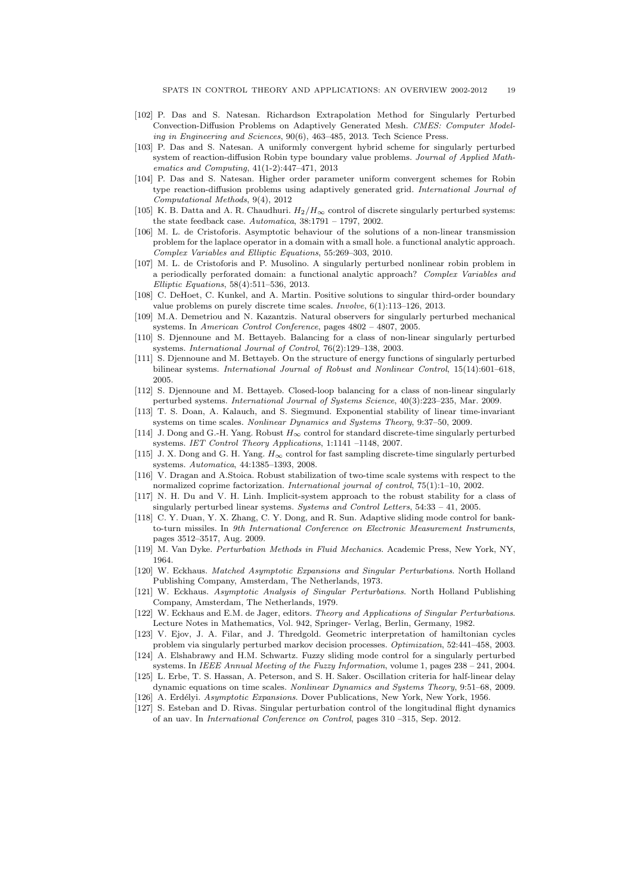[102] P. Das and S. Natesan. Richardson Extrapolation Method for Singularly Perturbed Convection-Diffusion Problems on Adaptively Generated Mesh. *CMES: Computer Modeling in Engineering and Sciences*, 90(6), 463–485, 2013. Tech Science Press.

[103] P. Das and S. Natesan. A uniformly convergent hybrid scheme for singularly perturbed system of reaction-diffusion Robin type boundary value problems. *Journal of Applied Mathematics and Computing*, 41(1-2):447–471, 2013

[104] P. Das and S. Natesan. Higher order parameter uniform convergent schemes for Robin type reaction-diffusion problems using adaptively generated grid. *International Journal of Computational Methods*, 9(4), 2012

[105] K. B. Datta and A. R. Chaudhuri. $H_2/H_\infty$ control of discrete singularly perturbed systems: the state feedback case. *Automatica*, 38:1791 – 1797, 2002.

[106] M. L. de Cristoforis. Asymptotic behaviour of the solutions of a non-linear transmission problem for the laplace operator in a domain with a small hole. a functional analytic approach. *Complex Variables and Elliptic Equations*, 55:269–303, 2010.

[107] M. L. de Cristoforis and P. Musolino. A singularly perturbed nonlinear robin problem in a periodically perforated domain: a functional analytic approach? *Complex Variables and Elliptic Equations*, 58(4):511–536, 2013.

[108] C. DeHoet, C. Kunkel, and A. Martin. Positive solutions to singular third-order boundary value problems on purely discrete time scales. *Involve*, 6(1):113–126, 2013.

[109] M.A. Demetriou and N. Kazantzis. Natural observers for singularly perturbed mechanical systems. In *American Control Conference*, pages 4802 – 4807, 2005.

[110] S. Djennoune and M. Bettayeb. Balancing for a class of non-linear singularly perturbed systems. *International Journal of Control*, 76(2):129–138, 2003.

[111] S. Djennoune and M. Bettayeb. On the structure of energy functions of singularly perturbed bilinear systems. *International Journal of Robust and Nonlinear Control*, 15(14):601–618, 2005.

[112] S. Djennoune and M. Bettayeb. Closed-loop balancing for a class of non-linear singularly perturbed systems. *International Journal of Systems Science*, 40(3):223–235, Mar. 2009.

[113] T. S. Doan, A. Kalauch, and S. Siegmund. Exponential stability of linear time-invariant systems on time scales. *Nonlinear Dynamics and Systems Theory*, 9:37–50, 2009.

[114] J. Dong and G.-H. Yang. Robust $H_\infty$ control for standard discrete-time singularly perturbed systems. *IET Control Theory Applications*, 1:1141 –1148, 2007.

[115] J. X. Dong and G. H. Yang. $H_\infty$ control for fast sampling discrete-time singularly perturbed systems. *Automatica*, 44:1385–1393, 2008.

[116] V. Dragan and A.Stoica. Robust stabilization of two-time scale systems with respect to the normalized coprime factorization. *International journal of control*, 75(1):1–10, 2002.

[117] N. H. Du and V. H. Linh. Implicit-system approach to the robust stability for a class of singularly perturbed linear systems. *Systems and Control Letters*, 54:33 – 41, 2005.

[118] C. Y. Duan, Y. X. Zhang, C. Y. Dong, and R. Sun. Adaptive sliding mode control for bank-to-turn missiles. In *9th International Conference on Electronic Measurement Instruments*, pages 3512–3517, Aug. 2009.

[119] M. Van Dyke. *Perturbation Methods in Fluid Mechanics*. Academic Press, New York, NY, 1964.

[120] W. Eckhaus. *Matched Asymptotic Expansions and Singular Perturbations*. North Holland Publishing Company, Amsterdam, The Netherlands, 1973.

[121] W. Eckhaus. *Asymptotic Analysis of Singular Perturbations*. North Holland Publishing Company, Amsterdam, The Netherlands, 1979.

[122] W. Eckhaus and E.M. de Jager, editors. *Theory and Applications of Singular Perturbations*. Lecture Notes in Mathematics, Vol. 942, Springer- Verlag, Berlin, Germany, 1982.

[123] V. Ejov, J. A. Filar, and J. Thredgold. Geometric interpretation of hamiltonian cycles problem via singularly perturbed markov decision processes. *Optimization*, 52:441–458, 2003.

[124] A. Elshabrawy and H.M. Schwartz. Fuzzy sliding mode control for a singularly perturbed systems. In *IEEE Annual Meeting of the Fuzzy Information*, volume 1, pages 238 – 241, 2004.

[125] L. Erbe, T. S. Hassan, A. Peterson, and S. H. Saker. Oscillation criteria for half-linear delay dynamic equations on time scales. *Nonlinear Dynamics and Systems Theory*, 9:51–68, 2009.

[126] A. Erdélyi. *Asymptotic Expansions*. Dover Publications, New York, New York, 1956.

[127] S. Esteban and D. Rivas. Singular perturbation control of the longitudinal flight dynamics of an uav. In *International Conference on Control*, pages 310 –315, Sep. 2012.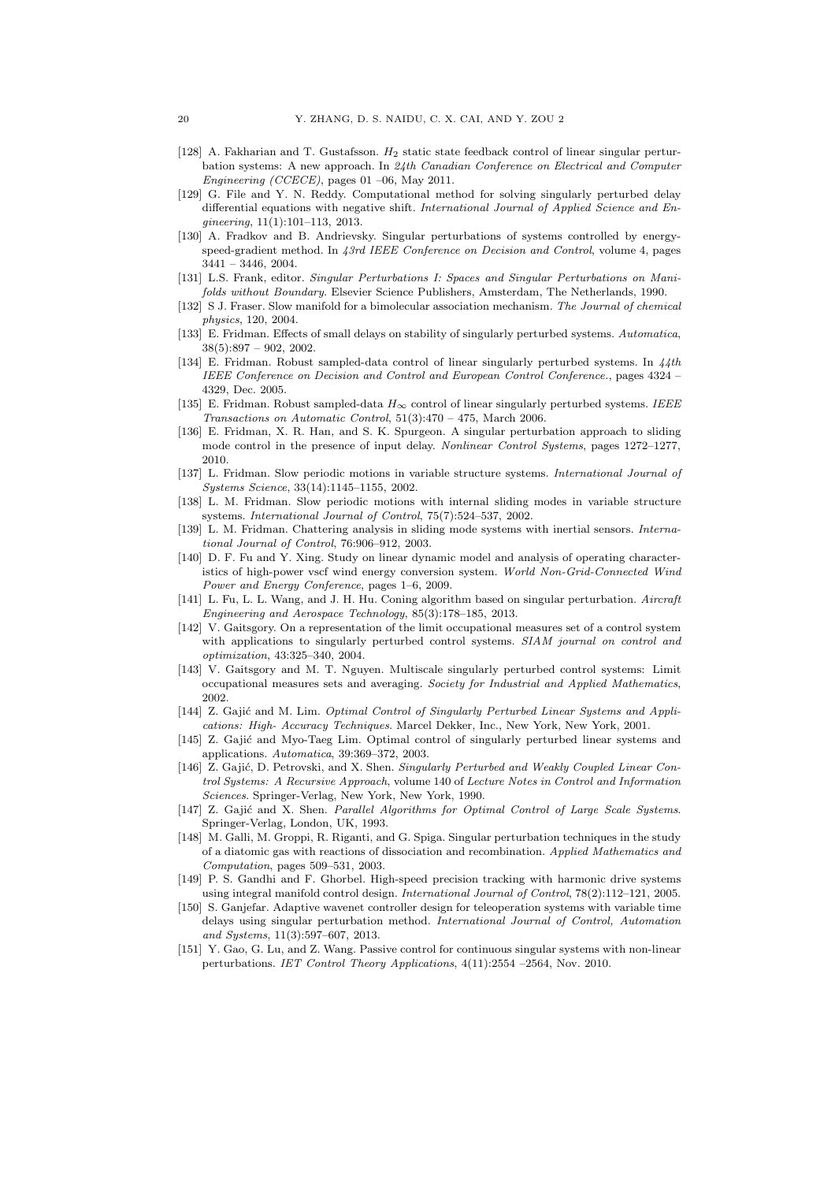[128] A. Fakharian and T. Gustafsson. $H_2$ static state feedback control of linear singular perturbation systems: A new approach. In *24th Canadian Conference on Electrical and Computer Engineering (CCECE)*, pages 01 –06, May 2011.

[129] G. File and Y. N. Reddy. Computational method for solving singularly perturbed delay differential equations with negative shift. *International Journal of Applied Science and Engineering*, 11(1):101–113, 2013.

[130] A. Fradkov and B. Andrievsky. Singular perturbations of systems controlled by energy-speed-gradient method. In *43rd IEEE Conference on Decision and Control*, volume 4, pages 3441 – 3446, 2004.

[131] L.S. Frank, editor. *Singular Perturbations I: Spaces and Singular Perturbations on Manifolds without Boundary*. Elsevier Science Publishers, Amsterdam, The Netherlands, 1990.

[132] S J. Fraser. Slow manifold for a bimolecular association mechanism. *The Journal of chemical physics*, 120, 2004.

[133] E. Fridman. Effects of small delays on stability of singularly perturbed systems. *Automatica*, 38(5):897 – 902, 2002.

[134] E. Fridman. Robust sampled-data control of linear singularly perturbed systems. In *44th IEEE Conference on Decision and Control and European Control Conference.*, pages 4324 – 4329, Dec. 2005.

[135] E. Fridman. Robust sampled-data $H_\infty$ control of linear singularly perturbed systems. *IEEE Transactions on Automatic Control*, 51(3):470 – 475, March 2006.

[136] E. Fridman, X. R. Han, and S. K. Spurgeon. A singular perturbation approach to sliding mode control in the presence of input delay. *Nonlinear Control Systems*, pages 1272–1277, 2010.

[137] L. Fridman. Slow periodic motions in variable structure systems. *International Journal of Systems Science*, 33(14):1145–1155, 2002.

[138] L. M. Fridman. Slow periodic motions with internal sliding modes in variable structure systems. *International Journal of Control*, 75(7):524–537, 2002.

[139] L. M. Fridman. Chattering analysis in sliding mode systems with inertial sensors. *International Journal of Control*, 76:906–912, 2003.

[140] D. F. Fu and Y. Xing. Study on linear dynamic model and analysis of operating characteristics of high-power vscf wind energy conversion system. *World Non-Grid-Connected Wind Power and Energy Conference*, pages 1–6, 2009.

[141] L. Fu, L. L. Wang, and J. H. Hu. Coning algorithm based on singular perturbation. *Aircraft Engineering and Aerospace Technology*, 85(3):178–185, 2013.

[142] V. Gaitsgory. On a representation of the limit occupational measures set of a control system with applications to singularly perturbed control systems. *SIAM journal on control and optimization*, 43:325–340, 2004.

[143] V. Gaitsgory and M. T. Nguyen. Multiscale singularly perturbed control systems: Limit occupational measures sets and averaging. *Society for Industrial and Applied Mathematics*, 2002.

[144] Z. Gajić and M. Lim. *Optimal Control of Singularly Perturbed Linear Systems and Applications: High- Accuracy Techniques*. Marcel Dekker, Inc., New York, New York, 2001.

[145] Z. Gajić and Myo-Taeg Lim. Optimal control of singularly perturbed linear systems and applications. *Automatica*, 39:369–372, 2003.

[146] Z. Gajić, D. Petrovski, and X. Shen. *Singularly Perturbed and Weakly Coupled Linear Control Systems: A Recursive Approach*, volume 140 of *Lecture Notes in Control and Information Sciences*. Springer-Verlag, New York, New York, 1990.

[147] Z. Gajić and X. Shen. *Parallel Algorithms for Optimal Control of Large Scale Systems*. Springer-Verlag, London, UK, 1993.

[148] M. Galli, M. Groppi, R. Riganti, and G. Spiga. Singular perturbation techniques in the study of a diatomic gas with reactions of dissociation and recombination. *Applied Mathematics and Computation*, pages 509–531, 2003.

[149] P. S. Gandhi and F. Ghorbel. High-speed precision tracking with harmonic drive systems using integral manifold control design. *International Journal of Control*, 78(2):112–121, 2005.

[150] S. Ganjefar. Adaptive wavenet controller design for teleoperation systems with variable time delays using singular perturbation method. *International Journal of Control, Automation and Systems*, 11(3):597–607, 2013.

[151] Y. Gao, G. Lu, and Z. Wang. Passive control for continuous singular systems with non-linear perturbations. *IET Control Theory Applications*, 4(11):2554 –2564, Nov. 2010.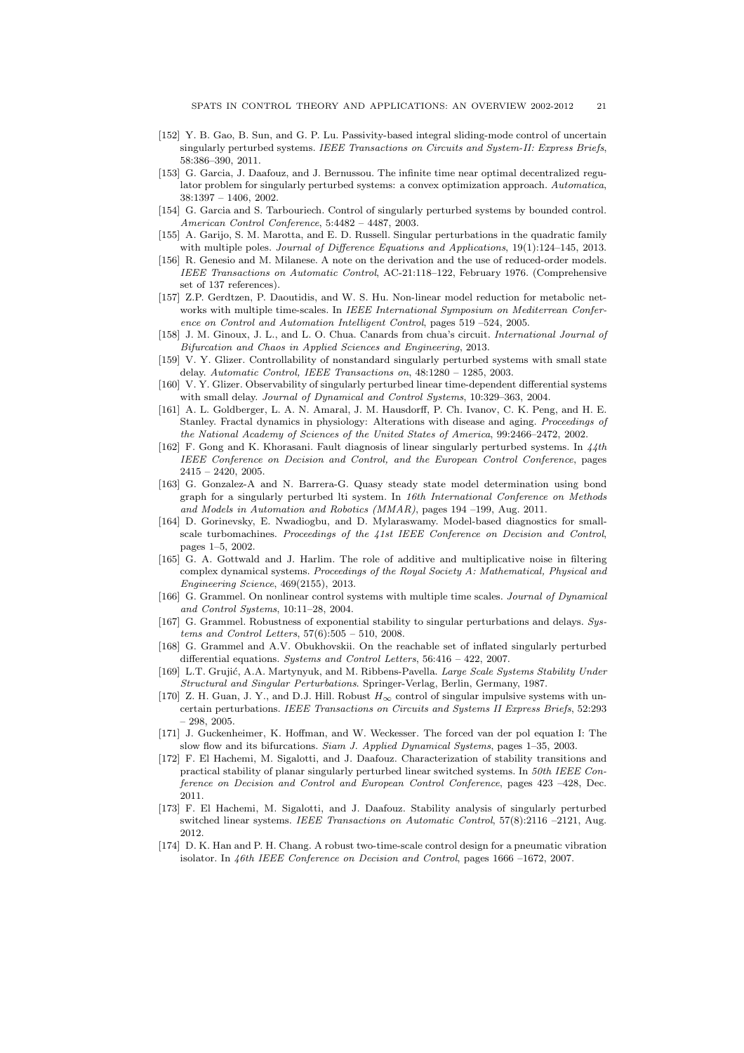[152] Y. B. Gao, B. Sun, and G. P. Lu. Passivity-based integral sliding-mode control of uncertain singularly perturbed systems. *IEEE Transactions on Circuits and System-II: Express Briefs*, 58:386–390, 2011.

[153] G. Garcia, J. Daafouz, and J. Bernussou. The infinite time near optimal decentralized regulator problem for singularly perturbed systems: a convex optimization approach. *Automatica*, 38:1397 – 1406, 2002.

[154] G. Garcia and S. Tarbouriech. Control of singularly perturbed systems by bounded control. *American Control Conference*, 5:4482 – 4487, 2003.

[155] A. Garijo, S. M. Marotta, and E. D. Russell. Singular perturbations in the quadratic family with multiple poles. *Journal of Difference Equations and Applications*, 19(1):124–145, 2013.

[156] R. Genesio and M. Milanese. A note on the derivation and the use of reduced-order models. *IEEE Transactions on Automatic Control*, AC-21:118–122, February 1976. (Comprehensive set of 137 references).

[157] Z.P. Gerdtzen, P. Daoutidis, and W. S. Hu. Non-linear model reduction for metabolic networks with multiple time-scales. In *IEEE International Symposium on Mediterrean Conference on Control and Automation Intelligent Control*, pages 519 –524, 2005.

[158] J. M. Ginoux, J. L., and L. O. Chua. Canards from chua's circuit. *International Journal of Bifurcation and Chaos in Applied Sciences and Engineering*, 2013.

[159] V. Y. Glizer. Controllability of nonstandard singularly perturbed systems with small state delay. *Automatic Control, IEEE Transactions on*, 48:1280 – 1285, 2003.

[160] V. Y. Glizer. Observability of singularly perturbed linear time-dependent differential systems with small delay. *Journal of Dynamical and Control Systems*, 10:329–363, 2004.

[161] A. L. Goldberger, L. A. N. Amaral, J. M. Hausdorff, P. Ch. Ivanov, C. K. Peng, and H. E. Stanley. Fractal dynamics in physiology: Alterations with disease and aging. *Proceedings of the National Academy of Sciences of the United States of America*, 99:2466–2472, 2002.

[162] F. Gong and K. Khorasani. Fault diagnosis of linear singularly perturbed systems. In *44th IEEE Conference on Decision and Control, and the European Control Conference*, pages 2415 – 2420, 2005.

[163] G. Gonzalez-A and N. Barrera-G. Quasy steady state model determination using bond graph for a singularly perturbed lti system. In *16th International Conference on Methods and Models in Automation and Robotics (MMAR)*, pages 194 –199, Aug. 2011.

[164] D. Gorinevsky, E. Nwadiogbu, and D. Mylaraswamy. Model-based diagnostics for small-scale turbomachines. *Proceedings of the 41st IEEE Conference on Decision and Control*, pages 1–5, 2002.

[165] G. A. Gottwald and J. Harlim. The role of additive and multiplicative noise in filtering complex dynamical systems. *Proceedings of the Royal Society A: Mathematical, Physical and Engineering Science*, 469(2155), 2013.

[166] G. Grammel. On nonlinear control systems with multiple time scales. *Journal of Dynamical and Control Systems*, 10:11–28, 2004.

[167] G. Grammel. Robustness of exponential stability to singular perturbations and delays. *Systems and Control Letters*, 57(6):505 – 510, 2008.

[168] G. Grammel and A.V. Obukhovskii. On the reachable set of inflated singularly perturbed differential equations. *Systems and Control Letters*, 56:416 – 422, 2007.

[169] L.T. Grujić, A.A. Martynyuk, and M. Ribbens-Pavella. *Large Scale Systems Stability Under Structural and Singular Perturbations*. Springer-Verlag, Berlin, Germany, 1987.

[170] Z. H. Guan, J. Y., and D.J. Hill. Robust $H_\infty$ control of singular impulsive systems with uncertain perturbations. *IEEE Transactions on Circuits and Systems II Express Briefs*, 52:293 – 298, 2005.

[171] J. Guckenheimer, K. Hoffman, and W. Weckesser. The forced van der pol equation I: The slow flow and its bifurcations. *Siam J. Applied Dynamical Systems*, pages 1–35, 2003.

[172] F. El Hachemi, M. Sigalotti, and J. Daafouz. Characterization of stability transitions and practical stability of planar singularly perturbed linear switched systems. In *50th IEEE Conference on Decision and Control and European Control Conference*, pages 423 –428, Dec. 2011.

[173] F. El Hachemi, M. Sigalotti, and J. Daafouz. Stability analysis of singularly perturbed switched linear systems. *IEEE Transactions on Automatic Control*, 57(8):2116 –2121, Aug. 2012.

[174] D. K. Han and P. H. Chang. A robust two-time-scale control design for a pneumatic vibration isolator. In *46th IEEE Conference on Decision and Control*, pages 1666 –1672, 2007.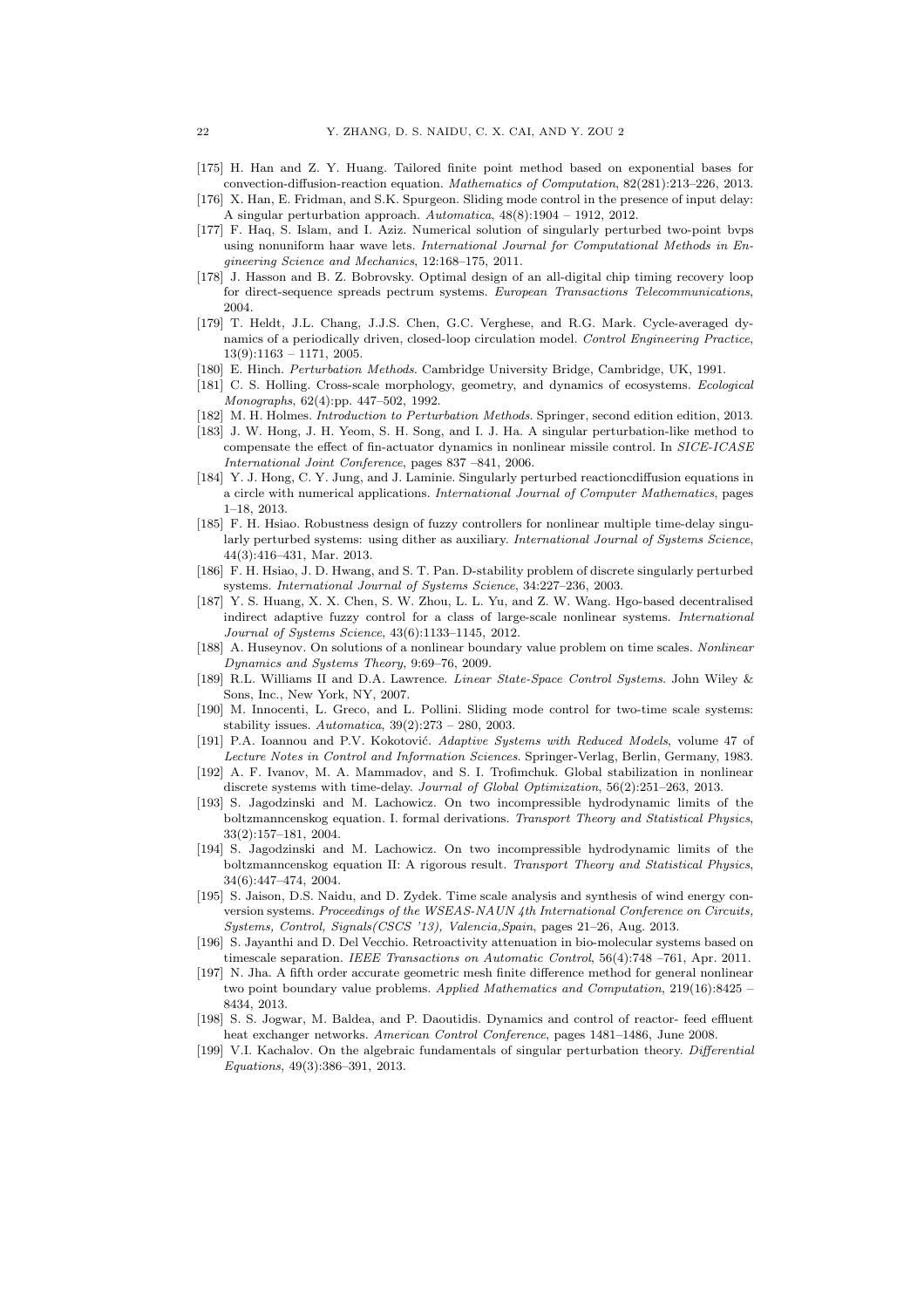[175] H. Han and Z. Y. Huang. Tailored finite point method based on exponential bases for convection-diffusion-reaction equation. *Mathematics of Computation*, 82(281):213–226, 2013.

[176] X. Han, E. Fridman, and S.K. Spurgeon. Sliding mode control in the presence of input delay: A singular perturbation approach. *Automatica*, 48(8):1904 – 1912, 2012.

[177] F. Haq, S. Islam, and I. Aziz. Numerical solution of singularly perturbed two-point bvps using nonuniform haar wave lets. *International Journal for Computational Methods in Engineering Science and Mechanics*, 12:168–175, 2011.

[178] J. Hasson and B. Z. Bobrovsky. Optimal design of an all-digital chip timing recovery loop for direct-sequence spreads pectrum systems. *European Transactions Telecommunications*, 2004.

[179] T. Heldt, J.L. Chang, J.J.S. Chen, G.C. Verghese, and R.G. Mark. Cycle-averaged dynamics of a periodically driven, closed-loop circulation model. *Control Engineering Practice*, 13(9):1163 – 1171, 2005.

[180] E. Hinch. *Perturbation Methods*. Cambridge University Bridge, Cambridge, UK, 1991.

[181] C. S. Holling. Cross-scale morphology, geometry, and dynamics of ecosystems. *Ecological Monographs*, 62(4):pp. 447–502, 1992.

[182] M. H. Holmes. *Introduction to Perturbation Methods*. Springer, second edition edition, 2013.

[183] J. W. Hong, J. H. Yeom, S. H. Song, and I. J. Ha. A singular perturbation-like method to compensate the effect of fin-actuator dynamics in nonlinear missile control. In *SICE-ICASE International Joint Conference*, pages 837 –841, 2006.

[184] Y. J. Hong, C. Y. Jung, and J. Laminie. Singularly perturbed reactioncdiffusion equations in a circle with numerical applications. *International Journal of Computer Mathematics*, pages 1–18, 2013.

[185] F. H. Hsiao. Robustness design of fuzzy controllers for nonlinear multiple time-delay singularly perturbed systems: using dither as auxiliary. *International Journal of Systems Science*, 44(3):416–431, Mar. 2013.

[186] F. H. Hsiao, J. D. Hwang, and S. T. Pan. D-stability problem of discrete singularly perturbed systems. *International Journal of Systems Science*, 34:227–236, 2003.

[187] Y. S. Huang, X. X. Chen, S. W. Zhou, L. L. Yu, and Z. W. Wang. Hgo-based decentralised indirect adaptive fuzzy control for a class of large-scale nonlinear systems. *International Journal of Systems Science*, 43(6):1133–1145, 2012.

[188] A. Huseynov. On solutions of a nonlinear boundary value problem on time scales. *Nonlinear Dynamics and Systems Theory*, 9:69–76, 2009.

[189] R.L. Williams II and D.A. Lawrence. *Linear State-Space Control Systems*. John Wiley & Sons, Inc., New York, NY, 2007.

[190] M. Innocenti, L. Greco, and L. Pollini. Sliding mode control for two-time scale systems: stability issues. *Automatica*, 39(2):273 – 280, 2003.

[191] P.A. Ioannou and P.V. Kokotović. *Adaptive Systems with Reduced Models*, volume 47 of *Lecture Notes in Control and Information Sciences*. Springer-Verlag, Berlin, Germany, 1983.

[192] A. F. Ivanov, M. A. Mammadov, and S. I. Trofimchuk. Global stabilization in nonlinear discrete systems with time-delay. *Journal of Global Optimization*, 56(2):251–263, 2013.

[193] S. Jagodzinski and M. Lachowicz. On two incompressible hydrodynamic limits of the boltzmanncenskog equation. I. formal derivations. *Transport Theory and Statistical Physics*, 33(2):157–181, 2004.

[194] S. Jagodzinski and M. Lachowicz. On two incompressible hydrodynamic limits of the boltzmanncenskog equation II: A rigorous result. *Transport Theory and Statistical Physics*, 34(6):447–474, 2004.

[195] S. Jaison, D.S. Naidu, and D. Zydek. Time scale analysis and synthesis of wind energy conversion systems. *Proceedings of the WSEAS-NAUN 4th International Conference on Circuits, Systems, Control, Signals(CSCS '13), Valencia,Spain*, pages 21–26, Aug. 2013.

[196] S. Jayanthi and D. Del Vecchio. Retroactivity attenuation in bio-molecular systems based on timescale separation. *IEEE Transactions on Automatic Control*, 56(4):748 –761, Apr. 2011.

[197] N. Jha. A fifth order accurate geometric mesh finite difference method for general nonlinear two point boundary value problems. *Applied Mathematics and Computation*, 219(16):8425 – 8434, 2013.

[198] S. S. Jogwar, M. Baldea, and P. Daoutidis. Dynamics and control of reactor- feed effluent heat exchanger networks. *American Control Conference*, pages 1481–1486, June 2008.

[199] V.I. Kachalov. On the algebraic fundamentals of singular perturbation theory. *Differential Equations*, 49(3):386–391, 2013.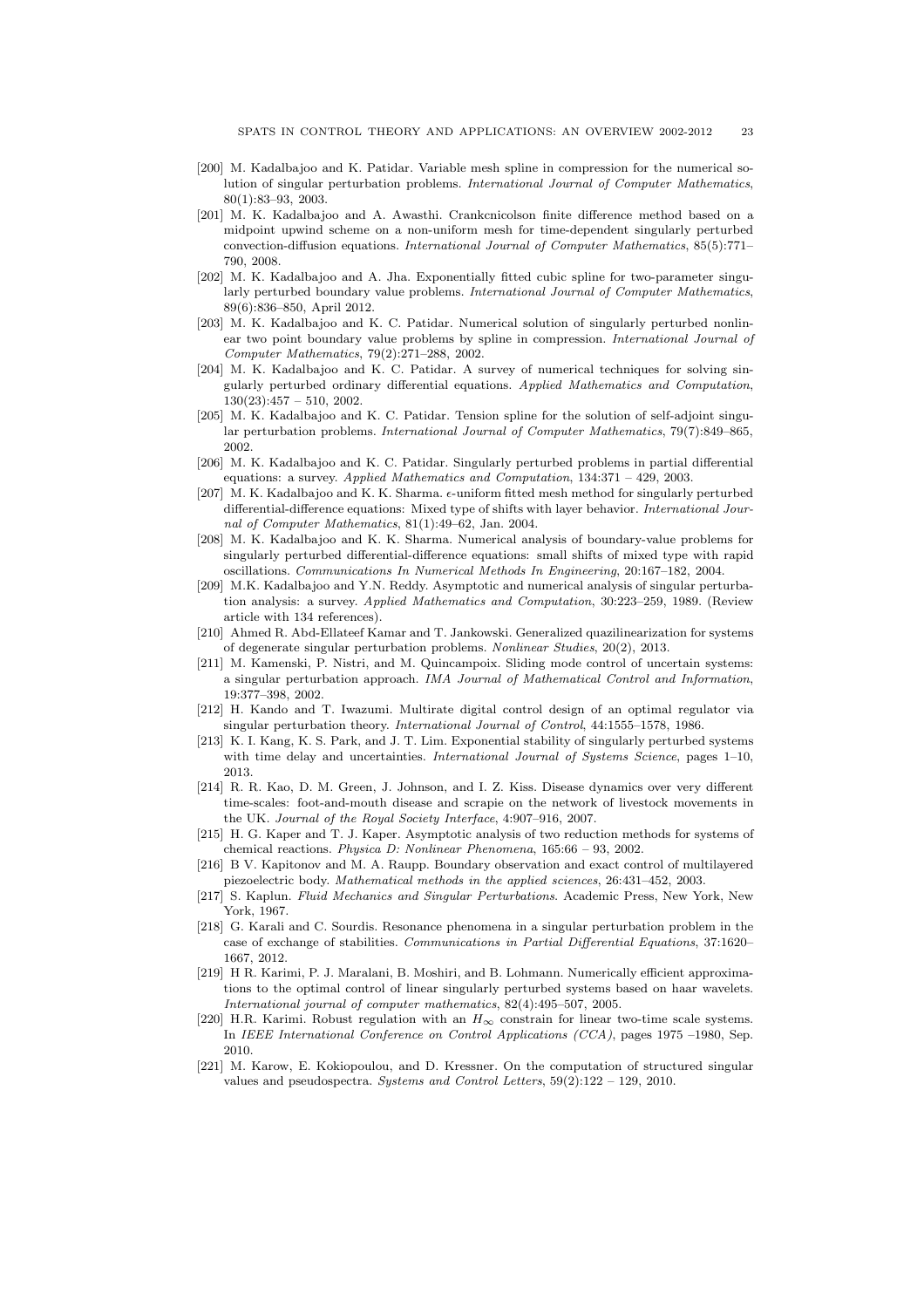[200] M. Kadalbajoo and K. Patidar. Variable mesh spline in compression for the numerical solution of singular perturbation problems. *International Journal of Computer Mathematics*, 80(1):83–93, 2003.

[201] M. K. Kadalbajoo and A. Awasthi. Crankcnicolson finite difference method based on a midpoint upwind scheme on a non-uniform mesh for time-dependent singularly perturbed convection-diffusion equations. *International Journal of Computer Mathematics*, 85(5):771–790, 2008.

[202] M. K. Kadalbajoo and A. Jha. Exponentially fitted cubic spline for two-parameter singularly perturbed boundary value problems. *International Journal of Computer Mathematics*, 89(6):836–850, April 2012.

[203] M. K. Kadalbajoo and K. C. Patidar. Numerical solution of singularly perturbed nonlinear two point boundary value problems by spline in compression. *International Journal of Computer Mathematics*, 79(2):271–288, 2002.

[204] M. K. Kadalbajoo and K. C. Patidar. A survey of numerical techniques for solving singularly perturbed ordinary differential equations. *Applied Mathematics and Computation*, 130(23):457 – 510, 2002.

[205] M. K. Kadalbajoo and K. C. Patidar. Tension spline for the solution of self-adjoint singular perturbation problems. *International Journal of Computer Mathematics*, 79(7):849–865, 2002.

[206] M. K. Kadalbajoo and K. C. Patidar. Singularly perturbed problems in partial differential equations: a survey. *Applied Mathematics and Computation*, 134:371 – 429, 2003.

[207] M. K. Kadalbajoo and K. K. Sharma. $\epsilon$-uniform fitted mesh method for singularly perturbed differential-difference equations: Mixed type of shifts with layer behavior. *International Journal of Computer Mathematics*, 81(1):49–62, Jan. 2004.

[208] M. K. Kadalbajoo and K. K. Sharma. Numerical analysis of boundary-value problems for singularly perturbed differential-difference equations: small shifts of mixed type with rapid oscillations. *Communications In Numerical Methods In Engineering*, 20:167–182, 2004.

[209] M.K. Kadalbajoo and Y.N. Reddy. Asymptotic and numerical analysis of singular perturbation analysis: a survey. *Applied Mathematics and Computation*, 30:223–259, 1989. (Review article with 134 references).

[210] Ahmed R. Abd-Ellateef Kamar and T. Jankowski. Generalized quazilinearization for systems of degenerate singular perturbation problems. *Nonlinear Studies*, 20(2), 2013.

[211] M. Kamenski, P. Nistri, and M. Quincampoix. Sliding mode control of uncertain systems: a singular perturbation approach. *IMA Journal of Mathematical Control and Information*, 19:377–398, 2002.

[212] H. Kando and T. Iwazumi. Multirate digital control design of an optimal regulator via singular perturbation theory. *International Journal of Control*, 44:1555–1578, 1986.

[213] K. I. Kang, K. S. Park, and J. T. Lim. Exponential stability of singularly perturbed systems with time delay and uncertainties. *International Journal of Systems Science*, pages 1–10, 2013.

[214] R. R. Kao, D. M. Green, J. Johnson, and I. Z. Kiss. Disease dynamics over very different time-scales: foot-and-mouth disease and scrapie on the network of livestock movements in the UK. *Journal of the Royal Society Interface*, 4:907–916, 2007.

[215] H. G. Kaper and T. J. Kaper. Asymptotic analysis of two reduction methods for systems of chemical reactions. *Physica D: Nonlinear Phenomena*, 165:66 – 93, 2002.

[216] B V. Kapitonov and M. A. Raupp. Boundary observation and exact control of multilayered piezoelectric body. *Mathematical methods in the applied sciences*, 26:431–452, 2003.

[217] S. Kaplun. *Fluid Mechanics and Singular Perturbations*. Academic Press, New York, New York, 1967.

[218] G. Karali and C. Sourdis. Resonance phenomena in a singular perturbation problem in the case of exchange of stabilities. *Communications in Partial Differential Equations*, 37:1620–1667, 2012.

[219] H R. Karimi, P. J. Maralani, B. Moshiri, and B. Lohmann. Numerically efficient approximations to the optimal control of linear singularly perturbed systems based on haar wavelets. *International journal of computer mathematics*, 82(4):495–507, 2005.

[220] H.R. Karimi. Robust regulation with an $H_\infty$ constrain for linear two-time scale systems. In *IEEE International Conference on Control Applications (CCA)*, pages 1975 –1980, Sep. 2010.

[221] M. Karow, E. Kokiopoulou, and D. Kressner. On the computation of structured singular values and pseudospectra. *Systems and Control Letters*, 59(2):122 – 129, 2010.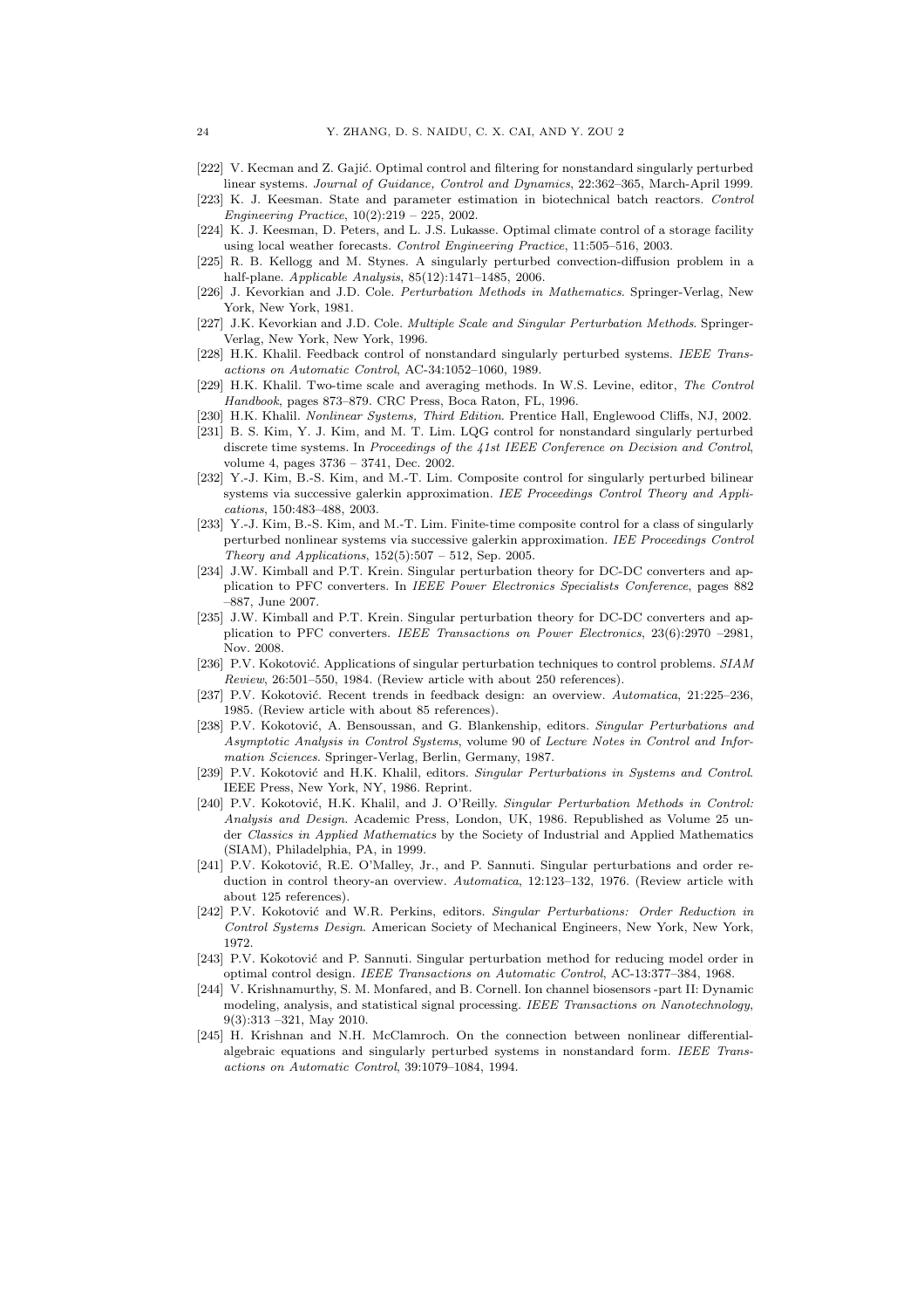[222] V. Kecman and Z. Gajić. Optimal control and filtering for nonstandard singularly perturbed linear systems. *Journal of Guidance, Control and Dynamics*, 22:362–365, March-April 1999.

[223] K. J. Keesman. State and parameter estimation in biotechnical batch reactors. *Control Engineering Practice*, 10(2):219 – 225, 2002.

[224] K. J. Keesman, D. Peters, and L. J.S. Lukasse. Optimal climate control of a storage facility using local weather forecasts. *Control Engineering Practice*, 11:505–516, 2003.

[225] R. B. Kellogg and M. Stynes. A singularly perturbed convection-diffusion problem in a half-plane. *Applicable Analysis*, 85(12):1471–1485, 2006.

[226] J. Kevorkian and J.D. Cole. *Perturbation Methods in Mathematics*. Springer-Verlag, New York, New York, 1981.

[227] J.K. Kevorkian and J.D. Cole. *Multiple Scale and Singular Perturbation Methods*. Springer-Verlag, New York, New York, 1996.

[228] H.K. Khalil. Feedback control of nonstandard singularly perturbed systems. *IEEE Transactions on Automatic Control*, AC-34:1052–1060, 1989.

[229] H.K. Khalil. Two-time scale and averaging methods. In W.S. Levine, editor, *The Control Handbook*, pages 873–879. CRC Press, Boca Raton, FL, 1996.

[230] H.K. Khalil. *Nonlinear Systems, Third Edition*. Prentice Hall, Englewood Cliffs, NJ, 2002.

[231] B. S. Kim, Y. J. Kim, and M. T. Lim. LQG control for nonstandard singularly perturbed discrete time systems. In *Proceedings of the 41st IEEE Conference on Decision and Control*, volume 4, pages 3736 – 3741, Dec. 2002.

[232] Y.-J. Kim, B.-S. Kim, and M.-T. Lim. Composite control for singularly perturbed bilinear systems via successive galerkin approximation. *IEE Proceedings Control Theory and Applications*, 150:483–488, 2003.

[233] Y.-J. Kim, B.-S. Kim, and M.-T. Lim. Finite-time composite control for a class of singularly perturbed nonlinear systems via successive galerkin approximation. *IEE Proceedings Control Theory and Applications*, 152(5):507 – 512, Sep. 2005.

[234] J.W. Kimball and P.T. Krein. Singular perturbation theory for DC-DC converters and application to PFC converters. In *IEEE Power Electronics Specialists Conference*, pages 882 –887, June 2007.

[235] J.W. Kimball and P.T. Krein. Singular perturbation theory for DC-DC converters and application to PFC converters. *IEEE Transactions on Power Electronics*, 23(6):2970 –2981, Nov. 2008.

[236] P.V. Kokotović. Applications of singular perturbation techniques to control problems. *SIAM Review*, 26:501–550, 1984. (Review article with about 250 references).

[237] P.V. Kokotović. Recent trends in feedback design: an overview. *Automatica*, 21:225–236, 1985. (Review article with about 85 references).

[238] P.V. Kokotović, A. Bensoussan, and G. Blankenship, editors. *Singular Perturbations and Asymptotic Analysis in Control Systems*, volume 90 of *Lecture Notes in Control and Information Sciences*. Springer-Verlag, Berlin, Germany, 1987.

[239] P.V. Kokotović and H.K. Khalil, editors. *Singular Perturbations in Systems and Control*. IEEE Press, New York, NY, 1986. Reprint.

[240] P.V. Kokotović, H.K. Khalil, and J. O'Reilly. *Singular Perturbation Methods in Control: Analysis and Design*. Academic Press, London, UK, 1986. Republished as Volume 25 under *Classics in Applied Mathematics* by the Society of Industrial and Applied Mathematics (SIAM), Philadelphia, PA, in 1999.

[241] P.V. Kokotović, R.E. O'Malley, Jr., and P. Sannuti. Singular perturbations and order reduction in control theory-an overview. *Automatica*, 12:123–132, 1976. (Review article with about 125 references).

[242] P.V. Kokotović and W.R. Perkins, editors. *Singular Perturbations: Order Reduction in Control Systems Design*. American Society of Mechanical Engineers, New York, New York, 1972.

[243] P.V. Kokotović and P. Sannuti. Singular perturbation method for reducing model order in optimal control design. *IEEE Transactions on Automatic Control*, AC-13:377–384, 1968.

[244] V. Krishnamurthy, S. M. Monfared, and B. Cornell. Ion channel biosensors -part II: Dynamic modeling, analysis, and statistical signal processing. *IEEE Transactions on Nanotechnology*, 9(3):313 –321, May 2010.

[245] H. Krishnan and N.H. McClamroch. On the connection between nonlinear differential-algebraic equations and singularly perturbed systems in nonstandard form. *IEEE Transactions on Automatic Control*, 39:1079–1084, 1994.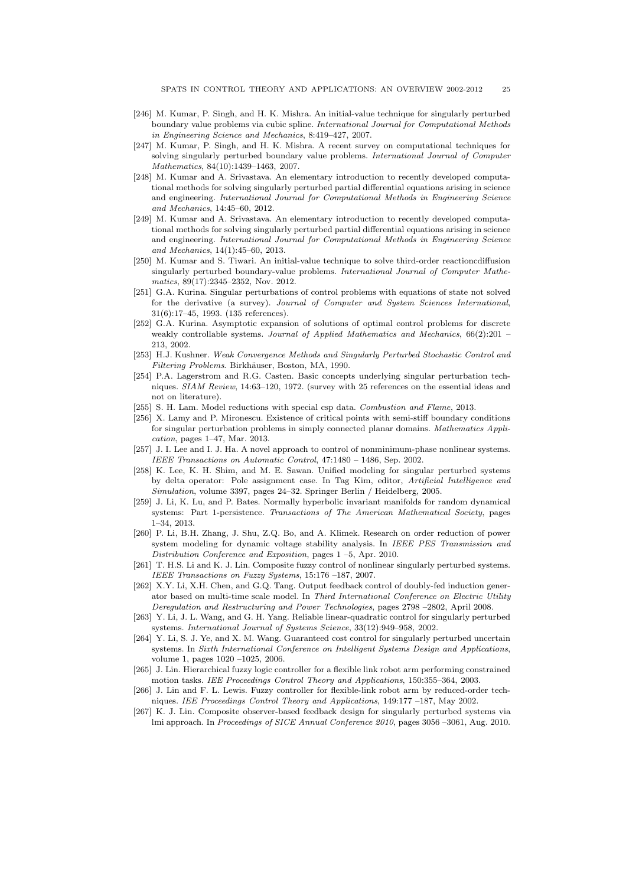- [246] M. Kumar, P. Singh, and H. K. Mishra. An initial-value technique for singularly perturbed boundary value problems via cubic spline. *International Journal for Computational Methods in Engineering Science and Mechanics*, 8:419–427, 2007.
- [247] M. Kumar, P. Singh, and H. K. Mishra. A recent survey on computational techniques for solving singularly perturbed boundary value problems. *International Journal of Computer Mathematics*, 84(10):1439–1463, 2007.
- [248] M. Kumar and A. Srivastava. An elementary introduction to recently developed computational methods for solving singularly perturbed partial differential equations arising in science and engineering. *International Journal for Computational Methods in Engineering Science and Mechanics*, 14:45–60, 2012.
- [249] M. Kumar and A. Srivastava. An elementary introduction to recently developed computational methods for solving singularly perturbed partial differential equations arising in science and engineering. *International Journal for Computational Methods in Engineering Science and Mechanics*, 14(1):45–60, 2013.
- [250] M. Kumar and S. Tiwari. An initial-value technique to solve third-order reactioncdiffusion singularly perturbed boundary-value problems. *International Journal of Computer Mathematics*, 89(17):2345–2352, Nov. 2012.
- [251] G.A. Kurina. Singular perturbations of control problems with equations of state not solved for the derivative (a survey). *Journal of Computer and System Sciences International*, 31(6):17–45, 1993. (135 references).
- [252] G.A. Kurina. Asymptotic expansion of solutions of optimal control problems for discrete weakly controllable systems. *Journal of Applied Mathematics and Mechanics*, 66(2):201 – 213, 2002.
- [253] H.J. Kushner. *Weak Convergence Methods and Singularly Perturbed Stochastic Control and Filtering Problems*. Birkhäuser, Boston, MA, 1990.
- [254] P.A. Lagerstrom and R.G. Casten. Basic concepts underlying singular perturbation techniques. *SIAM Review*, 14:63–120, 1972. (survey with 25 references on the essential ideas and not on literature).
- [255] S. H. Lam. Model reductions with special csp data. *Combustion and Flame*, 2013.
- [256] X. Lamy and P. Mironescu. Existence of critical points with semi-stiff boundary conditions for singular perturbation problems in simply connected planar domains. *Mathematics Application*, pages 1–47, Mar. 2013.
- [257] J. I. Lee and I. J. Ha. A novel approach to control of nonminimum-phase nonlinear systems. *IEEE Transactions on Automatic Control*, 47:1480 – 1486, Sep. 2002.
- [258] K. Lee, K. H. Shim, and M. E. Sawan. Unified modeling for singular perturbed systems by delta operator: Pole assignment case. In Tag Kim, editor, *Artificial Intelligence and Simulation*, volume 3397, pages 24–32. Springer Berlin / Heidelberg, 2005.
- [259] J. Li, K. Lu, and P. Bates. Normally hyperbolic invariant manifolds for random dynamical systems: Part 1-persistence. *Transactions of The American Mathematical Society*, pages 1–34, 2013.
- [260] P. Li, B.H. Zhang, J. Shu, Z.Q. Bo, and A. Klimek. Research on order reduction of power system modeling for dynamic voltage stability analysis. In *IEEE PES Transmission and Distribution Conference and Exposition*, pages 1 –5, Apr. 2010.
- [261] T. H.S. Li and K. J. Lin. Composite fuzzy control of nonlinear singularly perturbed systems. *IEEE Transactions on Fuzzy Systems*, 15:176 –187, 2007.
- [262] X.Y. Li, X.H. Chen, and G.Q. Tang. Output feedback control of doubly-fed induction generator based on multi-time scale model. In *Third International Conference on Electric Utility Deregulation and Restructuring and Power Technologies*, pages 2798 –2802, April 2008.
- [263] Y. Li, J. L. Wang, and G. H. Yang. Reliable linear-quadratic control for singularly perturbed systems. *International Journal of Systems Science*, 33(12):949–958, 2002.
- [264] Y. Li, S. J. Ye, and X. M. Wang. Guaranteed cost control for singularly perturbed uncertain systems. In *Sixth International Conference on Intelligent Systems Design and Applications*, volume 1, pages 1020 –1025, 2006.
- [265] J. Lin. Hierarchical fuzzy logic controller for a flexible link robot arm performing constrained motion tasks. *IEE Proceedings Control Theory and Applications*, 150:355–364, 2003.
- [266] J. Lin and F. L. Lewis. Fuzzy controller for flexible-link robot arm by reduced-order techniques. *IEE Proceedings Control Theory and Applications*, 149:177 –187, May 2002.
- [267] K. J. Lin. Composite observer-based feedback design for singularly perturbed systems via lmi approach. In *Proceedings of SICE Annual Conference 2010*, pages 3056 –3061, Aug. 2010.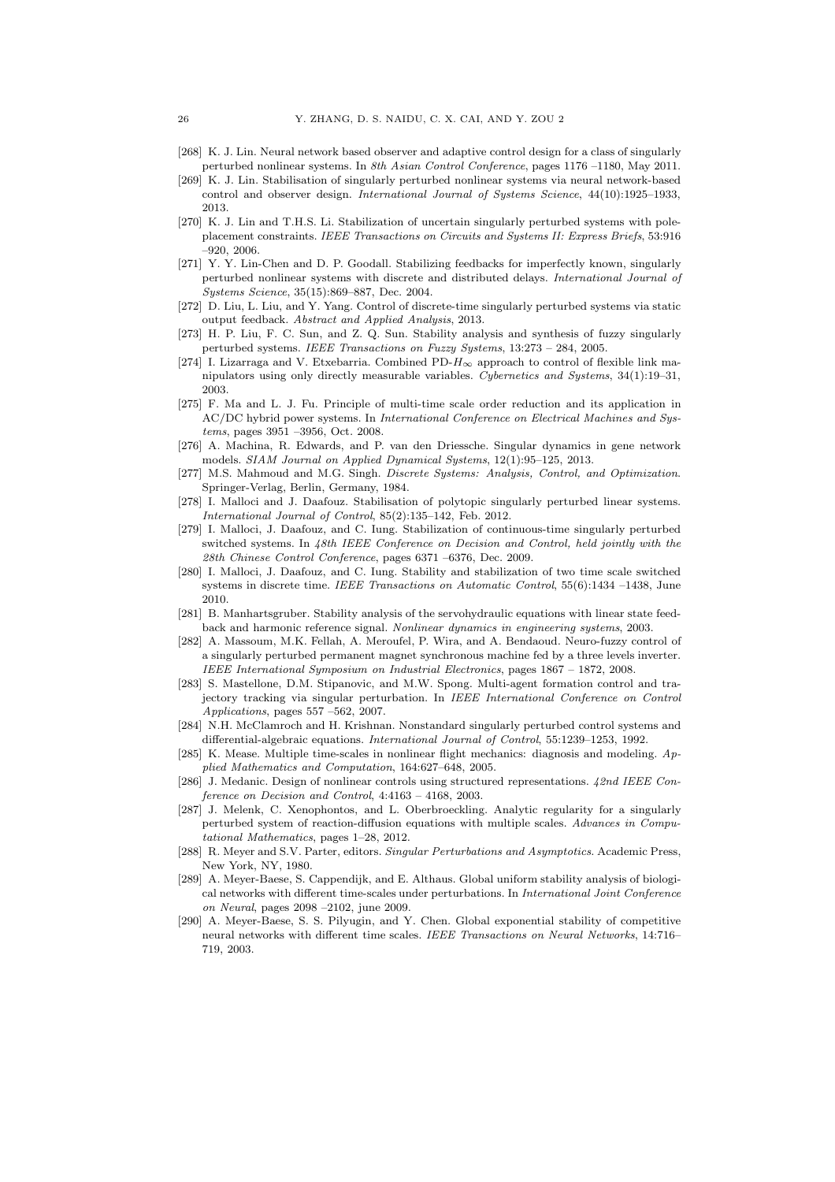[268] K. J. Lin. Neural network based observer and adaptive control design for a class of singularly perturbed nonlinear systems. In *8th Asian Control Conference*, pages 1176 –1180, May 2011.

[269] K. J. Lin. Stabilisation of singularly perturbed nonlinear systems via neural network-based control and observer design. *International Journal of Systems Science*, 44(10):1925–1933, 2013.

[270] K. J. Lin and T.H.S. Li. Stabilization of uncertain singularly perturbed systems with pole-placement constraints. *IEEE Transactions on Circuits and Systems II: Express Briefs*, 53:916 –920, 2006.

[271] Y. Y. Lin-Chen and D. P. Goodall. Stabilizing feedbacks for imperfectly known, singularly perturbed nonlinear systems with discrete and distributed delays. *International Journal of Systems Science*, 35(15):869–887, Dec. 2004.

[272] D. Liu, L. Liu, and Y. Yang. Control of discrete-time singularly perturbed systems via static output feedback. *Abstract and Applied Analysis*, 2013.

[273] H. P. Liu, F. C. Sun, and Z. Q. Sun. Stability analysis and synthesis of fuzzy singularly perturbed systems. *IEEE Transactions on Fuzzy Systems*, 13:273 – 284, 2005.

[274] I. Lizarraga and V. Etxebarria. Combined PD-$H_\infty$ approach to control of flexible link manipulators using only directly measurable variables. *Cybernetics and Systems*, 34(1):19–31, 2003.

[275] F. Ma and L. J. Fu. Principle of multi-time scale order reduction and its application in AC/DC hybrid power systems. In *International Conference on Electrical Machines and Systems*, pages 3951 –3956, Oct. 2008.

[276] A. Machina, R. Edwards, and P. van den Driessche. Singular dynamics in gene network models. *SIAM Journal on Applied Dynamical Systems*, 12(1):95–125, 2013.

[277] M.S. Mahmoud and M.G. Singh. *Discrete Systems: Analysis, Control, and Optimization*. Springer-Verlag, Berlin, Germany, 1984.

[278] I. Malloci and J. Daafouz. Stabilisation of polytopic singularly perturbed linear systems. *International Journal of Control*, 85(2):135–142, Feb. 2012.

[279] I. Malloci, J. Daafouz, and C. Iung. Stabilization of continuous-time singularly perturbed switched systems. In *48th IEEE Conference on Decision and Control, held jointly with the 28th Chinese Control Conference*, pages 6371 –6376, Dec. 2009.

[280] I. Malloci, J. Daafouz, and C. Iung. Stability and stabilization of two time scale switched systems in discrete time. *IEEE Transactions on Automatic Control*, 55(6):1434 –1438, June 2010.

[281] B. Manhartsgruber. Stability analysis of the servohydraulic equations with linear state feedback and harmonic reference signal. *Nonlinear dynamics in engineering systems*, 2003.

[282] A. Massoum, M.K. Fellah, A. Meroufel, P. Wira, and A. Bendaoud. Neuro-fuzzy control of a singularly perturbed permanent magnet synchronous machine fed by a three levels inverter. *IEEE International Symposium on Industrial Electronics*, pages 1867 – 1872, 2008.

[283] S. Mastellone, D.M. Stipanovic, and M.W. Spong. Multi-agent formation control and trajectory tracking via singular perturbation. In *IEEE International Conference on Control Applications*, pages 557 –562, 2007.

[284] N.H. McClamroch and H. Krishnan. Nonstandard singularly perturbed control systems and differential-algebraic equations. *International Journal of Control*, 55:1239–1253, 1992.

[285] K. Mease. Multiple time-scales in nonlinear flight mechanics: diagnosis and modeling. *Applied Mathematics and Computation*, 164:627–648, 2005.

[286] J. Medanic. Design of nonlinear controls using structured representations. *42nd IEEE Conference on Decision and Control*, 4:4163 – 4168, 2003.

[287] J. Melenk, C. Xenophontos, and L. Oberbroeckling. Analytic regularity for a singularly perturbed system of reaction-diffusion equations with multiple scales. *Advances in Computational Mathematics*, pages 1–28, 2012.

[288] R. Meyer and S.V. Parter, editors. *Singular Perturbations and Asymptotics*. Academic Press, New York, NY, 1980.

[289] A. Meyer-Baese, S. Cappendijk, and E. Althaus. Global uniform stability analysis of biological networks with different time-scales under perturbations. In *International Joint Conference on Neural*, pages 2098 –2102, june 2009.

[290] A. Meyer-Baese, S. S. Pilyugin, and Y. Chen. Global exponential stability of competitive neural networks with different time scales. *IEEE Transactions on Neural Networks*, 14:716–719, 2003.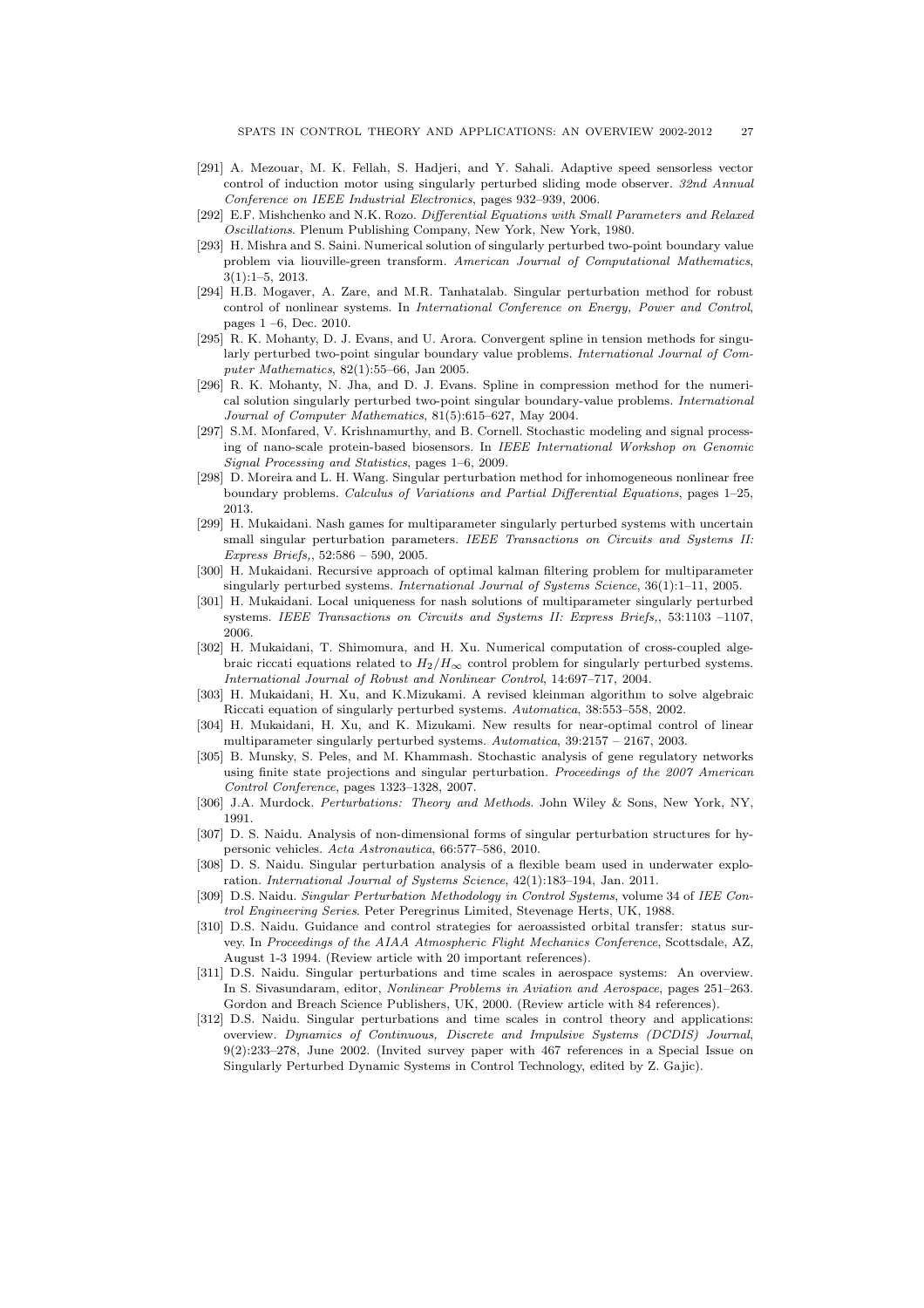[291] A. Mezouar, M. K. Fellah, S. Hadjeri, and Y. Sahali. Adaptive speed sensorless vector control of induction motor using singularly perturbed sliding mode observer. *32nd Annual Conference on IEEE Industrial Electronics*, pages 932–939, 2006.

[292] E.F. Mishchenko and N.K. Rozo. *Differential Equations with Small Parameters and Relaxed Oscillations*. Plenum Publishing Company, New York, New York, 1980.

[293] H. Mishra and S. Saini. Numerical solution of singularly perturbed two-point boundary value problem via liouville-green transform. *American Journal of Computational Mathematics*, 3(1):1–5, 2013.

[294] H.B. Mogaver, A. Zare, and M.R. Tanhatalab. Singular perturbation method for robust control of nonlinear systems. In *International Conference on Energy, Power and Control*, pages 1 –6, Dec. 2010.

[295] R. K. Mohanty, D. J. Evans, and U. Arora. Convergent spline in tension methods for singularly perturbed two-point singular boundary value problems. *International Journal of Computer Mathematics*, 82(1):55–66, Jan 2005.

[296] R. K. Mohanty, N. Jha, and D. J. Evans. Spline in compression method for the numerical solution singularly perturbed two-point singular boundary-value problems. *International Journal of Computer Mathematics*, 81(5):615–627, May 2004.

[297] S.M. Monfared, V. Krishnamurthy, and B. Cornell. Stochastic modeling and signal processing of nano-scale protein-based biosensors. In *IEEE International Workshop on Genomic Signal Processing and Statistics*, pages 1–6, 2009.

[298] D. Moreira and L. H. Wang. Singular perturbation method for inhomogeneous nonlinear free boundary problems. *Calculus of Variations and Partial Differential Equations*, pages 1–25, 2013.

[299] H. Mukaidani. Nash games for multiparameter singularly perturbed systems with uncertain small singular perturbation parameters. *IEEE Transactions on Circuits and Systems II: Express Briefs,*, 52:586 – 590, 2005.

[300] H. Mukaidani. Recursive approach of optimal kalman filtering problem for multiparameter singularly perturbed systems. *International Journal of Systems Science*, 36(1):1–11, 2005.

[301] H. Mukaidani. Local uniqueness for nash solutions of multiparameter singularly perturbed systems. *IEEE Transactions on Circuits and Systems II: Express Briefs,*, 53:1103 –1107, 2006.

[302] H. Mukaidani, T. Shimomura, and H. Xu. Numerical computation of cross-coupled algebraic riccati equations related to $H_2/H_\infty$ control problem for singularly perturbed systems. *International Journal of Robust and Nonlinear Control*, 14:697–717, 2004.

[303] H. Mukaidani, H. Xu, and K.Mizukami. A revised kleinman algorithm to solve algebraic Riccati equation of singularly perturbed systems. *Automatica*, 38:553–558, 2002.

[304] H. Mukaidani, H. Xu, and K. Mizukami. New results for near-optimal control of linear multiparameter singularly perturbed systems. *Automatica*, 39:2157 – 2167, 2003.

[305] B. Munsky, S. Peles, and M. Khammash. Stochastic analysis of gene regulatory networks using finite state projections and singular perturbation. *Proceedings of the 2007 American Control Conference*, pages 1323–1328, 2007.

[306] J.A. Murdock. *Perturbations: Theory and Methods*. John Wiley & Sons, New York, NY, 1991.

[307] D. S. Naidu. Analysis of non-dimensional forms of singular perturbation structures for hypersonic vehicles. *Acta Astronautica*, 66:577–586, 2010.

[308] D. S. Naidu. Singular perturbation analysis of a flexible beam used in underwater exploration. *International Journal of Systems Science*, 42(1):183–194, Jan. 2011.

[309] D.S. Naidu. *Singular Perturbation Methodology in Control Systems*, volume 34 of *IEE Control Engineering Series*. Peter Peregrinus Limited, Stevenage Herts, UK, 1988.

[310] D.S. Naidu. Guidance and control strategies for aeroassisted orbital transfer: status survey. In *Proceedings of the AIAA Atmospheric Flight Mechanics Conference*, Scottsdale, AZ, August 1-3 1994. (Review article with 20 important references).

[311] D.S. Naidu. Singular perturbations and time scales in aerospace systems: An overview. In S. Sivasundaram, editor, *Nonlinear Problems in Aviation and Aerospace*, pages 251–263. Gordon and Breach Science Publishers, UK, 2000. (Review article with 84 references).

[312] D.S. Naidu. Singular perturbations and time scales in control theory and applications: overview. *Dynamics of Continuous, Discrete and Impulsive Systems (DCDIS) Journal*, 9(2):233–278, June 2002. (Invited survey paper with 467 references in a Special Issue on Singularly Perturbed Dynamic Systems in Control Technology, edited by Z. Gajic).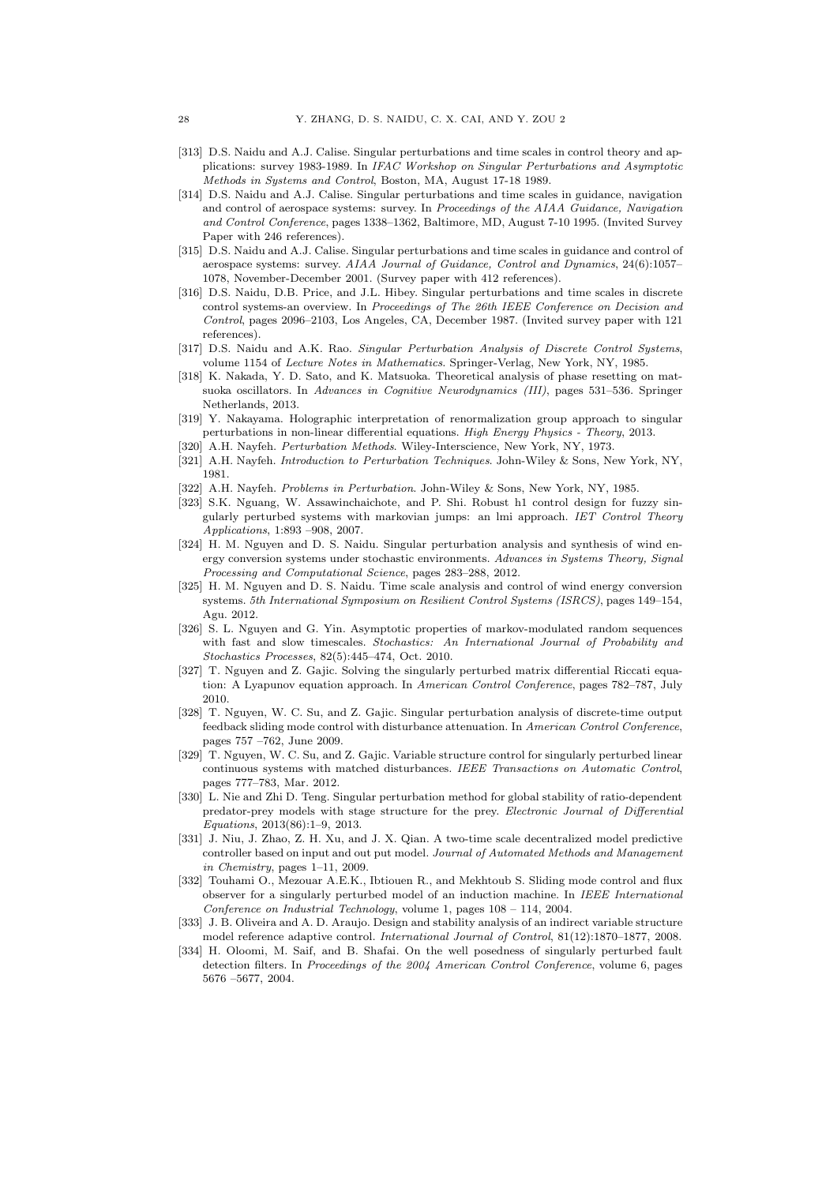- [313] D.S. Naidu and A.J. Calise. Singular perturbations and time scales in control theory and applications: survey 1983-1989. In *IFAC Workshop on Singular Perturbations and Asymptotic Methods in Systems and Control*, Boston, MA, August 17-18 1989.
- [314] D.S. Naidu and A.J. Calise. Singular perturbations and time scales in guidance, navigation and control of aerospace systems: survey. In *Proceedings of the AIAA Guidance, Navigation and Control Conference*, pages 1338–1362, Baltimore, MD, August 7-10 1995. (Invited Survey Paper with 246 references).
- [315] D.S. Naidu and A.J. Calise. Singular perturbations and time scales in guidance and control of aerospace systems: survey. *AIAA Journal of Guidance, Control and Dynamics*, 24(6):1057–1078, November-December 2001. (Survey paper with 412 references).
- [316] D.S. Naidu, D.B. Price, and J.L. Hibey. Singular perturbations and time scales in discrete control systems-an overview. In *Proceedings of The 26th IEEE Conference on Decision and Control*, pages 2096–2103, Los Angeles, CA, December 1987. (Invited survey paper with 121 references).
- [317] D.S. Naidu and A.K. Rao. *Singular Perturbation Analysis of Discrete Control Systems*, volume 1154 of *Lecture Notes in Mathematics*. Springer-Verlag, New York, NY, 1985.
- [318] K. Nakada, Y. D. Sato, and K. Matsuoka. Theoretical analysis of phase resetting on matsuoka oscillators. In *Advances in Cognitive Neurodynamics (III)*, pages 531–536. Springer Netherlands, 2013.
- [319] Y. Nakayama. Holographic interpretation of renormalization group approach to singular perturbations in non-linear differential equations. *High Energy Physics - Theory*, 2013.
- [320] A.H. Nayfeh. *Perturbation Methods*. Wiley-Interscience, New York, NY, 1973.
- [321] A.H. Nayfeh. *Introduction to Perturbation Techniques*. John-Wiley & Sons, New York, NY, 1981.
- [322] A.H. Nayfeh. *Problems in Perturbation*. John-Wiley & Sons, New York, NY, 1985.
- [323] S.K. Nguang, W. Assawinchaichote, and P. Shi. Robust h1 control design for fuzzy singularly perturbed systems with markovian jumps: an lmi approach. *IET Control Theory Applications*, 1:893 –908, 2007.
- [324] H. M. Nguyen and D. S. Naidu. Singular perturbation analysis and synthesis of wind energy conversion systems under stochastic environments. *Advances in Systems Theory, Signal Processing and Computational Science*, pages 283–288, 2012.
- [325] H. M. Nguyen and D. S. Naidu. Time scale analysis and control of wind energy conversion systems. *5th International Symposium on Resilient Control Systems (ISRCS)*, pages 149–154, Agu. 2012.
- [326] S. L. Nguyen and G. Yin. Asymptotic properties of markov-modulated random sequences with fast and slow timescales. *Stochastics: An International Journal of Probability and Stochastics Processes*, 82(5):445–474, Oct. 2010.
- [327] T. Nguyen and Z. Gajic. Solving the singularly perturbed matrix differential Riccati equation: A Lyapunov equation approach. In *American Control Conference*, pages 782–787, July 2010.
- [328] T. Nguyen, W. C. Su, and Z. Gajic. Singular perturbation analysis of discrete-time output feedback sliding mode control with disturbance attenuation. In *American Control Conference*, pages 757 –762, June 2009.
- [329] T. Nguyen, W. C. Su, and Z. Gajic. Variable structure control for singularly perturbed linear continuous systems with matched disturbances. *IEEE Transactions on Automatic Control*, pages 777–783, Mar. 2012.
- [330] L. Nie and Zhi D. Teng. Singular perturbation method for global stability of ratio-dependent predator-prey models with stage structure for the prey. *Electronic Journal of Differential Equations*, 2013(86):1–9, 2013.
- [331] J. Niu, J. Zhao, Z. H. Xu, and J. X. Qian. A two-time scale decentralized model predictive controller based on input and out put model. *Journal of Automated Methods and Management in Chemistry*, pages 1–11, 2009.
- [332] Touhami O., Mezouar A.E.K., Ibtiouen R., and Mekhtoub S. Sliding mode control and flux observer for a singularly perturbed model of an induction machine. In *IEEE International Conference on Industrial Technology*, volume 1, pages 108 – 114, 2004.
- [333] J. B. Oliveira and A. D. Araujo. Design and stability analysis of an indirect variable structure model reference adaptive control. *International Journal of Control*, 81(12):1870–1877, 2008.
- [334] H. Oloomi, M. Saif, and B. Shafai. On the well posedness of singularly perturbed fault detection filters. In *Proceedings of the 2004 American Control Conference*, volume 6, pages 5676 –5677, 2004.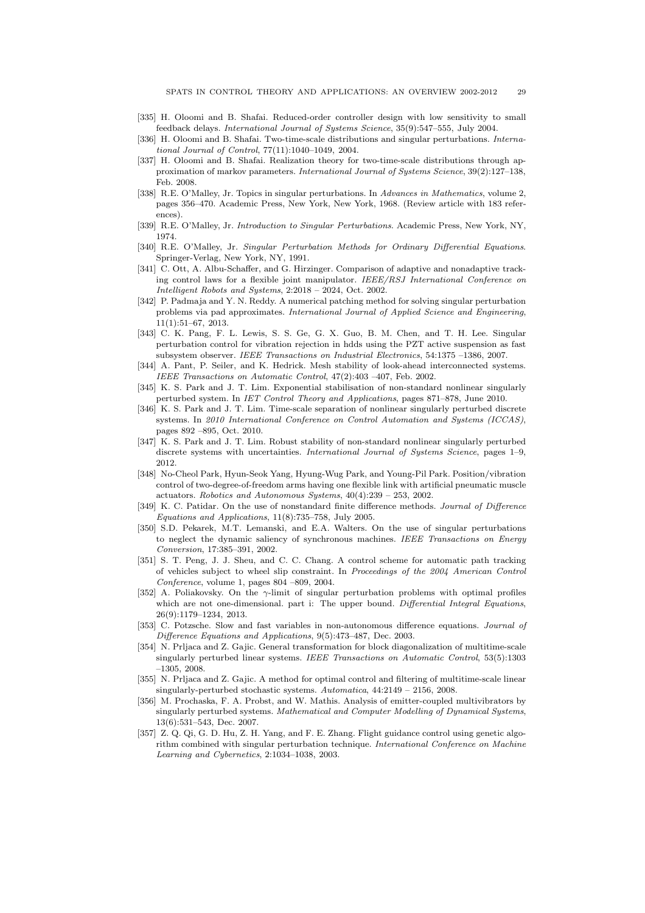[335] H. Oloomi and B. Shafai. Reduced-order controller design with low sensitivity to small feedback delays. *International Journal of Systems Science*, 35(9):547–555, July 2004.

[336] H. Oloomi and B. Shafai. Two-time-scale distributions and singular perturbations. *International Journal of Control*, 77(11):1040–1049, 2004.

[337] H. Oloomi and B. Shafai. Realization theory for two-time-scale distributions through approximation of markov parameters. *International Journal of Systems Science*, 39(2):127–138, Feb. 2008.

[338] R.E. O'Malley, Jr. Topics in singular perturbations. In *Advances in Mathematics*, volume 2, pages 356–470. Academic Press, New York, New York, 1968. (Review article with 183 references).

[339] R.E. O'Malley, Jr. *Introduction to Singular Perturbations*. Academic Press, New York, NY, 1974.

[340] R.E. O'Malley, Jr. *Singular Perturbation Methods for Ordinary Differential Equations*. Springer-Verlag, New York, NY, 1991.

[341] C. Ott, A. Albu-Schaffer, and G. Hirzinger. Comparison of adaptive and nonadaptive tracking control laws for a flexible joint manipulator. *IEEE/RSJ International Conference on Intelligent Robots and Systems*, 2:2018 – 2024, Oct. 2002.

[342] P. Padmaja and Y. N. Reddy. A numerical patching method for solving singular perturbation problems via pad approximates. *International Journal of Applied Science and Engineering*, 11(1):51–67, 2013.

[343] C. K. Pang, F. L. Lewis, S. S. Ge, G. X. Guo, B. M. Chen, and T. H. Lee. Singular perturbation control for vibration rejection in hdds using the PZT active suspension as fast subsystem observer. *IEEE Transactions on Industrial Electronics*, 54:1375 –1386, 2007.

[344] A. Pant, P. Seiler, and K. Hedrick. Mesh stability of look-ahead interconnected systems. *IEEE Transactions on Automatic Control*, 47(2):403 –407, Feb. 2002.

[345] K. S. Park and J. T. Lim. Exponential stabilisation of non-standard nonlinear singularly perturbed system. In *IET Control Theory and Applications*, pages 871–878, June 2010.

[346] K. S. Park and J. T. Lim. Time-scale separation of nonlinear singularly perturbed discrete systems. In *2010 International Conference on Control Automation and Systems (ICCAS)*, pages 892 –895, Oct. 2010.

[347] K. S. Park and J. T. Lim. Robust stability of non-standard nonlinear singularly perturbed discrete systems with uncertainties. *International Journal of Systems Science*, pages 1–9, 2012.

[348] No-Cheol Park, Hyun-Seok Yang, Hyung-Wug Park, and Young-Pil Park. Position/vibration control of two-degree-of-freedom arms having one flexible link with artificial pneumatic muscle actuators. *Robotics and Autonomous Systems*, 40(4):239 – 253, 2002.

[349] K. C. Patidar. On the use of nonstandard finite difference methods. *Journal of Difference Equations and Applications*, 11(8):735–758, July 2005.

[350] S.D. Pekarek, M.T. Lemanski, and E.A. Walters. On the use of singular perturbations to neglect the dynamic saliency of synchronous machines. *IEEE Transactions on Energy Conversion*, 17:385–391, 2002.

[351] S. T. Peng, J. J. Sheu, and C. C. Chang. A control scheme for automatic path tracking of vehicles subject to wheel slip constraint. In *Proceedings of the 2004 American Control Conference*, volume 1, pages 804 –809, 2004.

[352] A. Poliakovsky. On the $\gamma$-limit of singular perturbation problems with optimal profiles which are not one-dimensional. part i: The upper bound. *Differential Integral Equations*, 26(9):1179–1234, 2013.

[353] C. Potzsche. Slow and fast variables in non-autonomous difference equations. *Journal of Difference Equations and Applications*, 9(5):473–487, Dec. 2003.

[354] N. Prljaca and Z. Gajic. General transformation for block diagonalization of multitime-scale singularly perturbed linear systems. *IEEE Transactions on Automatic Control*, 53(5):1303 –1305, 2008.

[355] N. Prljaca and Z. Gajic. A method for optimal control and filtering of multitime-scale linear singularly-perturbed stochastic systems. *Automatica*, 44:2149 – 2156, 2008.

[356] M. Prochaska, F. A. Probst, and W. Mathis. Analysis of emitter-coupled multivibrators by singularly perturbed systems. *Mathematical and Computer Modelling of Dynamical Systems*, 13(6):531–543, Dec. 2007.

[357] Z. Q. Qi, G. D. Hu, Z. H. Yang, and F. E. Zhang. Flight guidance control using genetic algorithm combined with singular perturbation technique. *International Conference on Machine Learning and Cybernetics*, 2:1034–1038, 2003.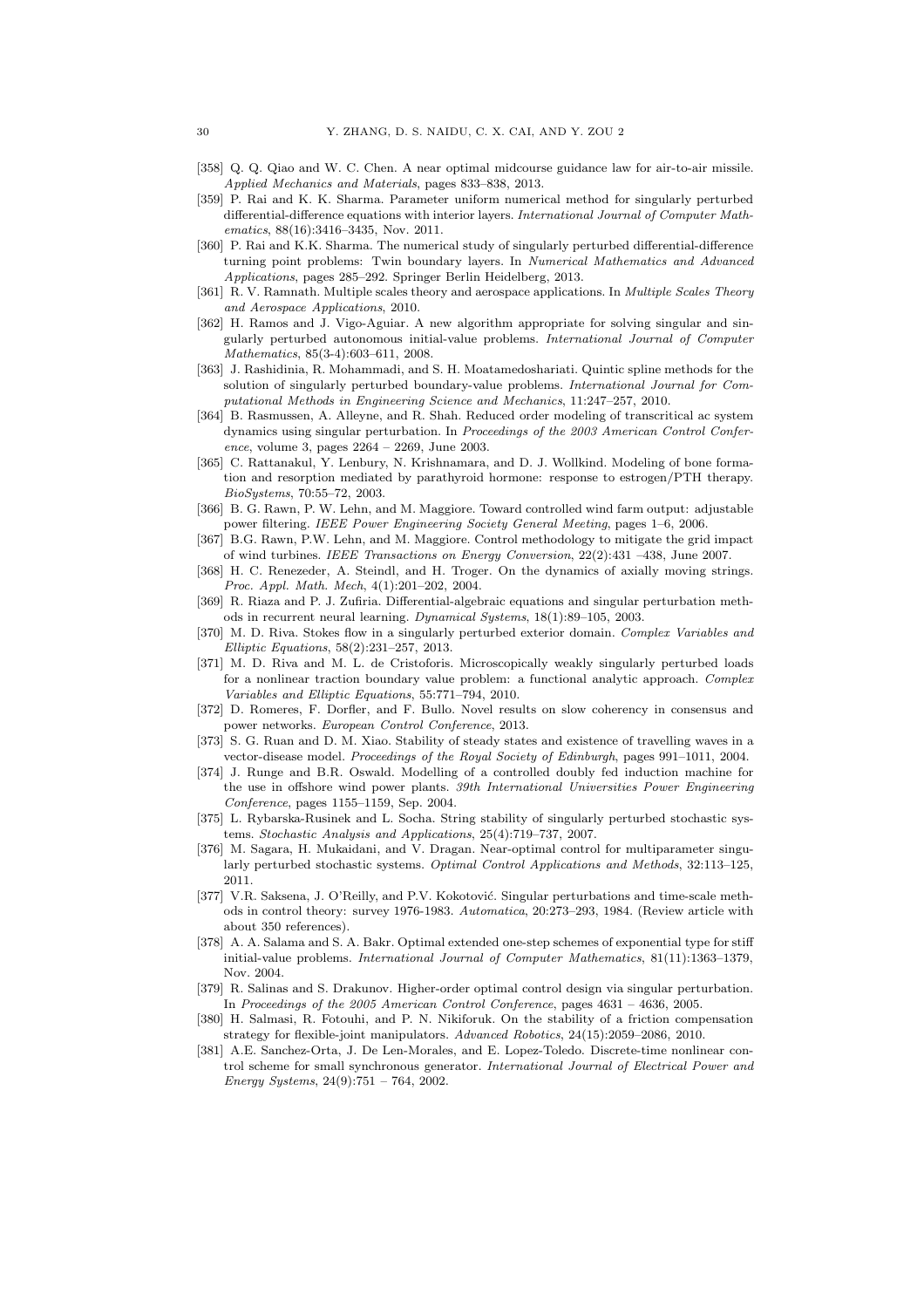[358] Q. Q. Qiao and W. C. Chen. A near optimal midcourse guidance law for air-to-air missile. *Applied Mechanics and Materials*, pages 833–838, 2013.

[359] P. Rai and K. K. Sharma. Parameter uniform numerical method for singularly perturbed differential-difference equations with interior layers. *International Journal of Computer Mathematics*, 88(16):3416–3435, Nov. 2011.

[360] P. Rai and K.K. Sharma. The numerical study of singularly perturbed differential-difference turning point problems: Twin boundary layers. In *Numerical Mathematics and Advanced Applications*, pages 285–292. Springer Berlin Heidelberg, 2013.

[361] R. V. Ramnath. Multiple scales theory and aerospace applications. In *Multiple Scales Theory and Aerospace Applications*, 2010.

[362] H. Ramos and J. Vigo-Aguiar. A new algorithm appropriate for solving singular and singularly perturbed autonomous initial-value problems. *International Journal of Computer Mathematics*, 85(3-4):603–611, 2008.

[363] J. Rashidinia, R. Mohammadi, and S. H. Moatamedoshariati. Quintic spline methods for the solution of singularly perturbed boundary-value problems. *International Journal for Computational Methods in Engineering Science and Mechanics*, 11:247–257, 2010.

[364] B. Rasmussen, A. Alleyne, and R. Shah. Reduced order modeling of transcritical ac system dynamics using singular perturbation. In *Proceedings of the 2003 American Control Conference*, volume 3, pages 2264 – 2269, June 2003.

[365] C. Rattanakul, Y. Lenbury, N. Krishnamara, and D. J. Wollkind. Modeling of bone formation and resorption mediated by parathyroid hormone: response to estrogen/PTH therapy. *BioSystems*, 70:55–72, 2003.

[366] B. G. Rawn, P. W. Lehn, and M. Maggiore. Toward controlled wind farm output: adjustable power filtering. *IEEE Power Engineering Society General Meeting*, pages 1–6, 2006.

[367] B.G. Rawn, P.W. Lehn, and M. Maggiore. Control methodology to mitigate the grid impact of wind turbines. *IEEE Transactions on Energy Conversion*, 22(2):431 –438, June 2007.

[368] H. C. Renezeder, A. Steindl, and H. Troger. On the dynamics of axially moving strings. *Proc. Appl. Math. Mech*, 4(1):201–202, 2004.

[369] R. Riaza and P. J. Zufiria. Differential-algebraic equations and singular perturbation methods in recurrent neural learning. *Dynamical Systems*, 18(1):89–105, 2003.

[370] M. D. Riva. Stokes flow in a singularly perturbed exterior domain. *Complex Variables and Elliptic Equations*, 58(2):231–257, 2013.

[371] M. D. Riva and M. L. de Cristoforis. Microscopically weakly singularly perturbed loads for a nonlinear traction boundary value problem: a functional analytic approach. *Complex Variables and Elliptic Equations*, 55:771–794, 2010.

[372] D. Romeres, F. Dorfler, and F. Bullo. Novel results on slow coherency in consensus and power networks. *European Control Conference*, 2013.

[373] S. G. Ruan and D. M. Xiao. Stability of steady states and existence of travelling waves in a vector-disease model. *Proceedings of the Royal Society of Edinburgh*, pages 991–1011, 2004.

[374] J. Runge and B.R. Oswald. Modelling of a controlled doubly fed induction machine for the use in offshore wind power plants. *39th International Universities Power Engineering Conference*, pages 1155–1159, Sep. 2004.

[375] L. Rybarska-Rusinek and L. Socha. String stability of singularly perturbed stochastic systems. *Stochastic Analysis and Applications*, 25(4):719–737, 2007.

[376] M. Sagara, H. Mukaidani, and V. Dragan. Near-optimal control for multiparameter singularly perturbed stochastic systems. *Optimal Control Applications and Methods*, 32:113–125, 2011.

[377] V.R. Saksena, J. O'Reilly, and P.V. Kokotović. Singular perturbations and time-scale methods in control theory: survey 1976-1983. *Automatica*, 20:273–293, 1984. (Review article with about 350 references).

[378] A. A. Salama and S. A. Bakr. Optimal extended one-step schemes of exponential type for stiff initial-value problems. *International Journal of Computer Mathematics*, 81(11):1363–1379, Nov. 2004.

[379] R. Salinas and S. Drakunov. Higher-order optimal control design via singular perturbation. In *Proceedings of the 2005 American Control Conference*, pages 4631 – 4636, 2005.

[380] H. Salmasi, R. Fotouhi, and P. N. Nikiforuk. On the stability of a friction compensation strategy for flexible-joint manipulators. *Advanced Robotics*, 24(15):2059–2086, 2010.

[381] A.E. Sanchez-Orta, J. De Len-Morales, and E. Lopez-Toledo. Discrete-time nonlinear control scheme for small synchronous generator. *International Journal of Electrical Power and Energy Systems*, 24(9):751 – 764, 2002.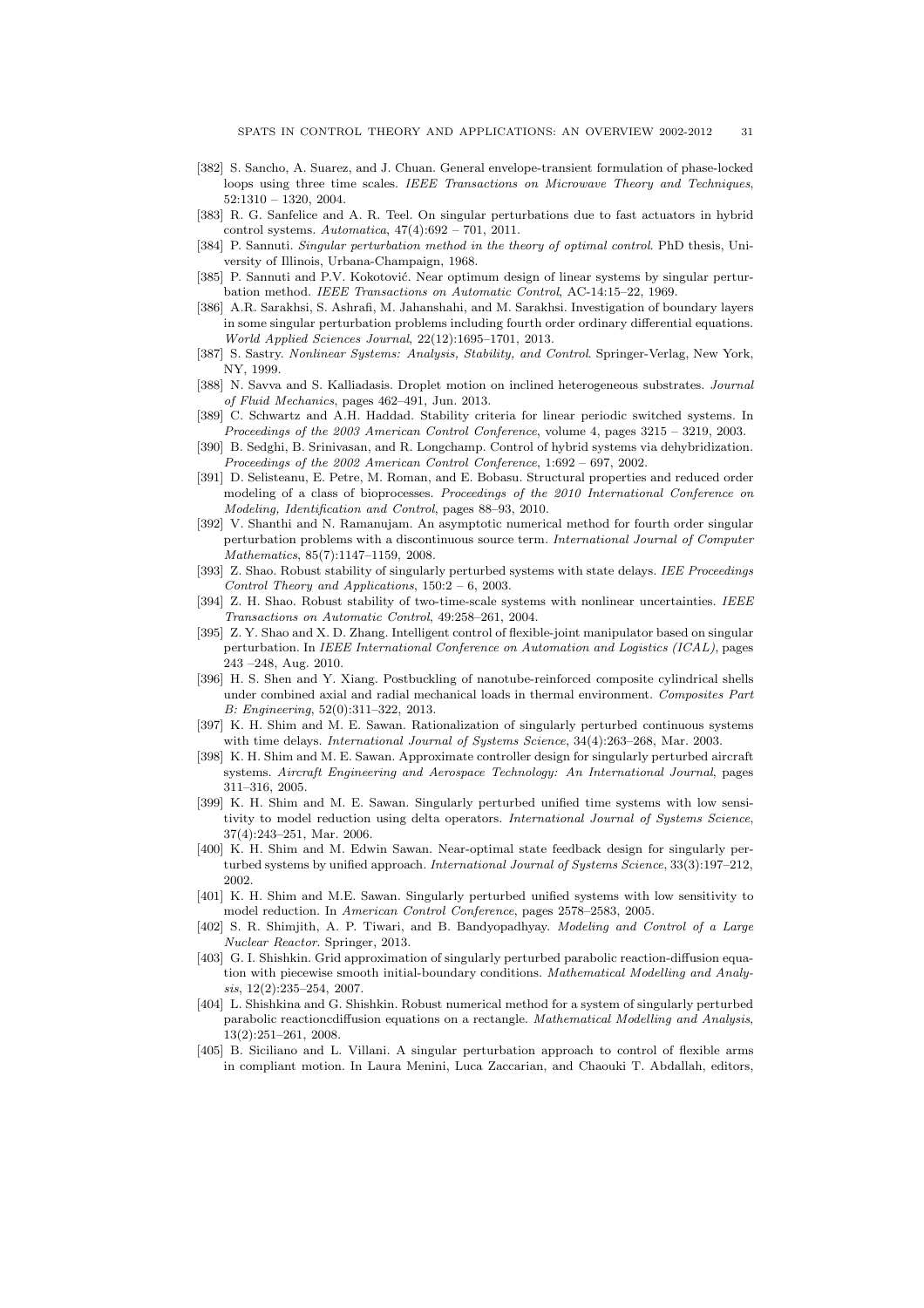- [382] S. Sancho, A. Suarez, and J. Chuan. General envelope-transient formulation of phase-locked loops using three time scales. *IEEE Transactions on Microwave Theory and Techniques*, 52:1310 – 1320, 2004.
- [383] R. G. Sanfelice and A. R. Teel. On singular perturbations due to fast actuators in hybrid control systems. *Automatica*, 47(4):692 – 701, 2011.
- [384] P. Sannuti. *Singular perturbation method in the theory of optimal control*. PhD thesis, University of Illinois, Urbana-Champaign, 1968.
- [385] P. Sannuti and P.V. Kokotović. Near optimum design of linear systems by singular perturbation method. *IEEE Transactions on Automatic Control*, AC-14:15–22, 1969.
- [386] A.R. Sarakhsi, S. Ashrafi, M. Jahanshahi, and M. Sarakhsi. Investigation of boundary layers in some singular perturbation problems including fourth order ordinary differential equations. *World Applied Sciences Journal*, 22(12):1695–1701, 2013.
- [387] S. Sastry. *Nonlinear Systems: Analysis, Stability, and Control*. Springer-Verlag, New York, NY, 1999.
- [388] N. Savva and S. Kalliadasis. Droplet motion on inclined heterogeneous substrates. *Journal of Fluid Mechanics*, pages 462–491, Jun. 2013.
- [389] C. Schwartz and A.H. Haddad. Stability criteria for linear periodic switched systems. In *Proceedings of the 2003 American Control Conference*, volume 4, pages 3215 – 3219, 2003.
- [390] B. Sedghi, B. Srinivasan, and R. Longchamp. Control of hybrid systems via dehybridization. *Proceedings of the 2002 American Control Conference*, 1:692 – 697, 2002.
- [391] D. Selisteanu, E. Petre, M. Roman, and E. Bobasu. Structural properties and reduced order modeling of a class of bioprocesses. *Proceedings of the 2010 International Conference on Modeling, Identification and Control*, pages 88–93, 2010.
- [392] V. Shanthi and N. Ramanujam. An asymptotic numerical method for fourth order singular perturbation problems with a discontinuous source term. *International Journal of Computer Mathematics*, 85(7):1147–1159, 2008.
- [393] Z. Shao. Robust stability of singularly perturbed systems with state delays. *IEE Proceedings Control Theory and Applications*, 150:2 – 6, 2003.
- [394] Z. H. Shao. Robust stability of two-time-scale systems with nonlinear uncertainties. *IEEE Transactions on Automatic Control*, 49:258–261, 2004.
- [395] Z. Y. Shao and X. D. Zhang. Intelligent control of flexible-joint manipulator based on singular perturbation. In *IEEE International Conference on Automation and Logistics (ICAL)*, pages 243 –248, Aug. 2010.
- [396] H. S. Shen and Y. Xiang. Postbuckling of nanotube-reinforced composite cylindrical shells under combined axial and radial mechanical loads in thermal environment. *Composites Part B: Engineering*, 52(0):311–322, 2013.
- [397] K. H. Shim and M. E. Sawan. Rationalization of singularly perturbed continuous systems with time delays. *International Journal of Systems Science*, 34(4):263–268, Mar. 2003.
- [398] K. H. Shim and M. E. Sawan. Approximate controller design for singularly perturbed aircraft systems. *Aircraft Engineering and Aerospace Technology: An International Journal*, pages 311–316, 2005.
- [399] K. H. Shim and M. E. Sawan. Singularly perturbed unified time systems with low sensitivity to model reduction using delta operators. *International Journal of Systems Science*, 37(4):243–251, Mar. 2006.
- [400] K. H. Shim and M. Edwin Sawan. Near-optimal state feedback design for singularly perturbed systems by unified approach. *International Journal of Systems Science*, 33(3):197–212, 2002.
- [401] K. H. Shim and M.E. Sawan. Singularly perturbed unified systems with low sensitivity to model reduction. In *American Control Conference*, pages 2578–2583, 2005.
- [402] S. R. Shimjith, A. P. Tiwari, and B. Bandyopadhyay. *Modeling and Control of a Large Nuclear Reactor*. Springer, 2013.
- [403] G. I. Shishkin. Grid approximation of singularly perturbed parabolic reaction-diffusion equation with piecewise smooth initial-boundary conditions. *Mathematical Modelling and Analysis*, 12(2):235–254, 2007.
- [404] L. Shishkina and G. Shishkin. Robust numerical method for a system of singularly perturbed parabolic reactioncdiffusion equations on a rectangle. *Mathematical Modelling and Analysis*, 13(2):251–261, 2008.
- [405] B. Siciliano and L. Villani. A singular perturbation approach to control of flexible arms in compliant motion. In Laura Menini, Luca Zaccarian, and Chaouki T. Abdallah, editors,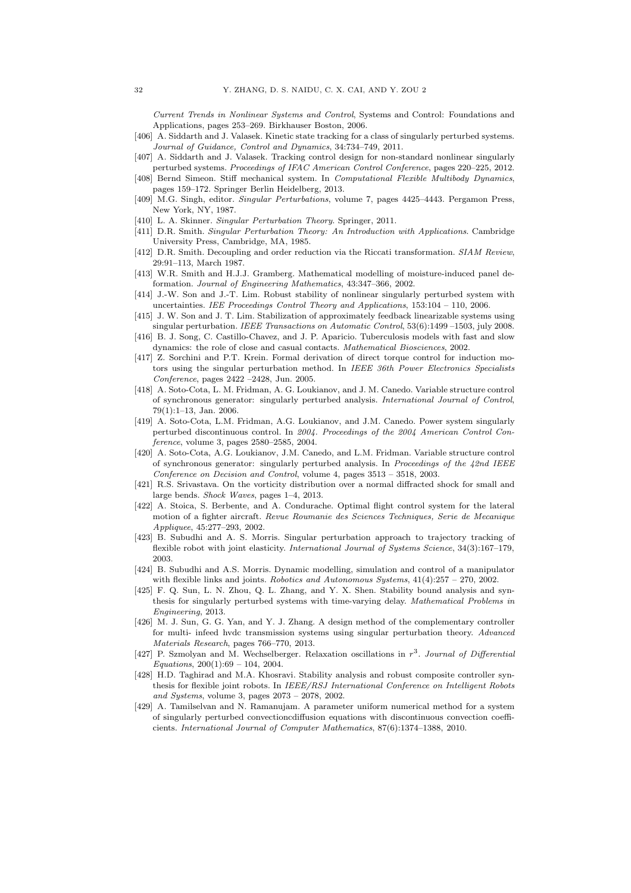*Current Trends in Nonlinear Systems and Control*, Systems and Control: Foundations and Applications, pages 253–269. Birkhauser Boston, 2006.

[406] A. Siddarth and J. Valasek. Kinetic state tracking for a class of singularly perturbed systems. *Journal of Guidance, Control and Dynamics*, 34:734–749, 2011.

[407] A. Siddarth and J. Valasek. Tracking control design for non-standard nonlinear singularly perturbed systems. *Proceedings of IFAC American Control Conference*, pages 220–225, 2012.

[408] Bernd Simeon. Stiff mechanical system. In *Computational Flexible Multibody Dynamics*, pages 159–172. Springer Berlin Heidelberg, 2013.

[409] M.G. Singh, editor. *Singular Perturbations*, volume 7, pages 4425–4443. Pergamon Press, New York, NY, 1987.

[410] L. A. Skinner. *Singular Perturbation Theory*. Springer, 2011.

[411] D.R. Smith. *Singular Perturbation Theory: An Introduction with Applications*. Cambridge University Press, Cambridge, MA, 1985.

[412] D.R. Smith. Decoupling and order reduction via the Riccati transformation. *SIAM Review*, 29:91–113, March 1987.

[413] W.R. Smith and H.J.J. Gramberg. Mathematical modelling of moisture-induced panel deformation. *Journal of Engineering Mathematics*, 43:347–366, 2002.

[414] J.-W. Son and J.-T. Lim. Robust stability of nonlinear singularly perturbed system with uncertainties. *IEE Proceedings Control Theory and Applications*, 153:104 – 110, 2006.

[415] J. W. Son and J. T. Lim. Stabilization of approximately feedback linearizable systems using singular perturbation. *IEEE Transactions on Automatic Control*, 53(6):1499 –1503, july 2008.

[416] B. J. Song, C. Castillo-Chavez, and J. P. Aparicio. Tuberculosis models with fast and slow dynamics: the role of close and casual contacts. *Mathematical Biosciences*, 2002.

[417] Z. Sorchini and P.T. Krein. Formal derivation of direct torque control for induction motors using the singular perturbation method. In *IEEE 36th Power Electronics Specialists Conference*, pages 2422 –2428, Jun. 2005.

[418] A. Soto-Cota, L. M. Fridman, A. G. Loukianov, and J. M. Canedo. Variable structure control of synchronous generator: singularly perturbed analysis. *International Journal of Control*, 79(1):1–13, Jan. 2006.

[419] A. Soto-Cota, L.M. Fridman, A.G. Loukianov, and J.M. Canedo. Power system singularly perturbed discontinuous control. In *2004. Proceedings of the 2004 American Control Conference*, volume 3, pages 2580–2585, 2004.

[420] A. Soto-Cota, A.G. Loukianov, J.M. Canedo, and L.M. Fridman. Variable structure control of synchronous generator: singularly perturbed analysis. In *Proceedings of the 42nd IEEE Conference on Decision and Control*, volume 4, pages 3513 – 3518, 2003.

[421] R.S. Srivastava. On the vorticity distribution over a normal diffracted shock for small and large bends. *Shock Waves*, pages 1–4, 2013.

[422] A. Stoica, S. Berbente, and A. Condurache. Optimal flight control system for the lateral motion of a fighter aircraft. *Revue Roumanie des Sciences Techniques, Serie de Mecanique Appliquee*, 45:277–293, 2002.

[423] B. Subudhi and A. S. Morris. Singular perturbation approach to trajectory tracking of flexible robot with joint elasticity. *International Journal of Systems Science*, 34(3):167–179, 2003.

[424] B. Subudhi and A.S. Morris. Dynamic modelling, simulation and control of a manipulator with flexible links and joints. *Robotics and Autonomous Systems*, 41(4):257 – 270, 2002.

[425] F. Q. Sun, L. N. Zhou, Q. L. Zhang, and Y. X. Shen. Stability bound analysis and synthesis for singularly perturbed systems with time-varying delay. *Mathematical Problems in Engineering*, 2013.

[426] M. J. Sun, G. G. Yan, and Y. J. Zhang. A design method of the complementary controller for multi- infeed hvdc transmission systems using singular perturbation theory. *Advanced Materials Research*, pages 766–770, 2013.

[427] P. Szmolyan and M. Wechselberger. Relaxation oscillations in $r^3$. *Journal of Differential Equations*, 200(1):69 – 104, 2004.

[428] H.D. Taghirad and M.A. Khosravi. Stability analysis and robust composite controller synthesis for flexible joint robots. In *IEEE/RSJ International Conference on Intelligent Robots and Systems*, volume 3, pages 2073 – 2078, 2002.

[429] A. Tamilselvan and N. Ramanujam. A parameter uniform numerical method for a system of singularly perturbed convectioncdiffusion equations with discontinuous convection coefficients. *International Journal of Computer Mathematics*, 87(6):1374–1388, 2010.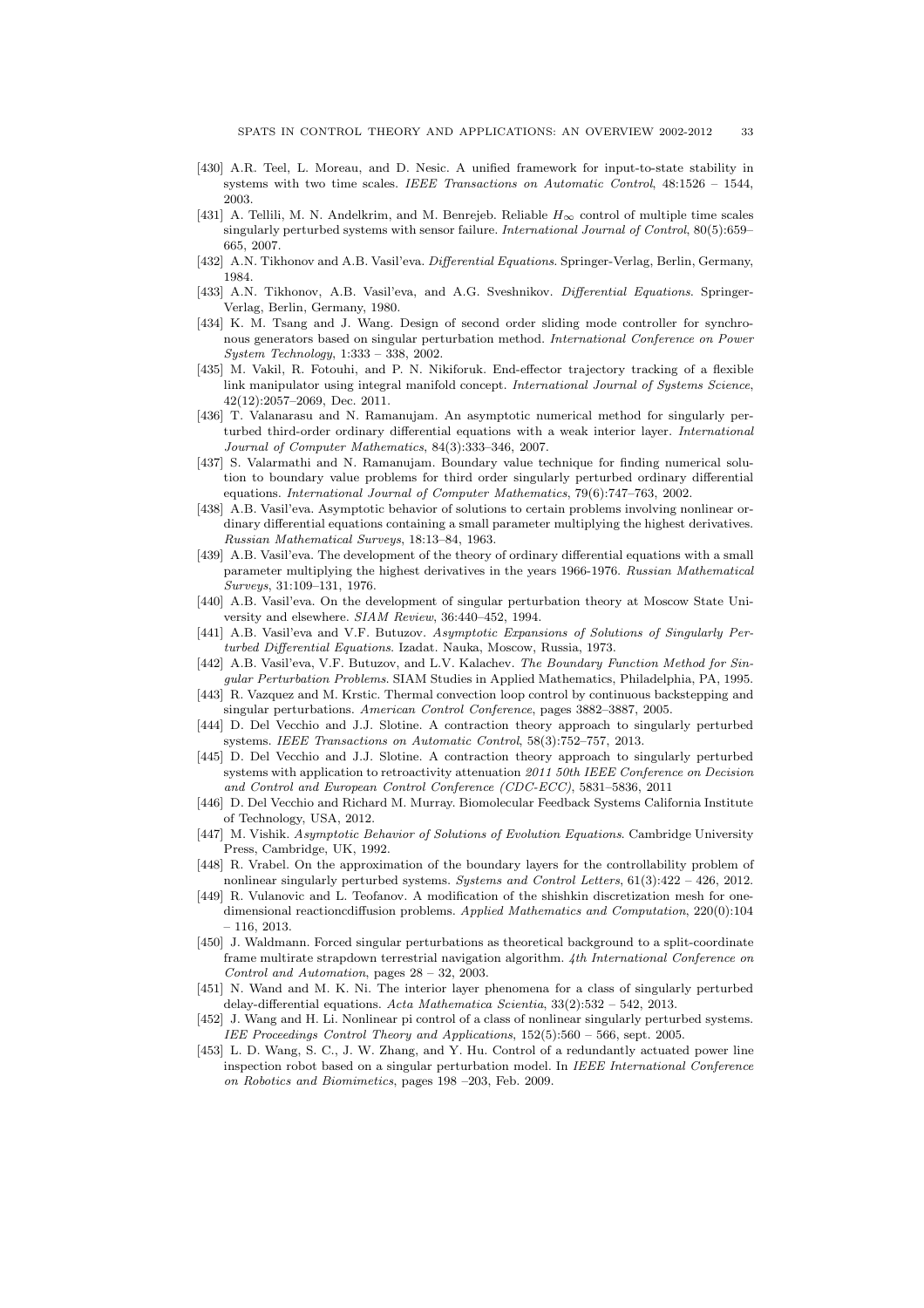[430] A.R. Teel, L. Moreau, and D. Nesic. A unified framework for input-to-state stability in systems with two time scales. *IEEE Transactions on Automatic Control*, 48:1526 – 1544, 2003.

[431] A. Tellili, M. N. Andelkrim, and M. Benrejeb. Reliable $H_\infty$ control of multiple time scales singularly perturbed systems with sensor failure. *International Journal of Control*, 80(5):659–665, 2007.

[432] A.N. Tikhonov and A.B. Vasil'eva. *Differential Equations*. Springer-Verlag, Berlin, Germany, 1984.

[433] A.N. Tikhonov, A.B. Vasil'eva, and A.G. Sveshnikov. *Differential Equations*. Springer-Verlag, Berlin, Germany, 1980.

[434] K. M. Tsang and J. Wang. Design of second order sliding mode controller for synchronous generators based on singular perturbation method. *International Conference on Power System Technology*, 1:333 – 338, 2002.

[435] M. Vakil, R. Fotouhi, and P. N. Nikiforuk. End-effector trajectory tracking of a flexible link manipulator using integral manifold concept. *International Journal of Systems Science*, 42(12):2057–2069, Dec. 2011.

[436] T. Valanarasu and N. Ramanujam. An asymptotic numerical method for singularly perturbed third-order ordinary differential equations with a weak interior layer. *International Journal of Computer Mathematics*, 84(3):333–346, 2007.

[437] S. Valarmathi and N. Ramanujam. Boundary value technique for finding numerical solution to boundary value problems for third order singularly perturbed ordinary differential equations. *International Journal of Computer Mathematics*, 79(6):747–763, 2002.

[438] A.B. Vasil'eva. Asymptotic behavior of solutions to certain problems involving nonlinear ordinary differential equations containing a small parameter multiplying the highest derivatives. *Russian Mathematical Surveys*, 18:13–84, 1963.

[439] A.B. Vasil'eva. The development of the theory of ordinary differential equations with a small parameter multiplying the highest derivatives in the years 1966-1976. *Russian Mathematical Surveys*, 31:109–131, 1976.

[440] A.B. Vasil'eva. On the development of singular perturbation theory at Moscow State University and elsewhere. *SIAM Review*, 36:440–452, 1994.

[441] A.B. Vasil'eva and V.F. Butuzov. *Asymptotic Expansions of Solutions of Singularly Perturbed Differential Equations*. Izadat. Nauka, Moscow, Russia, 1973.

[442] A.B. Vasil'eva, V.F. Butuzov, and L.V. Kalachev. *The Boundary Function Method for Singular Perturbation Problems*. SIAM Studies in Applied Mathematics, Philadelphia, PA, 1995.

[443] R. Vazquez and M. Krstic. Thermal convection loop control by continuous backstepping and singular perturbations. *American Control Conference*, pages 3882–3887, 2005.

[444] D. Del Vecchio and J.J. Slotine. A contraction theory approach to singularly perturbed systems. *IEEE Transactions on Automatic Control*, 58(3):752–757, 2013.

[445] D. Del Vecchio and J.J. Slotine. A contraction theory approach to singularly perturbed systems with application to retroactivity attenuation *2011 50th IEEE Conference on Decision and Control and European Control Conference (CDC-ECC)*, 5831–5836, 2011

[446] D. Del Vecchio and Richard M. Murray. Biomolecular Feedback Systems California Institute of Technology, USA, 2012.

[447] M. Vishik. *Asymptotic Behavior of Solutions of Evolution Equations*. Cambridge University Press, Cambridge, UK, 1992.

[448] R. Vrabel. On the approximation of the boundary layers for the controllability problem of nonlinear singularly perturbed systems. *Systems and Control Letters*, 61(3):422 – 426, 2012.

[449] R. Vulanovic and L. Teofanov. A modification of the shishkin discretization mesh for one-dimensional reactioncdiffusion problems. *Applied Mathematics and Computation*, 220(0):104 – 116, 2013.

[450] J. Waldmann. Forced singular perturbations as theoretical background to a split-coordinate frame multirate strapdown terrestrial navigation algorithm. *4th International Conference on Control and Automation*, pages 28 – 32, 2003.

[451] N. Wand and M. K. Ni. The interior layer phenomena for a class of singularly perturbed delay-differential equations. *Acta Mathematica Scientia*, 33(2):532 – 542, 2013.

[452] J. Wang and H. Li. Nonlinear pi control of a class of nonlinear singularly perturbed systems. *IEE Proceedings Control Theory and Applications*, 152(5):560 – 566, sept. 2005.

[453] L. D. Wang, S. C., J. W. Zhang, and Y. Hu. Control of a redundantly actuated power line inspection robot based on a singular perturbation model. In *IEEE International Conference on Robotics and Biomimetics*, pages 198 –203, Feb. 2009.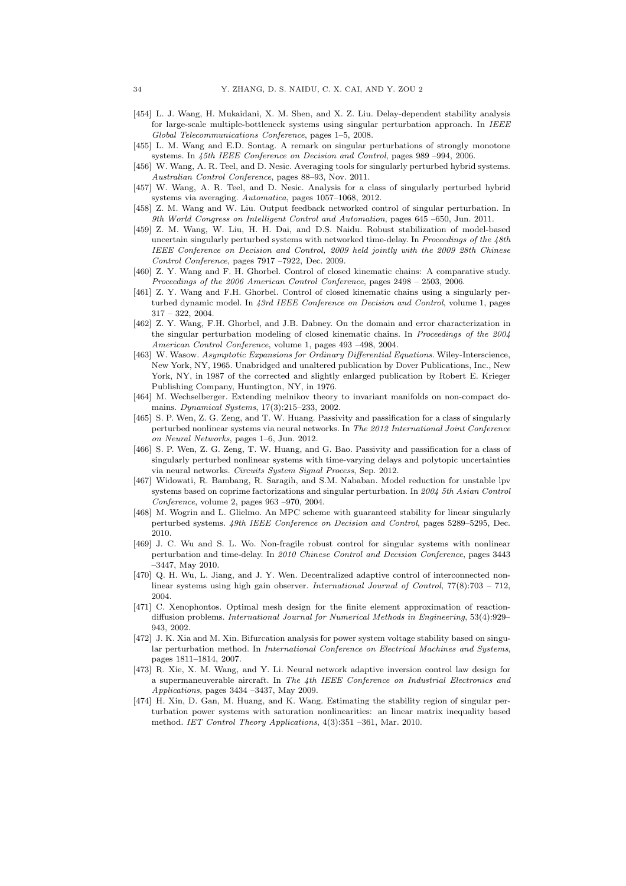[454] L. J. Wang, H. Mukaidani, X. M. Shen, and X. Z. Liu. Delay-dependent stability analysis for large-scale multiple-bottleneck systems using singular perturbation approach. In *IEEE Global Telecommunications Conference*, pages 1–5, 2008.

[455] L. M. Wang and E.D. Sontag. A remark on singular perturbations of strongly monotone systems. In *45th IEEE Conference on Decision and Control*, pages 989 –994, 2006.

[456] W. Wang, A. R. Teel, and D. Nesic. Averaging tools for singularly perturbed hybrid systems. *Australian Control Conference*, pages 88–93, Nov. 2011.

[457] W. Wang, A. R. Teel, and D. Nesic. Analysis for a class of singularly perturbed hybrid systems via averaging. *Automatica*, pages 1057–1068, 2012.

[458] Z. M. Wang and W. Liu. Output feedback networked control of singular perturbation. In *9th World Congress on Intelligent Control and Automation*, pages 645 –650, Jun. 2011.

[459] Z. M. Wang, W. Liu, H. H. Dai, and D.S. Naidu. Robust stabilization of model-based uncertain singularly perturbed systems with networked time-delay. In *Proceedings of the 48th IEEE Conference on Decision and Control, 2009 held jointly with the 2009 28th Chinese Control Conference*, pages 7917 –7922, Dec. 2009.

[460] Z. Y. Wang and F. H. Ghorbel. Control of closed kinematic chains: A comparative study. *Proceedings of the 2006 American Control Conference*, pages 2498 – 2503, 2006.

[461] Z. Y. Wang and F.H. Ghorbel. Control of closed kinematic chains using a singularly perturbed dynamic model. In *43rd IEEE Conference on Decision and Control*, volume 1, pages 317 – 322, 2004.

[462] Z. Y. Wang, F.H. Ghorbel, and J.B. Dabney. On the domain and error characterization in the singular perturbation modeling of closed kinematic chains. In *Proceedings of the 2004 American Control Conference*, volume 1, pages 493 –498, 2004.

[463] W. Wasow. *Asymptotic Expansions for Ordinary Differential Equations*. Wiley-Interscience, New York, NY, 1965. Unabridged and unaltered publication by Dover Publications, Inc., New York, NY, in 1987 of the corrected and slightly enlarged publication by Robert E. Krieger Publishing Company, Huntington, NY, in 1976.

[464] M. Wechselberger. Extending melnikov theory to invariant manifolds on non-compact domains. *Dynamical Systems*, 17(3):215–233, 2002.

[465] S. P. Wen, Z. G. Zeng, and T. W. Huang. Passivity and passification for a class of singularly perturbed nonlinear systems via neural networks. In *The 2012 International Joint Conference on Neural Networks*, pages 1–6, Jun. 2012.

[466] S. P. Wen, Z. G. Zeng, T. W. Huang, and G. Bao. Passivity and passification for a class of singularly perturbed nonlinear systems with time-varying delays and polytopic uncertainties via neural networks. *Circuits System Signal Process*, Sep. 2012.

[467] Widowati, R. Bambang, R. Saragih, and S.M. Nababan. Model reduction for unstable lpv systems based on coprime factorizations and singular perturbation. In *2004 5th Asian Control Conference*, volume 2, pages 963 –970, 2004.

[468] M. Wogrin and L. Glielmo. An MPC scheme with guaranteed stability for linear singularly perturbed systems. *49th IEEE Conference on Decision and Control*, pages 5289–5295, Dec. 2010.

[469] J. C. Wu and S. L. Wo. Non-fragile robust control for singular systems with nonlinear perturbation and time-delay. In *2010 Chinese Control and Decision Conference*, pages 3443 –3447, May 2010.

[470] Q. H. Wu, L. Jiang, and J. Y. Wen. Decentralized adaptive control of interconnected nonlinear systems using high gain observer. *International Journal of Control*, 77(8):703 – 712, 2004.

[471] C. Xenophontos. Optimal mesh design for the finite element approximation of reaction-diffusion problems. *International Journal for Numerical Methods in Engineering*, 53(4):929–943, 2002.

[472] J. K. Xia and M. Xin. Bifurcation analysis for power system voltage stability based on singular perturbation method. In *International Conference on Electrical Machines and Systems*, pages 1811–1814, 2007.

[473] R. Xie, X. M. Wang, and Y. Li. Neural network adaptive inversion control law design for a supermaneuverable aircraft. In *The 4th IEEE Conference on Industrial Electronics and Applications*, pages 3434 –3437, May 2009.

[474] H. Xin, D. Gan, M. Huang, and K. Wang. Estimating the stability region of singular perturbation power systems with saturation nonlinearities: an linear matrix inequality based method. *IET Control Theory Applications*, 4(3):351 –361, Mar. 2010.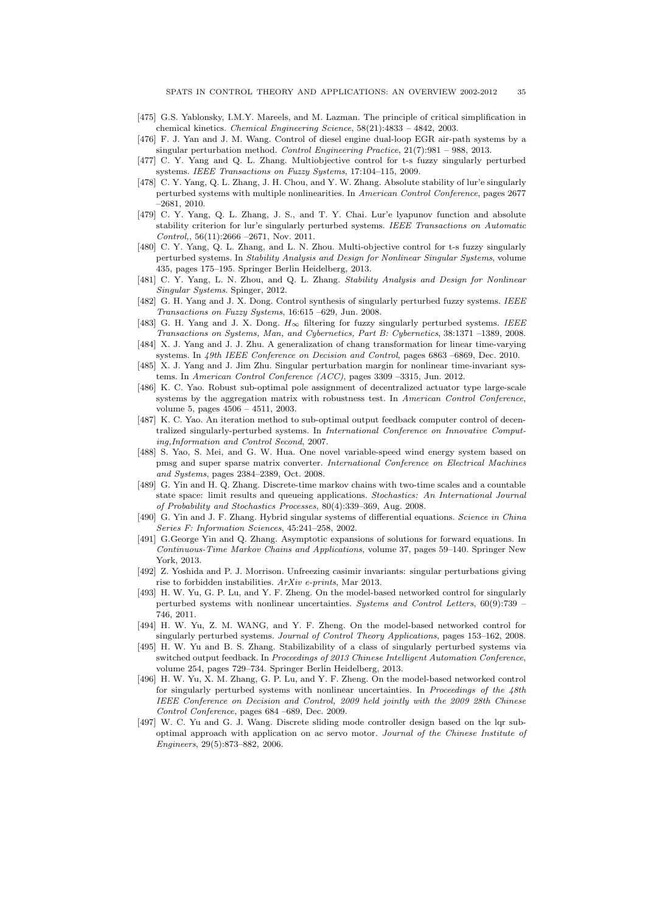[475] G.S. Yablonsky, I.M.Y. Mareels, and M. Lazman. The principle of critical simplification in chemical kinetics. *Chemical Engineering Science*, 58(21):4833 – 4842, 2003.

[476] F. J. Yan and J. M. Wang. Control of diesel engine dual-loop EGR air-path systems by a singular perturbation method. *Control Engineering Practice*, 21(7):981 – 988, 2013.

[477] C. Y. Yang and Q. L. Zhang. Multiobjective control for t-s fuzzy singularly perturbed systems. *IEEE Transactions on Fuzzy Systems*, 17:104–115, 2009.

[478] C. Y. Yang, Q. L. Zhang, J. H. Chou, and Y. W. Zhang. Absolute stability of lur'e singularly perturbed systems with multiple nonlinearities. In *American Control Conference*, pages 2677 –2681, 2010.

[479] C. Y. Yang, Q. L. Zhang, J. S., and T. Y. Chai. Lur'e lyapunov function and absolute stability criterion for lur'e singularly perturbed systems. *IEEE Transactions on Automatic Control,*, 56(11):2666 –2671, Nov. 2011.

[480] C. Y. Yang, Q. L. Zhang, and L. N. Zhou. Multi-objective control for t-s fuzzy singularly perturbed systems. In *Stability Analysis and Design for Nonlinear Singular Systems*, volume 435, pages 175–195. Springer Berlin Heidelberg, 2013.

[481] C. Y. Yang, L. N. Zhou, and Q. L. Zhang. *Stability Analysis and Design for Nonlinear Singular Systems*. Spinger, 2012.

[482] G. H. Yang and J. X. Dong. Control synthesis of singularly perturbed fuzzy systems. *IEEE Transactions on Fuzzy Systems*, 16:615 –629, Jun. 2008.

[483] G. H. Yang and J. X. Dong. $H_\infty$ filtering for fuzzy singularly perturbed systems. *IEEE Transactions on Systems, Man, and Cybernetics, Part B: Cybernetics*, 38:1371 –1389, 2008.

[484] X. J. Yang and J. J. Zhu. A generalization of chang transformation for linear time-varying systems. In *49th IEEE Conference on Decision and Control*, pages 6863 –6869, Dec. 2010.

[485] X. J. Yang and J. Jim Zhu. Singular perturbation margin for nonlinear time-invariant systems. In *American Control Conference (ACC)*, pages 3309 –3315, Jun. 2012.

[486] K. C. Yao. Robust sub-optimal pole assignment of decentralized actuator type large-scale systems by the aggregation matrix with robustness test. In *American Control Conference*, volume 5, pages 4506 – 4511, 2003.

[487] K. C. Yao. An iteration method to sub-optimal output feedback computer control of decentralized singularly-perturbed systems. In *International Conference on Innovative Computing,Information and Control Second*, 2007.

[488] S. Yao, S. Mei, and G. W. Hua. One novel variable-speed wind energy system based on pmsg and super sparse matrix converter. *International Conference on Electrical Machines and Systems*, pages 2384–2389, Oct. 2008.

[489] G. Yin and H. Q. Zhang. Discrete-time markov chains with two-time scales and a countable state space: limit results and queueing applications. *Stochastics: An International Journal of Probability and Stochastics Processes*, 80(4):339–369, Aug. 2008.

[490] G. Yin and J. F. Zhang. Hybrid singular systems of differential equations. *Science in China Series F: Information Sciences*, 45:241–258, 2002.

[491] G.George Yin and Q. Zhang. Asymptotic expansions of solutions for forward equations. In *Continuous-Time Markov Chains and Applications*, volume 37, pages 59–140. Springer New York, 2013.

[492] Z. Yoshida and P. J. Morrison. Unfreezing casimir invariants: singular perturbations giving rise to forbidden instabilities. *ArXiv e-prints*, Mar 2013.

[493] H. W. Yu, G. P. Lu, and Y. F. Zheng. On the model-based networked control for singularly perturbed systems with nonlinear uncertainties. *Systems and Control Letters*, 60(9):739 – 746, 2011.

[494] H. W. Yu, Z. M. WANG, and Y. F. Zheng. On the model-based networked control for singularly perturbed systems. *Journal of Control Theory Applications*, pages 153–162, 2008.

[495] H. W. Yu and B. S. Zhang. Stabilizability of a class of singularly perturbed systems via switched output feedback. In *Proceedings of 2013 Chinese Intelligent Automation Conference*, volume 254, pages 729–734. Springer Berlin Heidelberg, 2013.

[496] H. W. Yu, X. M. Zhang, G. P. Lu, and Y. F. Zheng. On the model-based networked control for singularly perturbed systems with nonlinear uncertainties. In *Proceedings of the 48th IEEE Conference on Decision and Control, 2009 held jointly with the 2009 28th Chinese Control Conference*, pages 684 –689, Dec. 2009.

[497] W. C. Yu and G. J. Wang. Discrete sliding mode controller design based on the lqr suboptimal approach with application on ac servo motor. *Journal of the Chinese Institute of Engineers*, 29(5):873–882, 2006.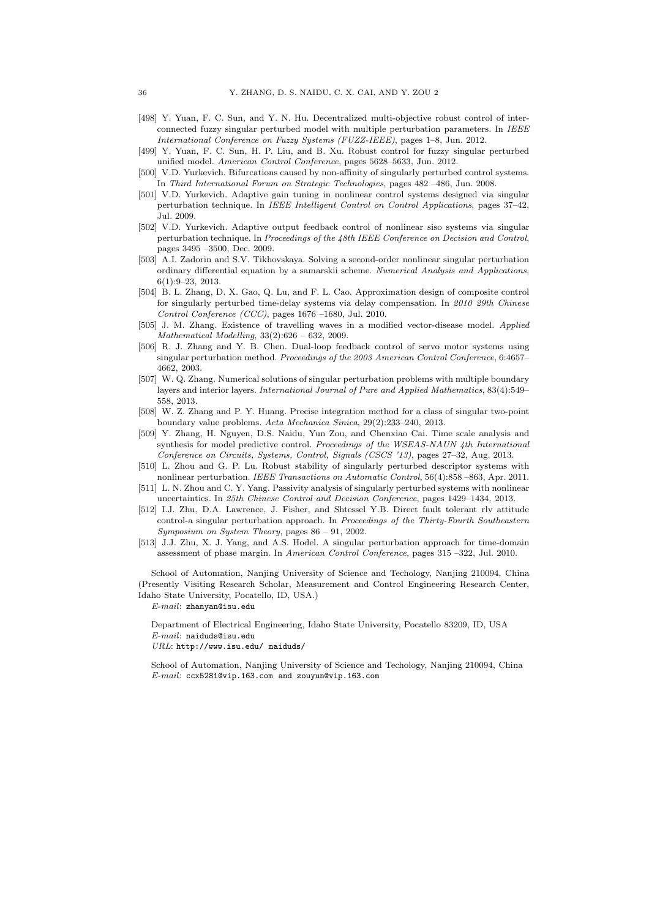[498] Y. Yuan, F. C. Sun, and Y. N. Hu. Decentralized multi-objective robust control of interconnected fuzzy singular perturbed model with multiple perturbation parameters. In *IEEE International Conference on Fuzzy Systems (FUZZ-IEEE)*, pages 1–8, Jun. 2012.

[499] Y. Yuan, F. C. Sun, H. P. Liu, and B. Xu. Robust control for fuzzy singular perturbed unified model. *American Control Conference*, pages 5628–5633, Jun. 2012.

[500] V.D. Yurkevich. Bifurcations caused by non-affinity of singularly perturbed control systems. In *Third International Forum on Strategic Technologies*, pages 482 –486, Jun. 2008.

[501] V.D. Yurkevich. Adaptive gain tuning in nonlinear control systems designed via singular perturbation technique. In *IEEE Intelligent Control on Control Applications*, pages 37–42, Jul. 2009.

[502] V.D. Yurkevich. Adaptive output feedback control of nonlinear siso systems via singular perturbation technique. In *Proceedings of the 48th IEEE Conference on Decision and Control*, pages 3495 –3500, Dec. 2009.

[503] A.I. Zadorin and S.V. Tikhovskaya. Solving a second-order nonlinear singular perturbation ordinary differential equation by a samarskii scheme. *Numerical Analysis and Applications*, 6(1):9–23, 2013.

[504] B. L. Zhang, D. X. Gao, Q. Lu, and F. L. Cao. Approximation design of composite control for singularly perturbed time-delay systems via delay compensation. In *2010 29th Chinese Control Conference (CCC)*, pages 1676 –1680, Jul. 2010.

[505] J. M. Zhang. Existence of travelling waves in a modified vector-disease model. *Applied Mathematical Modelling*, 33(2):626 – 632, 2009.

[506] R. J. Zhang and Y. B. Chen. Dual-loop feedback control of servo motor systems using singular perturbation method. *Proceedings of the 2003 American Control Conference*, 6:4657–4662, 2003.

[507] W. Q. Zhang. Numerical solutions of singular perturbation problems with multiple boundary layers and interior layers. *International Journal of Pure and Applied Mathematics*, 83(4):549–558, 2013.

[508] W. Z. Zhang and P. Y. Huang. Precise integration method for a class of singular two-point boundary value problems. *Acta Mechanica Sinica*, 29(2):233–240, 2013.

[509] Y. Zhang, H. Nguyen, D.S. Naidu, Yun Zou, and Chenxiao Cai. Time scale analysis and synthesis for model predictive control. *Proceedings of the WSEAS-NAUN 4th International Conference on Circuits, Systems, Control, Signals (CSCS '13)*, pages 27–32, Aug. 2013.

[510] L. Zhou and G. P. Lu. Robust stability of singularly perturbed descriptor systems with nonlinear perturbation. *IEEE Transactions on Automatic Control*, 56(4):858 –863, Apr. 2011.

[511] L. N. Zhou and C. Y. Yang. Passivity analysis of singularly perturbed systems with nonlinear uncertainties. In *25th Chinese Control and Decision Conference*, pages 1429–1434, 2013.

[512] I.J. Zhu, D.A. Lawrence, J. Fisher, and Shtessel Y.B. Direct fault tolerant rlv attitude control-a singular perturbation approach. In *Proceedings of the Thirty-Fourth Southeastern Symposium on System Theory*, pages 86 – 91, 2002.

[513] J.J. Zhu, X. J. Yang, and A.S. Hodel. A singular perturbation approach for time-domain assessment of phase margin. In *American Control Conference*, pages 315 –322, Jul. 2010.

School of Automation, Nanjing University of Science and Techology, Nanjing 210094, China (Presently Visiting Research Scholar, Measurement and Control Engineering Research Center, Idaho State University, Pocatello, ID, USA.)

*E-mail*: zhanyan@isu.edu

Department of Electrical Engineering, Idaho State University, Pocatello 83209, ID, USA

*E-mail*: naiduds@isu.edu

*URL*: http://www.isu.edu/ naiduds/

School of Automation, Nanjing University of Science and Techology, Nanjing 210094, China

*E-mail*: ccx5281@vip.163.com and zouyun@vip.163.com